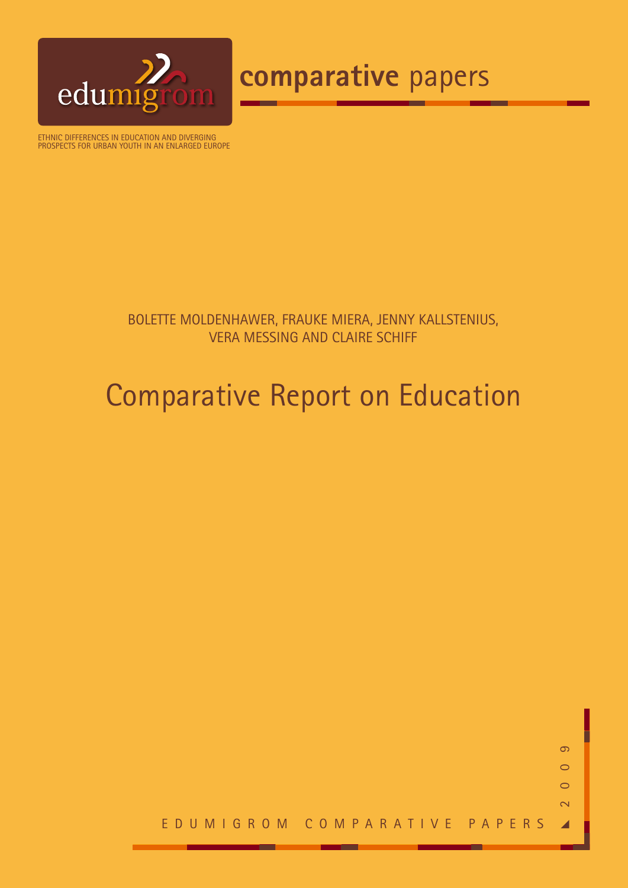edumigrom

**comparative** papers

ETHNIC DIFFERENCES IN EDUCATION AND DIVERGING PROSPECTS FOR URBAN YOUTH IN AN ENLARGED EUROPE

BOLETTE MOLDENHAWER, FRAUKE MIERA, JENNY KALLSTENIUS, VERA MESSING AND CLAIRE SCHIFF

# Comparative Report on Education

EDUMIGROM COMPARATIVE PAPERS

2009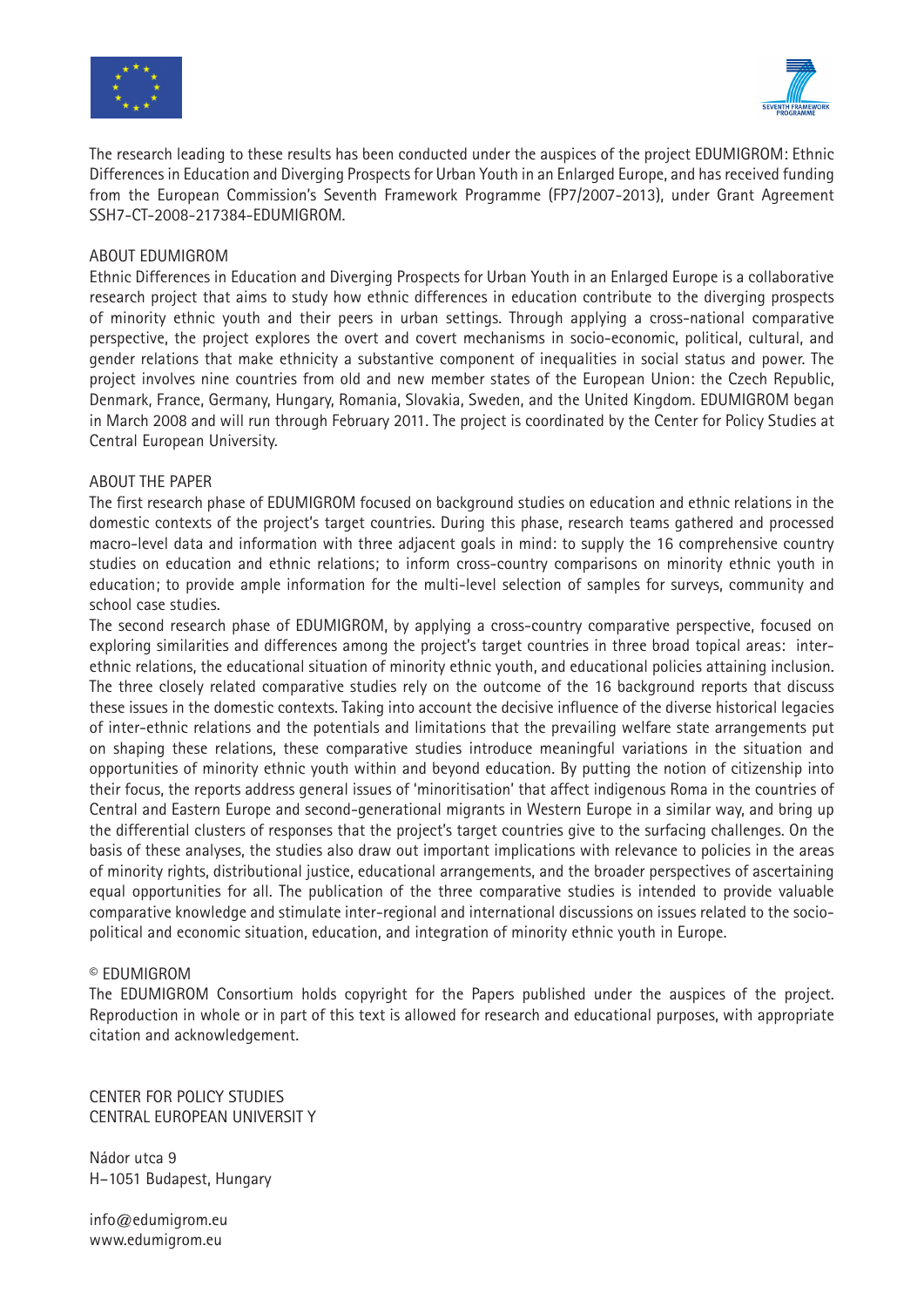The research leading to these results has been conducted under the auspices of the project EDUMIGROM: Ethnic Differences in Education and Diverging Prospects for Urban Youth in an Enlarged Europe, and has received funding from the European Commission's Seventh Framework Programme (FP7/2007-2013), under Grant Agreement SSH7-CT-2008-217384-EDUMIGROM.

## ABOUT EDUMIGROM

Ethnic Differences in Education and Diverging Prospects for Urban Youth in an Enlarged Europe is a collaborative research project that aims to study how ethnic differences in education contribute to the diverging prospects of minority ethnic youth and their peers in urban settings. Through applying a cross-national comparative perspective, the project explores the overt and covert mechanisms in socio-economic, political, cultural, and gender relations that make ethnicity a substantive component of inequalities in social status and power. The project involves nine countries from old and new member states of the European Union: the Czech Republic, Denmark, France, Germany, Hungary, Romania, Slovakia, Sweden, and the United Kingdom. EDUMIGROM began in March 2008 and will run through February 2011. The project is coordinated by the Center for Policy Studies at Central European University.

## ABOUT THE PAPER

The first research phase of EDUMIGROM focused on background studies on education and ethnic relations in the domestic contexts of the project's target countries. During this phase, research teams gathered and processed macro-level data and information with three adjacent goals in mind: to supply the 16 comprehensive country studies on education and ethnic relations; to inform cross-country comparisons on minority ethnic youth in education; to provide ample information for the multi-level selection of samples for surveys, community and school case studies.

The second research phase of EDUMIGROM, by applying a cross-country comparative perspective, focused on exploring similarities and differences among the project's target countries in three broad topical areas: inter-ethnic relations, the educational situation of minority ethnic youth, and educational policies attaining inclusion. The three closely related comparative studies rely on the outcome of the 16 background reports that discuss these issues in the domestic contexts. Taking into account the decisive influence of the diverse historical legacies of inter-ethnic relations and the potentials and limitations that the prevailing welfare state arrangements put on shaping these relations, these comparative studies introduce meaningful variations in the situation and opportunities of minority ethnic youth within and beyond education. By putting the notion of citizenship into their focus, the reports address general issues of 'minoritisation' that affect indigenous Roma in the countries of Central and Eastern Europe and second-generational migrants in Western Europe in a similar way, and bring up the differential clusters of responses that the project's target countries give to the surfacing challenges. On the basis of these analyses, the studies also draw out important implications with relevance to policies in the areas of minority rights, distributional justice, educational arrangements, and the broader perspectives of ascertaining equal opportunities for all. The publication of the three comparative studies is intended to provide valuable comparative knowledge and stimulate inter-regional and international discussions on issues related to the socio-political and economic situation, education, and integration of minority ethnic youth in Europe.

© EDUMIGROM

The EDUMIGROM Consortium holds copyright for the Papers published under the auspices of the project. Reproduction in whole or in part of this text is allowed for research and educational purposes, with appropriate citation and acknowledgement.

CENTER FOR POLICY STUDIES
CENTRAL EUROPEAN UNIVERSIT Y

Nádor utca 9
H–1051 Budapest, Hungary

info@edumigrom.eu
www.edumigrom.eu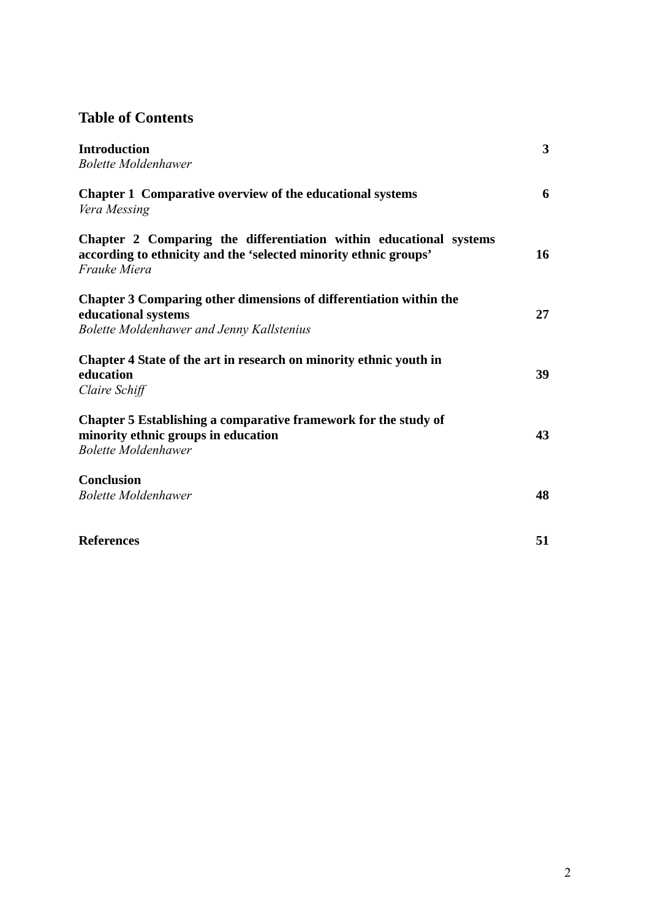## Table of Contents

**Introduction** **3**
*Bolette Moldenhawer*

**Chapter 1 Comparative overview of the educational systems** **6**
*Vera Messing*

**Chapter 2 Comparing the differentiation within educational systems according to ethnicity and the 'selected minority ethnic groups'** **16**
*Frauke Miera*

**Chapter 3 Comparing other dimensions of differentiation within the educational systems** **27**
*Bolette Moldenhawer and Jenny Kallstenius*

**Chapter 4 State of the art in research on minority ethnic youth in education** **39**
*Claire Schiff*

**Chapter 5 Establishing a comparative framework for the study of minority ethnic groups in education** **43**
*Bolette Moldenhawer*

**Conclusion** **48**
*Bolette Moldenhawer*

**References** **51**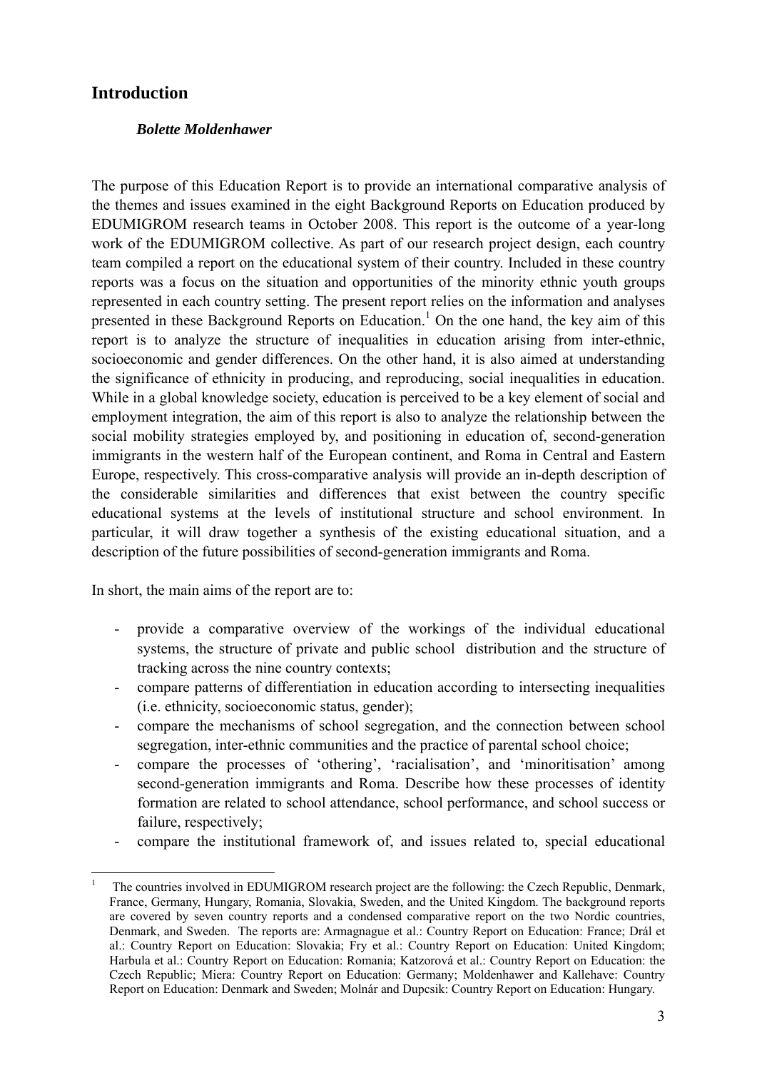## Introduction

***Bolette Moldenhawer***

The purpose of this Education Report is to provide an international comparative analysis of the themes and issues examined in the eight Background Reports on Education produced by EDUMIGROM research teams in October 2008. This report is the outcome of a year-long work of the EDUMIGROM collective. As part of our research project design, each country team compiled a report on the educational system of their country. Included in these country reports was a focus on the situation and opportunities of the minority ethnic youth groups represented in each country setting. The present report relies on the information and analyses presented in these Background Reports on Education.[1] On the one hand, the key aim of this report is to analyze the structure of inequalities in education arising from inter-ethnic, socioeconomic and gender differences. On the other hand, it is also aimed at understanding the significance of ethnicity in producing, and reproducing, social inequalities in education. While in a global knowledge society, education is perceived to be a key element of social and employment integration, the aim of this report is also to analyze the relationship between the social mobility strategies employed by, and positioning in education of, second-generation immigrants in the western half of the European continent, and Roma in Central and Eastern Europe, respectively. This cross-comparative analysis will provide an in-depth description of the considerable similarities and differences that exist between the country specific educational systems at the levels of institutional structure and school environment. In particular, it will draw together a synthesis of the existing educational situation, and a description of the future possibilities of second-generation immigrants and Roma.

In short, the main aims of the report are to:

- provide a comparative overview of the workings of the individual educational systems, the structure of private and public school distribution and the structure of tracking across the nine country contexts;
- compare patterns of differentiation in education according to intersecting inequalities (i.e. ethnicity, socioeconomic status, gender);
- compare the mechanisms of school segregation, and the connection between school segregation, inter-ethnic communities and the practice of parental school choice;
- compare the processes of 'othering', 'racialisation', and 'minoritisation' among second-generation immigrants and Roma. Describe how these processes of identity formation are related to school attendance, school performance, and school success or failure, respectively;
- compare the institutional framework of, and issues related to, special educational

[1] The countries involved in EDUMIGROM research project are the following: the Czech Republic, Denmark, France, Germany, Hungary, Romania, Slovakia, Sweden, and the United Kingdom. The background reports are covered by seven country reports and a condensed comparative report on the two Nordic countries, Denmark, and Sweden. The reports are: Armagnague et al.: Country Report on Education: France; Drál et al.: Country Report on Education: Slovakia; Fry et al.: Country Report on Education: United Kingdom; Harbula et al.: Country Report on Education: Romania; Katzorová et al.: Country Report on Education: the Czech Republic; Miera: Country Report on Education: Germany; Moldenhawer and Kallehave: Country Report on Education: Denmark and Sweden; Molnár and Dupcsik: Country Report on Education: Hungary.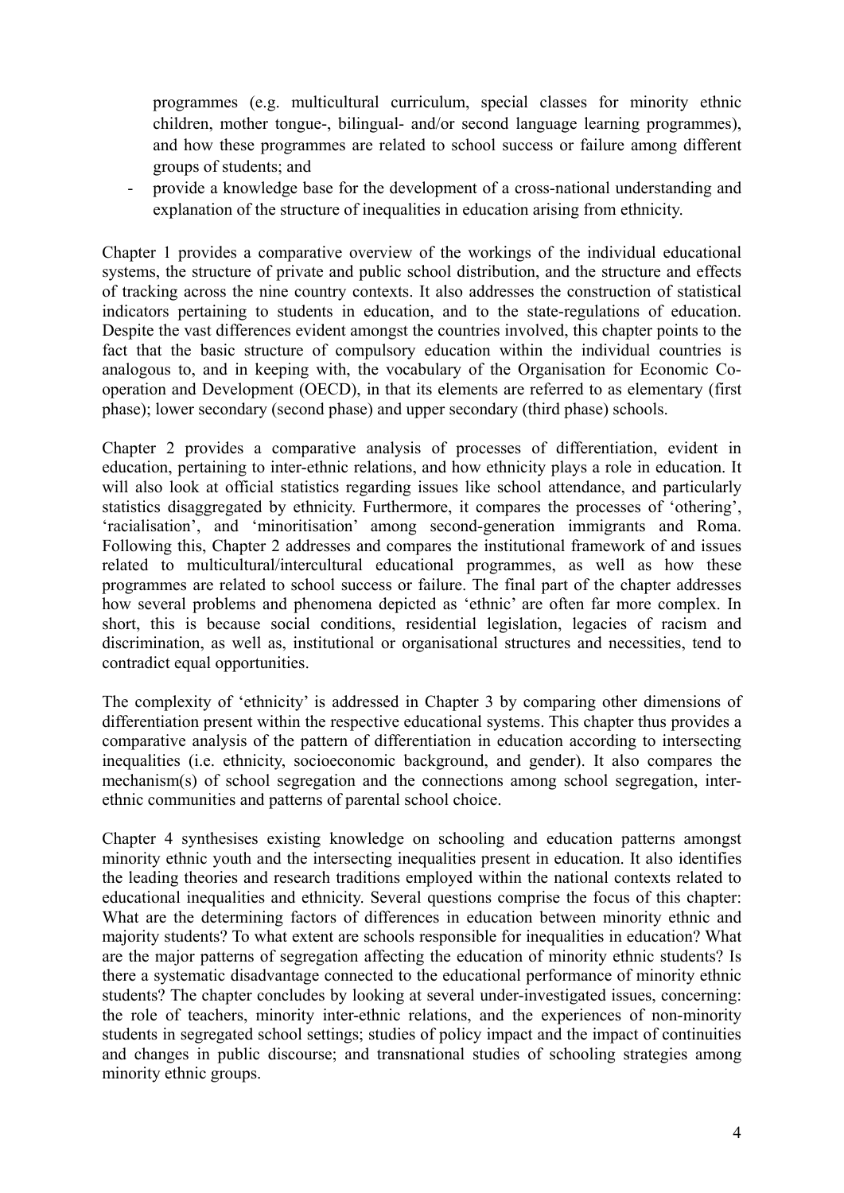programmes (e.g. multicultural curriculum, special classes for minority ethnic children, mother tongue-, bilingual- and/or second language learning programmes), and how these programmes are related to school success or failure among different groups of students; and

- provide a knowledge base for the development of a cross-national understanding and explanation of the structure of inequalities in education arising from ethnicity.

Chapter 1 provides a comparative overview of the workings of the individual educational systems, the structure of private and public school distribution, and the structure and effects of tracking across the nine country contexts. It also addresses the construction of statistical indicators pertaining to students in education, and to the state-regulations of education. Despite the vast differences evident amongst the countries involved, this chapter points to the fact that the basic structure of compulsory education within the individual countries is analogous to, and in keeping with, the vocabulary of the Organisation for Economic Co-operation and Development (OECD), in that its elements are referred to as elementary (first phase); lower secondary (second phase) and upper secondary (third phase) schools.

Chapter 2 provides a comparative analysis of processes of differentiation, evident in education, pertaining to inter-ethnic relations, and how ethnicity plays a role in education. It will also look at official statistics regarding issues like school attendance, and particularly statistics disaggregated by ethnicity. Furthermore, it compares the processes of 'othering', 'racialisation', and 'minoritisation' among second-generation immigrants and Roma. Following this, Chapter 2 addresses and compares the institutional framework of and issues related to multicultural/intercultural educational programmes, as well as how these programmes are related to school success or failure. The final part of the chapter addresses how several problems and phenomena depicted as 'ethnic' are often far more complex. In short, this is because social conditions, residential legislation, legacies of racism and discrimination, as well as, institutional or organisational structures and necessities, tend to contradict equal opportunities.

The complexity of 'ethnicity' is addressed in Chapter 3 by comparing other dimensions of differentiation present within the respective educational systems. This chapter thus provides a comparative analysis of the pattern of differentiation in education according to intersecting inequalities (i.e. ethnicity, socioeconomic background, and gender). It also compares the mechanism(s) of school segregation and the connections among school segregation, inter-ethnic communities and patterns of parental school choice.

Chapter 4 synthesises existing knowledge on schooling and education patterns amongst minority ethnic youth and the intersecting inequalities present in education. It also identifies the leading theories and research traditions employed within the national contexts related to educational inequalities and ethnicity. Several questions comprise the focus of this chapter: What are the determining factors of differences in education between minority ethnic and majority students? To what extent are schools responsible for inequalities in education? What are the major patterns of segregation affecting the education of minority ethnic students? Is there a systematic disadvantage connected to the educational performance of minority ethnic students? The chapter concludes by looking at several under-investigated issues, concerning: the role of teachers, minority inter-ethnic relations, and the experiences of non-minority students in segregated school settings; studies of policy impact and the impact of continuities and changes in public discourse; and transnational studies of schooling strategies among minority ethnic groups.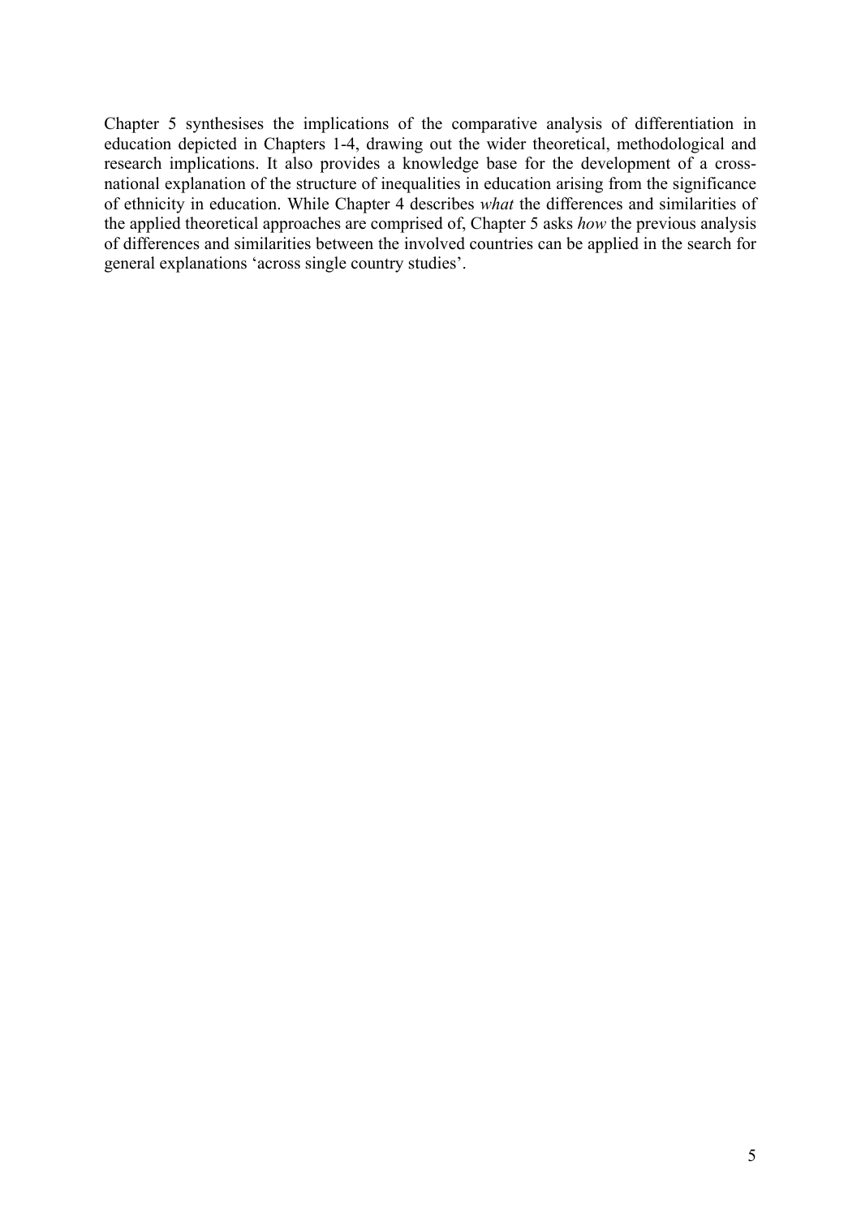Chapter 5 synthesises the implications of the comparative analysis of differentiation in education depicted in Chapters 1-4, drawing out the wider theoretical, methodological and research implications. It also provides a knowledge base for the development of a cross-national explanation of the structure of inequalities in education arising from the significance of ethnicity in education. While Chapter 4 describes *what* the differences and similarities of the applied theoretical approaches are comprised of, Chapter 5 asks *how* the previous analysis of differences and similarities between the involved countries can be applied in the search for general explanations 'across single country studies'.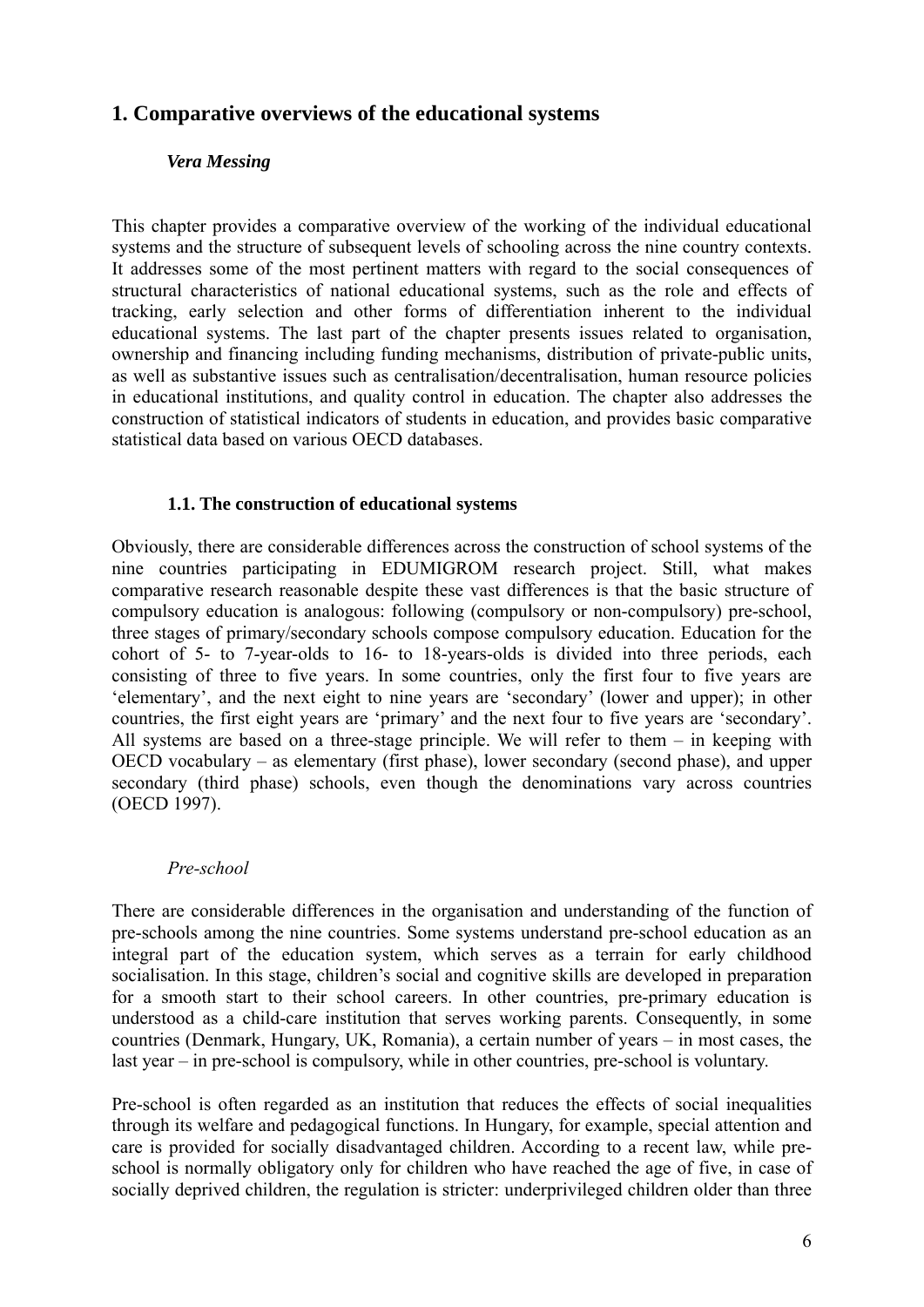## 1. Comparative overviews of the educational systems

***Vera Messing***

This chapter provides a comparative overview of the working of the individual educational systems and the structure of subsequent levels of schooling across the nine country contexts. It addresses some of the most pertinent matters with regard to the social consequences of structural characteristics of national educational systems, such as the role and effects of tracking, early selection and other forms of differentiation inherent to the individual educational systems. The last part of the chapter presents issues related to organisation, ownership and financing including funding mechanisms, distribution of private-public units, as well as substantive issues such as centralisation/decentralisation, human resource policies in educational institutions, and quality control in education. The chapter also addresses the construction of statistical indicators of students in education, and provides basic comparative statistical data based on various OECD databases.

### 1.1. The construction of educational systems

Obviously, there are considerable differences across the construction of school systems of the nine countries participating in EDUMIGROM research project. Still, what makes comparative research reasonable despite these vast differences is that the basic structure of compulsory education is analogous: following (compulsory or non-compulsory) pre-school, three stages of primary/secondary schools compose compulsory education. Education for the cohort of 5- to 7-year-olds to 16- to 18-years-olds is divided into three periods, each consisting of three to five years. In some countries, only the first four to five years are 'elementary', and the next eight to nine years are 'secondary' (lower and upper); in other countries, the first eight years are 'primary' and the next four to five years are 'secondary'. All systems are based on a three-stage principle. We will refer to them – in keeping with OECD vocabulary – as elementary (first phase), lower secondary (second phase), and upper secondary (third phase) schools, even though the denominations vary across countries (OECD 1997).

*Pre-school*

There are considerable differences in the organisation and understanding of the function of pre-schools among the nine countries. Some systems understand pre-school education as an integral part of the education system, which serves as a terrain for early childhood socialisation. In this stage, children's social and cognitive skills are developed in preparation for a smooth start to their school careers. In other countries, pre-primary education is understood as a child-care institution that serves working parents. Consequently, in some countries (Denmark, Hungary, UK, Romania), a certain number of years – in most cases, the last year – in pre-school is compulsory, while in other countries, pre-school is voluntary.

Pre-school is often regarded as an institution that reduces the effects of social inequalities through its welfare and pedagogical functions. In Hungary, for example, special attention and care is provided for socially disadvantaged children. According to a recent law, while pre-school is normally obligatory only for children who have reached the age of five, in case of socially deprived children, the regulation is stricter: underprivileged children older than three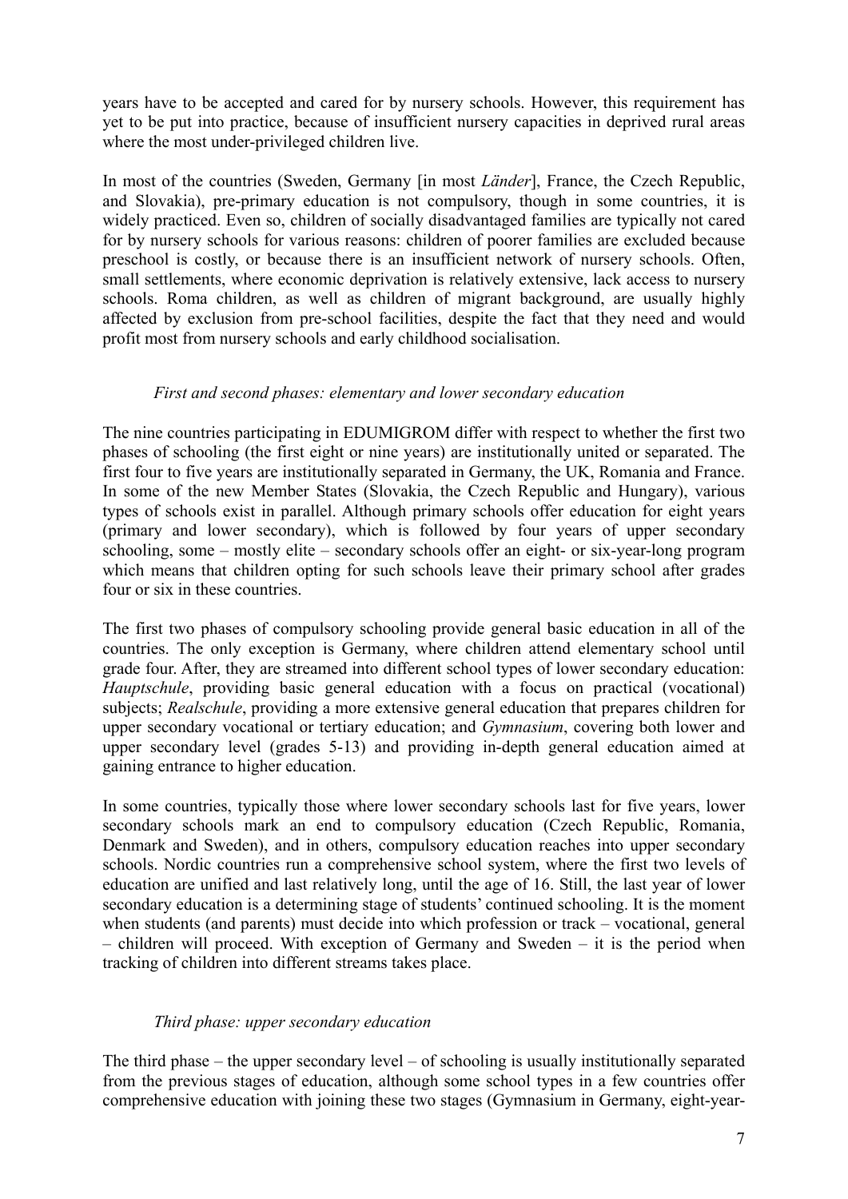years have to be accepted and cared for by nursery schools. However, this requirement has yet to be put into practice, because of insufficient nursery capacities in deprived rural areas where the most under-privileged children live.

In most of the countries (Sweden, Germany [in most *Länder*], France, the Czech Republic, and Slovakia), pre-primary education is not compulsory, though in some countries, it is widely practiced. Even so, children of socially disadvantaged families are typically not cared for by nursery schools for various reasons: children of poorer families are excluded because preschool is costly, or because there is an insufficient network of nursery schools. Often, small settlements, where economic deprivation is relatively extensive, lack access to nursery schools. Roma children, as well as children of migrant background, are usually highly affected by exclusion from pre-school facilities, despite the fact that they need and would profit most from nursery schools and early childhood socialisation.

*First and second phases: elementary and lower secondary education*

The nine countries participating in EDUMIGROM differ with respect to whether the first two phases of schooling (the first eight or nine years) are institutionally united or separated. The first four to five years are institutionally separated in Germany, the UK, Romania and France. In some of the new Member States (Slovakia, the Czech Republic and Hungary), various types of schools exist in parallel. Although primary schools offer education for eight years (primary and lower secondary), which is followed by four years of upper secondary schooling, some – mostly elite – secondary schools offer an eight- or six-year-long program which means that children opting for such schools leave their primary school after grades four or six in these countries.

The first two phases of compulsory schooling provide general basic education in all of the countries. The only exception is Germany, where children attend elementary school until grade four. After, they are streamed into different school types of lower secondary education: *Hauptschule*, providing basic general education with a focus on practical (vocational) subjects; *Realschule*, providing a more extensive general education that prepares children for upper secondary vocational or tertiary education; and *Gymnasium*, covering both lower and upper secondary level (grades 5-13) and providing in-depth general education aimed at gaining entrance to higher education.

In some countries, typically those where lower secondary schools last for five years, lower secondary schools mark an end to compulsory education (Czech Republic, Romania, Denmark and Sweden), and in others, compulsory education reaches into upper secondary schools. Nordic countries run a comprehensive school system, where the first two levels of education are unified and last relatively long, until the age of 16. Still, the last year of lower secondary education is a determining stage of students' continued schooling. It is the moment when students (and parents) must decide into which profession or track – vocational, general – children will proceed. With exception of Germany and Sweden – it is the period when tracking of children into different streams takes place.

*Third phase: upper secondary education*

The third phase – the upper secondary level – of schooling is usually institutionally separated from the previous stages of education, although some school types in a few countries offer comprehensive education with joining these two stages (Gymnasium in Germany, eight-year-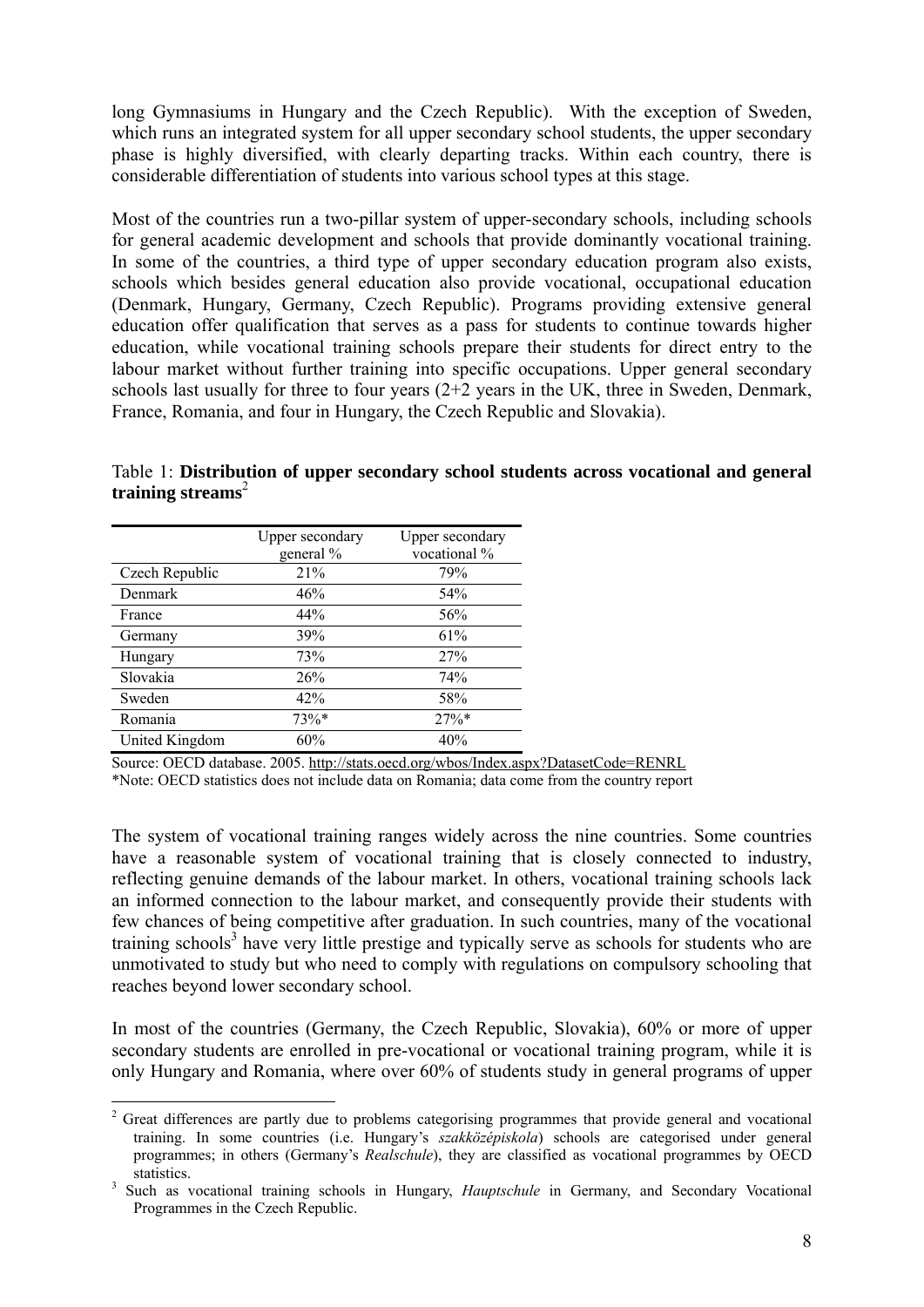long Gymnasiums in Hungary and the Czech Republic). With the exception of Sweden, which runs an integrated system for all upper secondary school students, the upper secondary phase is highly diversified, with clearly departing tracks. Within each country, there is considerable differentiation of students into various school types at this stage.

Most of the countries run a two-pillar system of upper-secondary schools, including schools for general academic development and schools that provide dominantly vocational training. In some of the countries, a third type of upper secondary education program also exists, schools which besides general education also provide vocational, occupational education (Denmark, Hungary, Germany, Czech Republic). Programs providing extensive general education offer qualification that serves as a pass for students to continue towards higher education, while vocational training schools prepare their students for direct entry to the labour market without further training into specific occupations. Upper general secondary schools last usually for three to four years (2+2 years in the UK, three in Sweden, Denmark, France, Romania, and four in Hungary, the Czech Republic and Slovakia).

Table 1: **Distribution of upper secondary school students across vocational and general training streams**[2]

| | Upper secondary general % | Upper secondary vocational % |
|---|---|---|
| Czech Republic | 21% | 79% |
| Denmark | 46% | 54% |
| France | 44% | 56% |
| Germany | 39% | 61% |
| Hungary | 73% | 27% |
| Slovakia | 26% | 74% |
| Sweden | 42% | 58% |
| Romania | 73%* | 27%* |
| United Kingdom | 60% | 40% |

Source: OECD database. 2005. http://stats.oecd.org/wbos/Index.aspx?DatasetCode=RENRL
*Note: OECD statistics does not include data on Romania; data come from the country report

The system of vocational training ranges widely across the nine countries. Some countries have a reasonable system of vocational training that is closely connected to industry, reflecting genuine demands of the labour market. In others, vocational training schools lack an informed connection to the labour market, and consequently provide their students with few chances of being competitive after graduation. In such countries, many of the vocational training schools[3] have very little prestige and typically serve as schools for students who are unmotivated to study but who need to comply with regulations on compulsory schooling that reaches beyond lower secondary school.

In most of the countries (Germany, the Czech Republic, Slovakia), 60% or more of upper secondary students are enrolled in pre-vocational or vocational training program, while it is only Hungary and Romania, where over 60% of students study in general programs of upper

[2] Great differences are partly due to problems categorising programmes that provide general and vocational training. In some countries (i.e. Hungary's *szakközépiskola*) schools are categorised under general programmes; in others (Germany's *Realschule*), they are classified as vocational programmes by OECD statistics.

[3] Such as vocational training schools in Hungary, *Hauptschule* in Germany, and Secondary Vocational Programmes in the Czech Republic.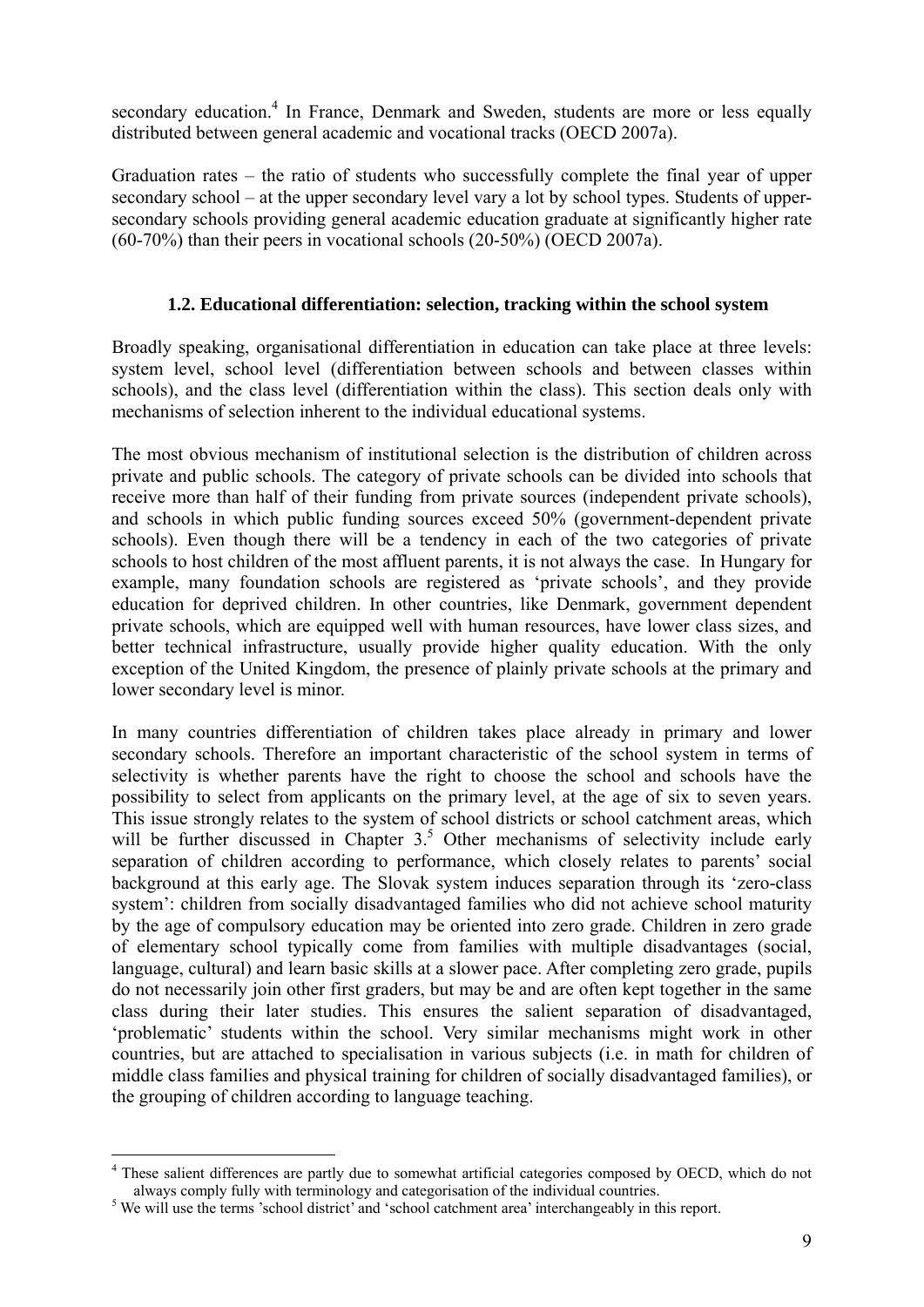secondary education.[4] In France, Denmark and Sweden, students are more or less equally distributed between general academic and vocational tracks (OECD 2007a).

Graduation rates – the ratio of students who successfully complete the final year of upper secondary school – at the upper secondary level vary a lot by school types. Students of upper-secondary schools providing general academic education graduate at significantly higher rate (60-70%) than their peers in vocational schools (20-50%) (OECD 2007a).

### 1.2. Educational differentiation: selection, tracking within the school system

Broadly speaking, organisational differentiation in education can take place at three levels: system level, school level (differentiation between schools and between classes within schools), and the class level (differentiation within the class). This section deals only with mechanisms of selection inherent to the individual educational systems.

The most obvious mechanism of institutional selection is the distribution of children across private and public schools. The category of private schools can be divided into schools that receive more than half of their funding from private sources (independent private schools), and schools in which public funding sources exceed 50% (government-dependent private schools). Even though there will be a tendency in each of the two categories of private schools to host children of the most affluent parents, it is not always the case. In Hungary for example, many foundation schools are registered as 'private schools', and they provide education for deprived children. In other countries, like Denmark, government dependent private schools, which are equipped well with human resources, have lower class sizes, and better technical infrastructure, usually provide higher quality education. With the only exception of the United Kingdom, the presence of plainly private schools at the primary and lower secondary level is minor.

In many countries differentiation of children takes place already in primary and lower secondary schools. Therefore an important characteristic of the school system in terms of selectivity is whether parents have the right to choose the school and schools have the possibility to select from applicants on the primary level, at the age of six to seven years. This issue strongly relates to the system of school districts or school catchment areas, which will be further discussed in Chapter 3.[5] Other mechanisms of selectivity include early separation of children according to performance, which closely relates to parents' social background at this early age. The Slovak system induces separation through its 'zero-class system': children from socially disadvantaged families who did not achieve school maturity by the age of compulsory education may be oriented into zero grade. Children in zero grade of elementary school typically come from families with multiple disadvantages (social, language, cultural) and learn basic skills at a slower pace. After completing zero grade, pupils do not necessarily join other first graders, but may be and are often kept together in the same class during their later studies. This ensures the salient separation of disadvantaged, 'problematic' students within the school. Very similar mechanisms might work in other countries, but are attached to specialisation in various subjects (i.e. in math for children of middle class families and physical training for children of socially disadvantaged families), or the grouping of children according to language teaching.

---

[4] These salient differences are partly due to somewhat artificial categories composed by OECD, which do not always comply fully with terminology and categorisation of the individual countries.

[5] We will use the terms 'school district' and 'school catchment area' interchangeably in this report.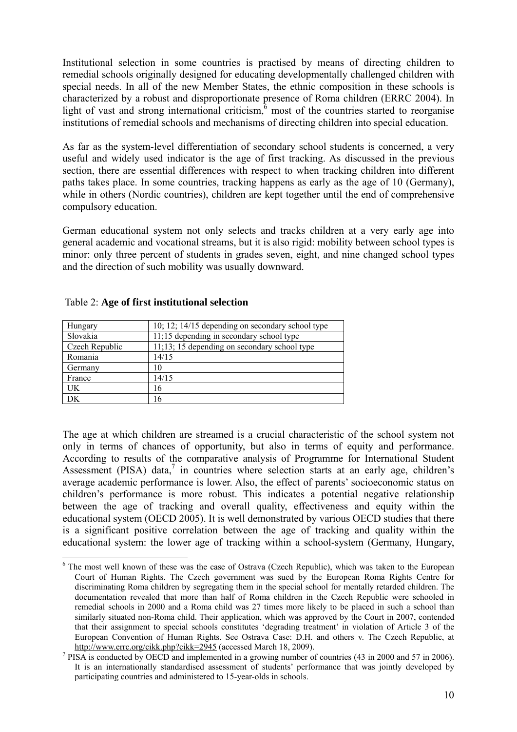Institutional selection in some countries is practised by means of directing children to remedial schools originally designed for educating developmentally challenged children with special needs. In all of the new Member States, the ethnic composition in these schools is characterized by a robust and disproportionate presence of Roma children (ERRC 2004). In light of vast and strong international criticism,[6] most of the countries started to reorganise institutions of remedial schools and mechanisms of directing children into special education.

As far as the system-level differentiation of secondary school students is concerned, a very useful and widely used indicator is the age of first tracking. As discussed in the previous section, there are essential differences with respect to when tracking children into different paths takes place. In some countries, tracking happens as early as the age of 10 (Germany), while in others (Nordic countries), children are kept together until the end of comprehensive compulsory education.

German educational system not only selects and tracks children at a very early age into general academic and vocational streams, but it is also rigid: mobility between school types is minor: only three percent of students in grades seven, eight, and nine changed school types and the direction of such mobility was usually downward.

Table 2: **Age of first institutional selection**

| | |
|---|---|
| Hungary | 10; 12; 14/15 depending on secondary school type |
| Slovakia | 11;15 depending in secondary school type |
| Czech Republic | 11;13; 15 depending on secondary school type |
| Romania | 14/15 |
| Germany | 10 |
| France | 14/15 |
| UK | 16 |
| DK | 16 |

The age at which children are streamed is a crucial characteristic of the school system not only in terms of chances of opportunity, but also in terms of equity and performance. According to results of the comparative analysis of Programme for International Student Assessment (PISA) data,[7] in countries where selection starts at an early age, children's average academic performance is lower. Also, the effect of parents' socioeconomic status on children's performance is more robust. This indicates a potential negative relationship between the age of tracking and overall quality, effectiveness and equity within the educational system (OECD 2005). It is well demonstrated by various OECD studies that there is a significant positive correlation between the age of tracking and quality within the educational system: the lower age of tracking within a school-system (Germany, Hungary,

[6] The most well known of these was the case of Ostrava (Czech Republic), which was taken to the European Court of Human Rights. The Czech government was sued by the European Roma Rights Centre for discriminating Roma children by segregating them in the special school for mentally retarded children. The documentation revealed that more than half of Roma children in the Czech Republic were schooled in remedial schools in 2000 and a Roma child was 27 times more likely to be placed in such a school than similarly situated non-Roma child. Their application, which was approved by the Court in 2007, contended that their assignment to special schools constitutes 'degrading treatment' in violation of Article 3 of the European Convention of Human Rights. See Ostrava Case: D.H. and others v. The Czech Republic, at http://www.errc.org/cikk.php?cikk=2945 (accessed March 18, 2009).

[7] PISA is conducted by OECD and implemented in a growing number of countries (43 in 2000 and 57 in 2006). It is an internationally standardised assessment of students' performance that was jointly developed by participating countries and administered to 15-year-olds in schools.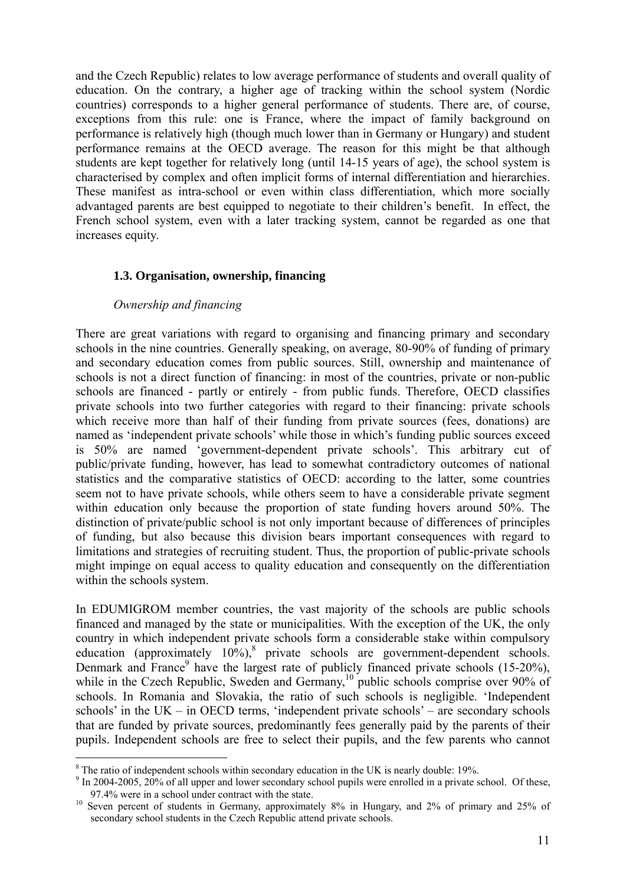and the Czech Republic) relates to low average performance of students and overall quality of education. On the contrary, a higher age of tracking within the school system (Nordic countries) corresponds to a higher general performance of students. There are, of course, exceptions from this rule: one is France, where the impact of family background on performance is relatively high (though much lower than in Germany or Hungary) and student performance remains at the OECD average. The reason for this might be that although students are kept together for relatively long (until 14-15 years of age), the school system is characterised by complex and often implicit forms of internal differentiation and hierarchies. These manifest as intra-school or even within class differentiation, which more socially advantaged parents are best equipped to negotiate to their children's benefit. In effect, the French school system, even with a later tracking system, cannot be regarded as one that increases equity.

### 1.3. Organisation, ownership, financing

*Ownership and financing*

There are great variations with regard to organising and financing primary and secondary schools in the nine countries. Generally speaking, on average, 80-90% of funding of primary and secondary education comes from public sources. Still, ownership and maintenance of schools is not a direct function of financing: in most of the countries, private or non-public schools are financed - partly or entirely - from public funds. Therefore, OECD classifies private schools into two further categories with regard to their financing: private schools which receive more than half of their funding from private sources (fees, donations) are named as 'independent private schools' while those in which's funding public sources exceed is 50% are named 'government-dependent private schools'. This arbitrary cut of public/private funding, however, has lead to somewhat contradictory outcomes of national statistics and the comparative statistics of OECD: according to the latter, some countries seem not to have private schools, while others seem to have a considerable private segment within education only because the proportion of state funding hovers around 50%. The distinction of private/public school is not only important because of differences of principles of funding, but also because this division bears important consequences with regard to limitations and strategies of recruiting student. Thus, the proportion of public-private schools might impinge on equal access to quality education and consequently on the differentiation within the schools system.

In EDUMIGROM member countries, the vast majority of the schools are public schools financed and managed by the state or municipalities. With the exception of the UK, the only country in which independent private schools form a considerable stake within compulsory education (approximately 10%),[8] private schools are government-dependent schools. Denmark and France[9] have the largest rate of publicly financed private schools (15-20%), while in the Czech Republic, Sweden and Germany,[10] public schools comprise over 90% of schools. In Romania and Slovakia, the ratio of such schools is negligible. 'Independent schools' in the UK – in OECD terms, 'independent private schools' – are secondary schools that are funded by private sources, predominantly fees generally paid by the parents of their pupils. Independent schools are free to select their pupils, and the few parents who cannot

---

[8] The ratio of independent schools within secondary education in the UK is nearly double: 19%.

[9] In 2004-2005, 20% of all upper and lower secondary school pupils were enrolled in a private school. Of these, 97.4% were in a school under contract with the state.

[10] Seven percent of students in Germany, approximately 8% in Hungary, and 2% of primary and 25% of secondary school students in the Czech Republic attend private schools.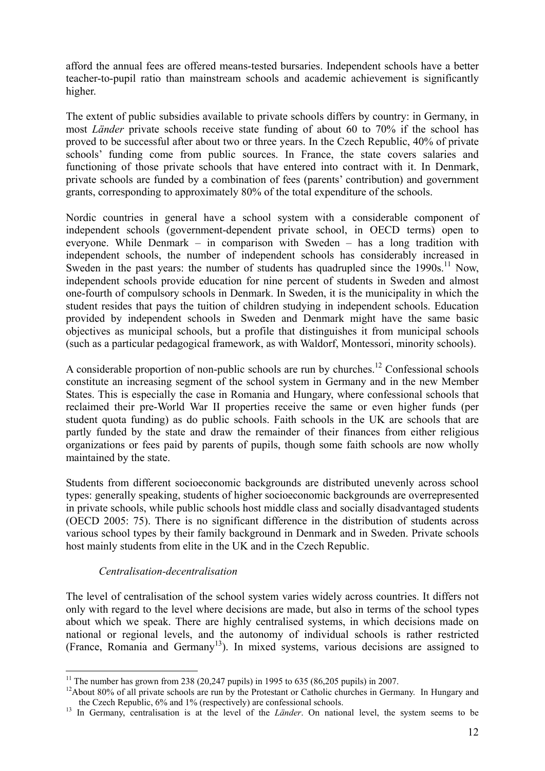afford the annual fees are offered means-tested bursaries. Independent schools have a better teacher-to-pupil ratio than mainstream schools and academic achievement is significantly higher.

The extent of public subsidies available to private schools differs by country: in Germany, in most *Länder* private schools receive state funding of about 60 to 70% if the school has proved to be successful after about two or three years. In the Czech Republic, 40% of private schools' funding come from public sources. In France, the state covers salaries and functioning of those private schools that have entered into contract with it. In Denmark, private schools are funded by a combination of fees (parents' contribution) and government grants, corresponding to approximately 80% of the total expenditure of the schools.

Nordic countries in general have a school system with a considerable component of independent schools (government-dependent private school, in OECD terms) open to everyone. While Denmark – in comparison with Sweden – has a long tradition with independent schools, the number of independent schools has considerably increased in Sweden in the past years: the number of students has quadrupled since the 1990s.[11] Now, independent schools provide education for nine percent of students in Sweden and almost one-fourth of compulsory schools in Denmark. In Sweden, it is the municipality in which the student resides that pays the tuition of children studying in independent schools. Education provided by independent schools in Sweden and Denmark might have the same basic objectives as municipal schools, but a profile that distinguishes it from municipal schools (such as a particular pedagogical framework, as with Waldorf, Montessori, minority schools).

A considerable proportion of non-public schools are run by churches.[12] Confessional schools constitute an increasing segment of the school system in Germany and in the new Member States. This is especially the case in Romania and Hungary, where confessional schools that reclaimed their pre-World War II properties receive the same or even higher funds (per student quota funding) as do public schools. Faith schools in the UK are schools that are partly funded by the state and draw the remainder of their finances from either religious organizations or fees paid by parents of pupils, though some faith schools are now wholly maintained by the state.

Students from different socioeconomic backgrounds are distributed unevenly across school types: generally speaking, students of higher socioeconomic backgrounds are overrepresented in private schools, while public schools host middle class and socially disadvantaged students (OECD 2005: 75). There is no significant difference in the distribution of students across various school types by their family background in Denmark and in Sweden. Private schools host mainly students from elite in the UK and in the Czech Republic.

*Centralisation-decentralisation*

The level of centralisation of the school system varies widely across countries. It differs not only with regard to the level where decisions are made, but also in terms of the school types about which we speak. There are highly centralised systems, in which decisions made on national or regional levels, and the autonomy of individual schools is rather restricted (France, Romania and Germany[13]). In mixed systems, various decisions are assigned to

---

[11] The number has grown from 238 (20,247 pupils) in 1995 to 635 (86,205 pupils) in 2007.

[12] About 80% of all private schools are run by the Protestant or Catholic churches in Germany. In Hungary and the Czech Republic, 6% and 1% (respectively) are confessional schools.

[13] In Germany, centralisation is at the level of the *Länder*. On national level, the system seems to be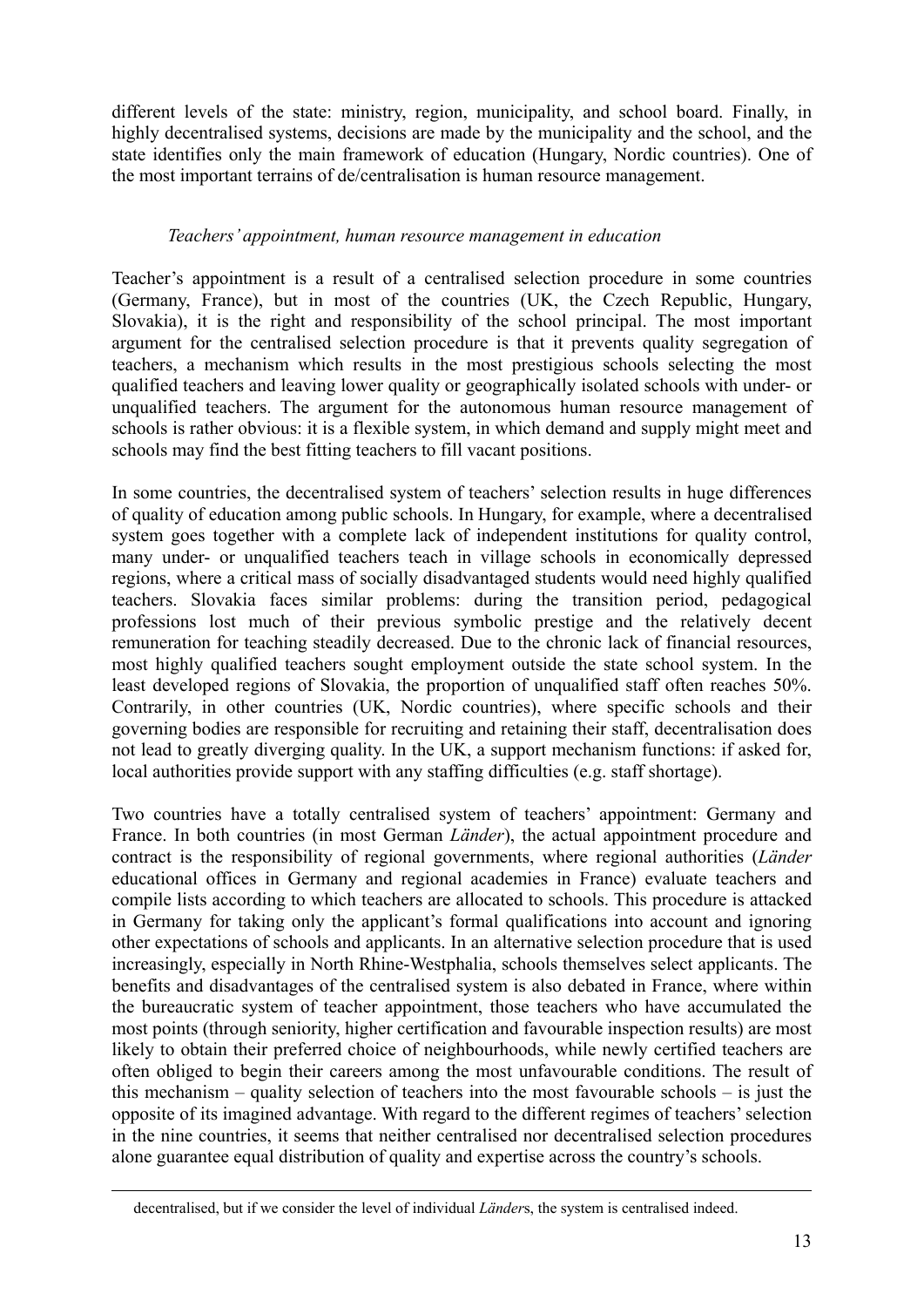different levels of the state: ministry, region, municipality, and school board. Finally, in highly decentralised systems, decisions are made by the municipality and the school, and the state identifies only the main framework of education (Hungary, Nordic countries). One of the most important terrains of de/centralisation is human resource management.

*Teachers' appointment, human resource management in education*

Teacher's appointment is a result of a centralised selection procedure in some countries (Germany, France), but in most of the countries (UK, the Czech Republic, Hungary, Slovakia), it is the right and responsibility of the school principal. The most important argument for the centralised selection procedure is that it prevents quality segregation of teachers, a mechanism which results in the most prestigious schools selecting the most qualified teachers and leaving lower quality or geographically isolated schools with under- or unqualified teachers. The argument for the autonomous human resource management of schools is rather obvious: it is a flexible system, in which demand and supply might meet and schools may find the best fitting teachers to fill vacant positions.

In some countries, the decentralised system of teachers' selection results in huge differences of quality of education among public schools. In Hungary, for example, where a decentralised system goes together with a complete lack of independent institutions for quality control, many under- or unqualified teachers teach in village schools in economically depressed regions, where a critical mass of socially disadvantaged students would need highly qualified teachers. Slovakia faces similar problems: during the transition period, pedagogical professions lost much of their previous symbolic prestige and the relatively decent remuneration for teaching steadily decreased. Due to the chronic lack of financial resources, most highly qualified teachers sought employment outside the state school system. In the least developed regions of Slovakia, the proportion of unqualified staff often reaches 50%. Contrarily, in other countries (UK, Nordic countries), where specific schools and their governing bodies are responsible for recruiting and retaining their staff, decentralisation does not lead to greatly diverging quality. In the UK, a support mechanism functions: if asked for, local authorities provide support with any staffing difficulties (e.g. staff shortage).

Two countries have a totally centralised system of teachers' appointment: Germany and France. In both countries (in most German *Länder*), the actual appointment procedure and contract is the responsibility of regional governments, where regional authorities (*Länder* educational offices in Germany and regional academies in France) evaluate teachers and compile lists according to which teachers are allocated to schools. This procedure is attacked in Germany for taking only the applicant's formal qualifications into account and ignoring other expectations of schools and applicants. In an alternative selection procedure that is used increasingly, especially in North Rhine-Westphalia, schools themselves select applicants. The benefits and disadvantages of the centralised system is also debated in France, where within the bureaucratic system of teacher appointment, those teachers who have accumulated the most points (through seniority, higher certification and favourable inspection results) are most likely to obtain their preferred choice of neighbourhoods, while newly certified teachers are often obliged to begin their careers among the most unfavourable conditions. The result of this mechanism – quality selection of teachers into the most favourable schools – is just the opposite of its imagined advantage. With regard to the different regimes of teachers' selection in the nine countries, it seems that neither centralised nor decentralised selection procedures alone guarantee equal distribution of quality and expertise across the country's schools.

decentralised, but if we consider the level of individual *Länder*s, the system is centralised indeed.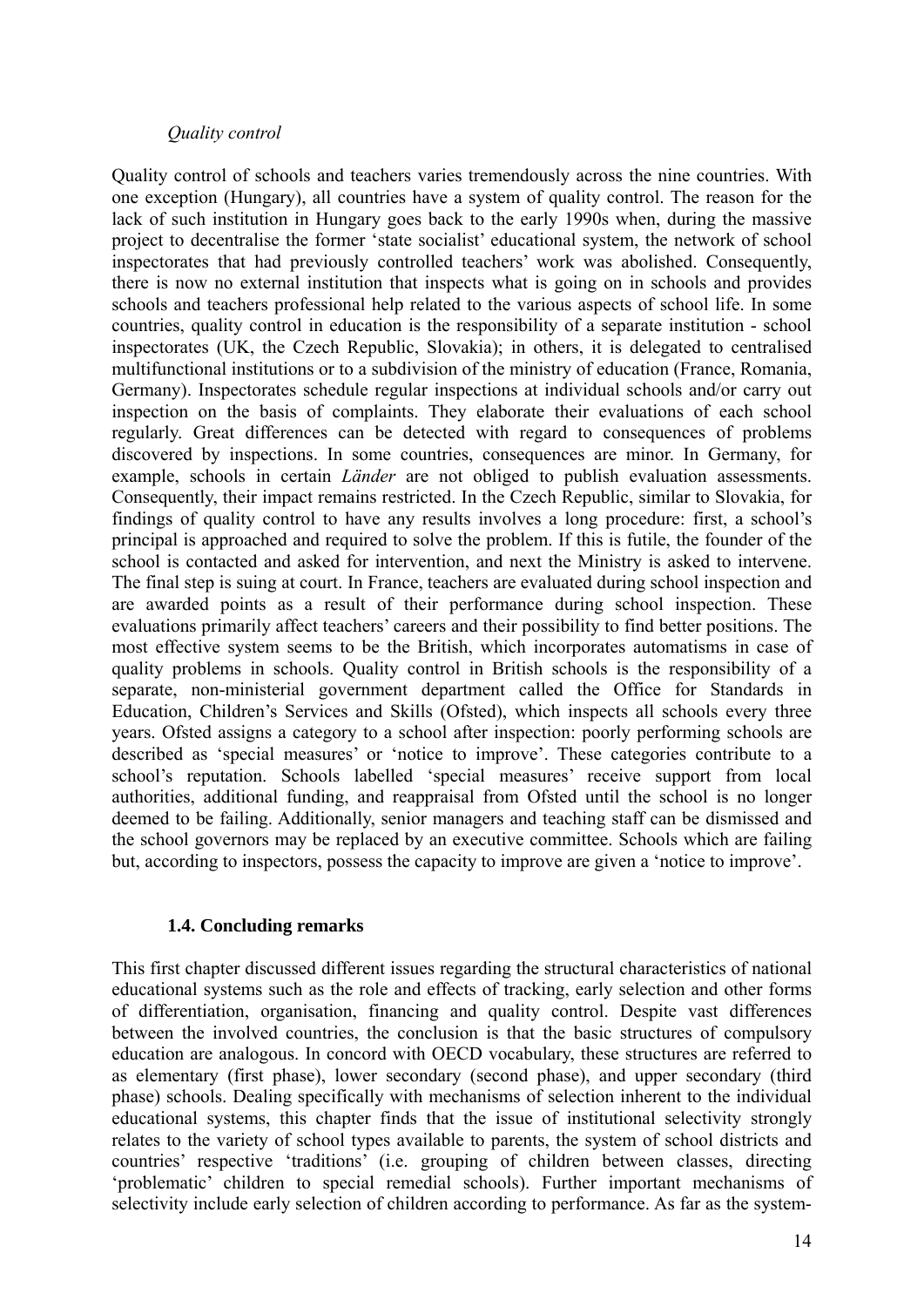*Quality control*

Quality control of schools and teachers varies tremendously across the nine countries. With one exception (Hungary), all countries have a system of quality control. The reason for the lack of such institution in Hungary goes back to the early 1990s when, during the massive project to decentralise the former 'state socialist' educational system, the network of school inspectorates that had previously controlled teachers' work was abolished. Consequently, there is now no external institution that inspects what is going on in schools and provides schools and teachers professional help related to the various aspects of school life. In some countries, quality control in education is the responsibility of a separate institution - school inspectorates (UK, the Czech Republic, Slovakia); in others, it is delegated to centralised multifunctional institutions or to a subdivision of the ministry of education (France, Romania, Germany). Inspectorates schedule regular inspections at individual schools and/or carry out inspection on the basis of complaints. They elaborate their evaluations of each school regularly. Great differences can be detected with regard to consequences of problems discovered by inspections. In some countries, consequences are minor. In Germany, for example, schools in certain *Länder* are not obliged to publish evaluation assessments. Consequently, their impact remains restricted. In the Czech Republic, similar to Slovakia, for findings of quality control to have any results involves a long procedure: first, a school's principal is approached and required to solve the problem. If this is futile, the founder of the school is contacted and asked for intervention, and next the Ministry is asked to intervene. The final step is suing at court. In France, teachers are evaluated during school inspection and are awarded points as a result of their performance during school inspection. These evaluations primarily affect teachers' careers and their possibility to find better positions. The most effective system seems to be the British, which incorporates automatisms in case of quality problems in schools. Quality control in British schools is the responsibility of a separate, non-ministerial government department called the Office for Standards in Education, Children's Services and Skills (Ofsted), which inspects all schools every three years. Ofsted assigns a category to a school after inspection: poorly performing schools are described as 'special measures' or 'notice to improve'. These categories contribute to a school's reputation. Schools labelled 'special measures' receive support from local authorities, additional funding, and reappraisal from Ofsted until the school is no longer deemed to be failing. Additionally, senior managers and teaching staff can be dismissed and the school governors may be replaced by an executive committee. Schools which are failing but, according to inspectors, possess the capacity to improve are given a 'notice to improve'.

### 1.4. Concluding remarks

This first chapter discussed different issues regarding the structural characteristics of national educational systems such as the role and effects of tracking, early selection and other forms of differentiation, organisation, financing and quality control. Despite vast differences between the involved countries, the conclusion is that the basic structures of compulsory education are analogous. In concord with OECD vocabulary, these structures are referred to as elementary (first phase), lower secondary (second phase), and upper secondary (third phase) schools. Dealing specifically with mechanisms of selection inherent to the individual educational systems, this chapter finds that the issue of institutional selectivity strongly relates to the variety of school types available to parents, the system of school districts and countries' respective 'traditions' (i.e. grouping of children between classes, directing 'problematic' children to special remedial schools). Further important mechanisms of selectivity include early selection of children according to performance. As far as the system-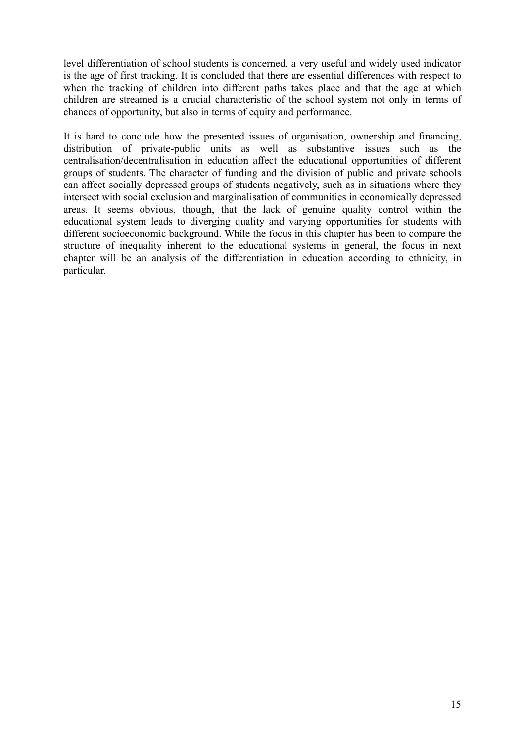level differentiation of school students is concerned, a very useful and widely used indicator is the age of first tracking. It is concluded that there are essential differences with respect to when the tracking of children into different paths takes place and that the age at which children are streamed is a crucial characteristic of the school system not only in terms of chances of opportunity, but also in terms of equity and performance.

It is hard to conclude how the presented issues of organisation, ownership and financing, distribution of private-public units as well as substantive issues such as the centralisation/decentralisation in education affect the educational opportunities of different groups of students. The character of funding and the division of public and private schools can affect socially depressed groups of students negatively, such as in situations where they intersect with social exclusion and marginalisation of communities in economically depressed areas. It seems obvious, though, that the lack of genuine quality control within the educational system leads to diverging quality and varying opportunities for students with different socioeconomic background. While the focus in this chapter has been to compare the structure of inequality inherent to the educational systems in general, the focus in next chapter will be an analysis of the differentiation in education according to ethnicity, in particular.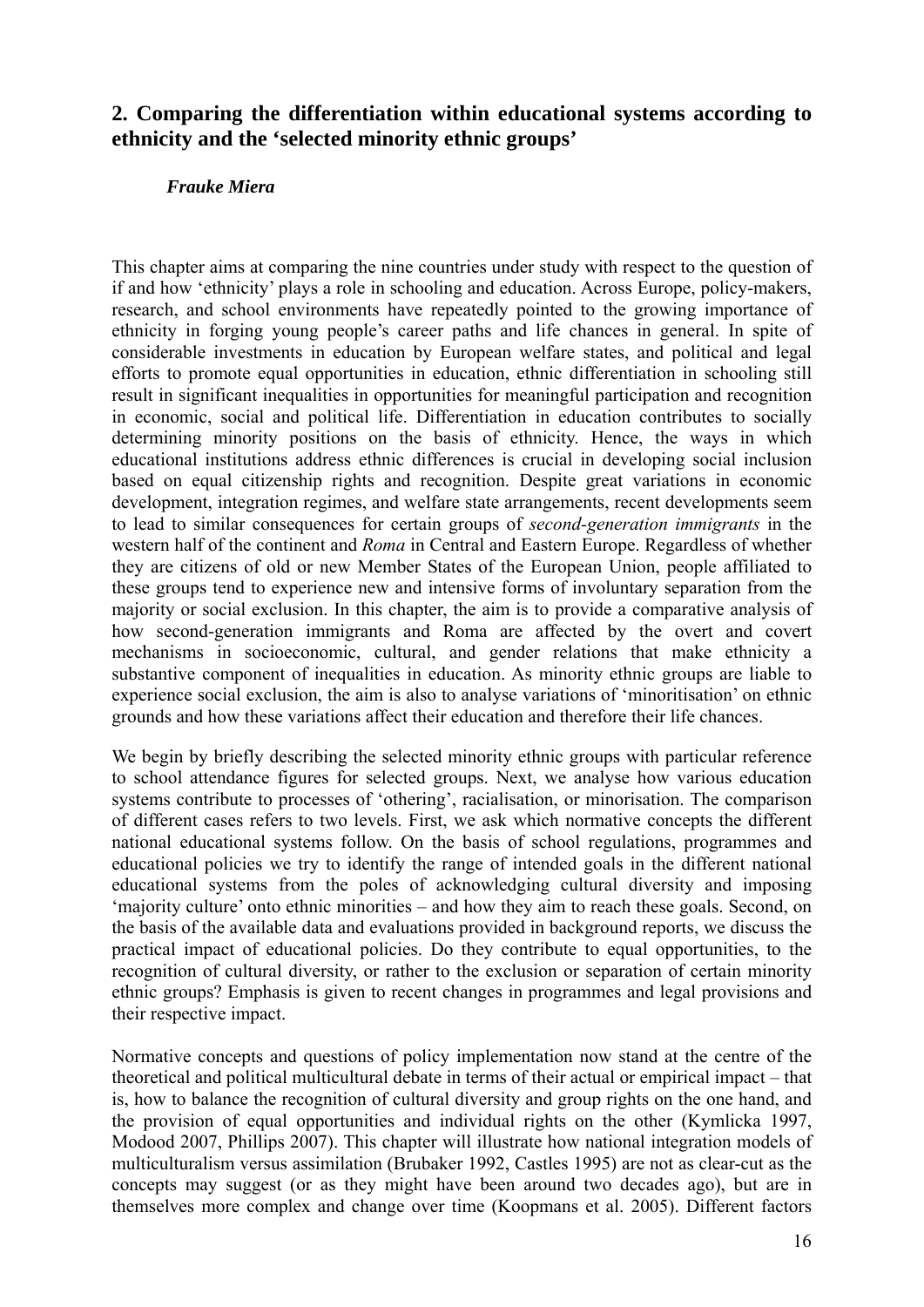## 2. Comparing the differentiation within educational systems according to ethnicity and the 'selected minority ethnic groups'

***Frauke Miera***

This chapter aims at comparing the nine countries under study with respect to the question of if and how 'ethnicity' plays a role in schooling and education. Across Europe, policy-makers, research, and school environments have repeatedly pointed to the growing importance of ethnicity in forging young people's career paths and life chances in general. In spite of considerable investments in education by European welfare states, and political and legal efforts to promote equal opportunities in education, ethnic differentiation in schooling still result in significant inequalities in opportunities for meaningful participation and recognition in economic, social and political life. Differentiation in education contributes to socially determining minority positions on the basis of ethnicity. Hence, the ways in which educational institutions address ethnic differences is crucial in developing social inclusion based on equal citizenship rights and recognition. Despite great variations in economic development, integration regimes, and welfare state arrangements, recent developments seem to lead to similar consequences for certain groups of *second-generation immigrants* in the western half of the continent and *Roma* in Central and Eastern Europe. Regardless of whether they are citizens of old or new Member States of the European Union, people affiliated to these groups tend to experience new and intensive forms of involuntary separation from the majority or social exclusion. In this chapter, the aim is to provide a comparative analysis of how second-generation immigrants and Roma are affected by the overt and covert mechanisms in socioeconomic, cultural, and gender relations that make ethnicity a substantive component of inequalities in education. As minority ethnic groups are liable to experience social exclusion, the aim is also to analyse variations of 'minoritisation' on ethnic grounds and how these variations affect their education and therefore their life chances.

We begin by briefly describing the selected minority ethnic groups with particular reference to school attendance figures for selected groups. Next, we analyse how various education systems contribute to processes of 'othering', racialisation, or minorisation. The comparison of different cases refers to two levels. First, we ask which normative concepts the different national educational systems follow. On the basis of school regulations, programmes and educational policies we try to identify the range of intended goals in the different national educational systems from the poles of acknowledging cultural diversity and imposing 'majority culture' onto ethnic minorities – and how they aim to reach these goals. Second, on the basis of the available data and evaluations provided in background reports, we discuss the practical impact of educational policies. Do they contribute to equal opportunities, to the recognition of cultural diversity, or rather to the exclusion or separation of certain minority ethnic groups? Emphasis is given to recent changes in programmes and legal provisions and their respective impact.

Normative concepts and questions of policy implementation now stand at the centre of the theoretical and political multicultural debate in terms of their actual or empirical impact – that is, how to balance the recognition of cultural diversity and group rights on the one hand, and the provision of equal opportunities and individual rights on the other (Kymlicka 1997, Modood 2007, Phillips 2007). This chapter will illustrate how national integration models of multiculturalism versus assimilation (Brubaker 1992, Castles 1995) are not as clear-cut as the concepts may suggest (or as they might have been around two decades ago), but are in themselves more complex and change over time (Koopmans et al. 2005). Different factors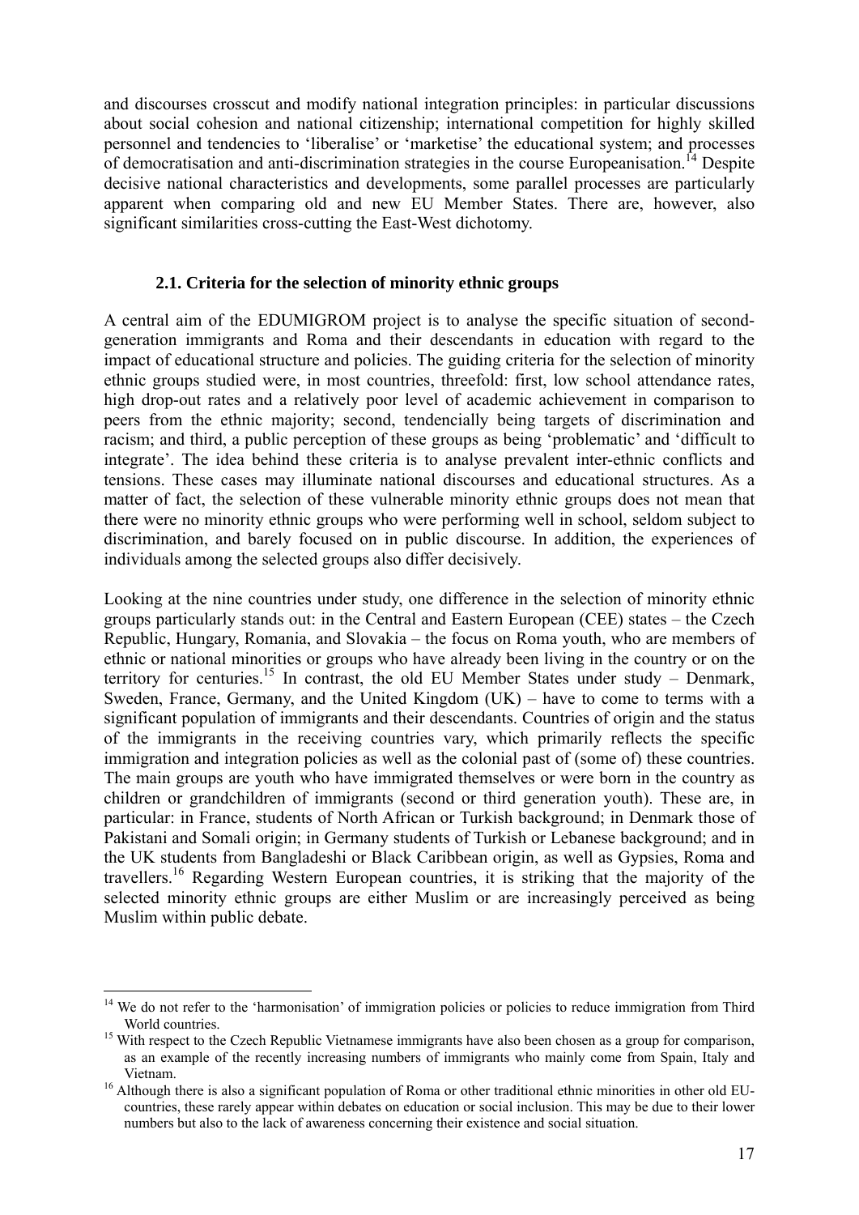and discourses crosscut and modify national integration principles: in particular discussions about social cohesion and national citizenship; international competition for highly skilled personnel and tendencies to 'liberalise' or 'marketise' the educational system; and processes of democratisation and anti-discrimination strategies in the course Europeanisation.[14] Despite decisive national characteristics and developments, some parallel processes are particularly apparent when comparing old and new EU Member States. There are, however, also significant similarities cross-cutting the East-West dichotomy.

### 2.1. Criteria for the selection of minority ethnic groups

A central aim of the EDUMIGROM project is to analyse the specific situation of second-generation immigrants and Roma and their descendants in education with regard to the impact of educational structure and policies. The guiding criteria for the selection of minority ethnic groups studied were, in most countries, threefold: first, low school attendance rates, high drop-out rates and a relatively poor level of academic achievement in comparison to peers from the ethnic majority; second, tendencially being targets of discrimination and racism; and third, a public perception of these groups as being 'problematic' and 'difficult to integrate'. The idea behind these criteria is to analyse prevalent inter-ethnic conflicts and tensions. These cases may illuminate national discourses and educational structures. As a matter of fact, the selection of these vulnerable minority ethnic groups does not mean that there were no minority ethnic groups who were performing well in school, seldom subject to discrimination, and barely focused on in public discourse. In addition, the experiences of individuals among the selected groups also differ decisively.

Looking at the nine countries under study, one difference in the selection of minority ethnic groups particularly stands out: in the Central and Eastern European (CEE) states – the Czech Republic, Hungary, Romania, and Slovakia – the focus on Roma youth, who are members of ethnic or national minorities or groups who have already been living in the country or on the territory for centuries.[15] In contrast, the old EU Member States under study – Denmark, Sweden, France, Germany, and the United Kingdom (UK) – have to come to terms with a significant population of immigrants and their descendants. Countries of origin and the status of the immigrants in the receiving countries vary, which primarily reflects the specific immigration and integration policies as well as the colonial past of (some of) these countries. The main groups are youth who have immigrated themselves or were born in the country as children or grandchildren of immigrants (second or third generation youth). These are, in particular: in France, students of North African or Turkish background; in Denmark those of Pakistani and Somali origin; in Germany students of Turkish or Lebanese background; and in the UK students from Bangladeshi or Black Caribbean origin, as well as Gypsies, Roma and travellers.[16] Regarding Western European countries, it is striking that the majority of the selected minority ethnic groups are either Muslim or are increasingly perceived as being Muslim within public debate.

---

[14] We do not refer to the 'harmonisation' of immigration policies or policies to reduce immigration from Third World countries.

[15] With respect to the Czech Republic Vietnamese immigrants have also been chosen as a group for comparison, as an example of the recently increasing numbers of immigrants who mainly come from Spain, Italy and Vietnam.

[16] Although there is also a significant population of Roma or other traditional ethnic minorities in other old EU-countries, these rarely appear within debates on education or social inclusion. This may be due to their lower numbers but also to the lack of awareness concerning their existence and social situation.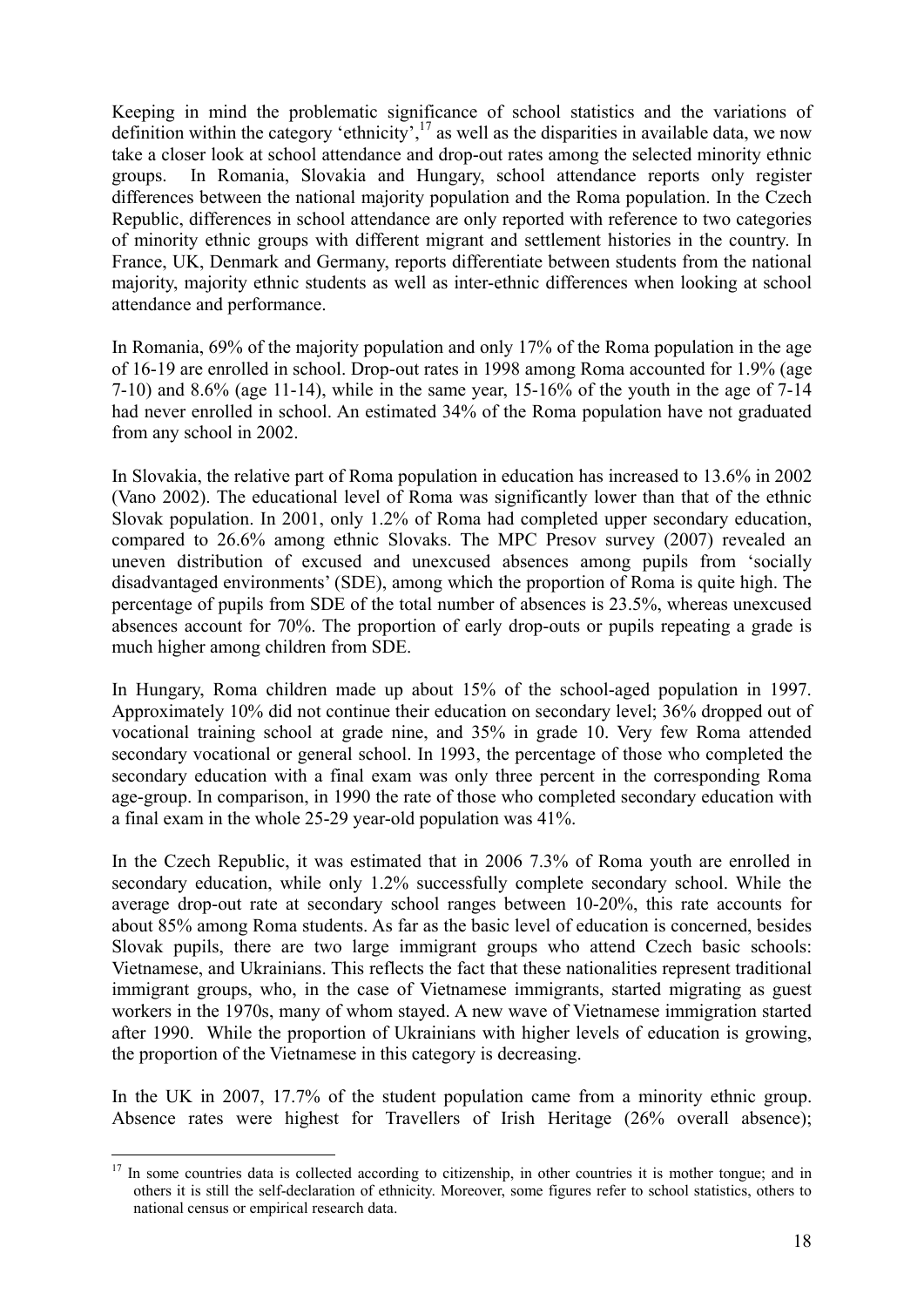Keeping in mind the problematic significance of school statistics and the variations of definition within the category 'ethnicity',[17] as well as the disparities in available data, we now take a closer look at school attendance and drop-out rates among the selected minority ethnic groups. In Romania, Slovakia and Hungary, school attendance reports only register differences between the national majority population and the Roma population. In the Czech Republic, differences in school attendance are only reported with reference to two categories of minority ethnic groups with different migrant and settlement histories in the country. In France, UK, Denmark and Germany, reports differentiate between students from the national majority, majority ethnic students as well as inter-ethnic differences when looking at school attendance and performance.

In Romania, 69% of the majority population and only 17% of the Roma population in the age of 16-19 are enrolled in school. Drop-out rates in 1998 among Roma accounted for 1.9% (age 7-10) and 8.6% (age 11-14), while in the same year, 15-16% of the youth in the age of 7-14 had never enrolled in school. An estimated 34% of the Roma population have not graduated from any school in 2002.

In Slovakia, the relative part of Roma population in education has increased to 13.6% in 2002 (Vano 2002). The educational level of Roma was significantly lower than that of the ethnic Slovak population. In 2001, only 1.2% of Roma had completed upper secondary education, compared to 26.6% among ethnic Slovaks. The MPC Presov survey (2007) revealed an uneven distribution of excused and unexcused absences among pupils from 'socially disadvantaged environments' (SDE), among which the proportion of Roma is quite high. The percentage of pupils from SDE of the total number of absences is 23.5%, whereas unexcused absences account for 70%. The proportion of early drop-outs or pupils repeating a grade is much higher among children from SDE.

In Hungary, Roma children made up about 15% of the school-aged population in 1997. Approximately 10% did not continue their education on secondary level; 36% dropped out of vocational training school at grade nine, and 35% in grade 10. Very few Roma attended secondary vocational or general school. In 1993, the percentage of those who completed the secondary education with a final exam was only three percent in the corresponding Roma age-group. In comparison, in 1990 the rate of those who completed secondary education with a final exam in the whole 25-29 year-old population was 41%.

In the Czech Republic, it was estimated that in 2006 7.3% of Roma youth are enrolled in secondary education, while only 1.2% successfully complete secondary school. While the average drop-out rate at secondary school ranges between 10-20%, this rate accounts for about 85% among Roma students. As far as the basic level of education is concerned, besides Slovak pupils, there are two large immigrant groups who attend Czech basic schools: Vietnamese, and Ukrainians. This reflects the fact that these nationalities represent traditional immigrant groups, who, in the case of Vietnamese immigrants, started migrating as guest workers in the 1970s, many of whom stayed. A new wave of Vietnamese immigration started after 1990. While the proportion of Ukrainians with higher levels of education is growing, the proportion of the Vietnamese in this category is decreasing.

In the UK in 2007, 17.7% of the student population came from a minority ethnic group. Absence rates were highest for Travellers of Irish Heritage (26% overall absence);

[17] In some countries data is collected according to citizenship, in other countries it is mother tongue; and in others it is still the self-declaration of ethnicity. Moreover, some figures refer to school statistics, others to national census or empirical research data.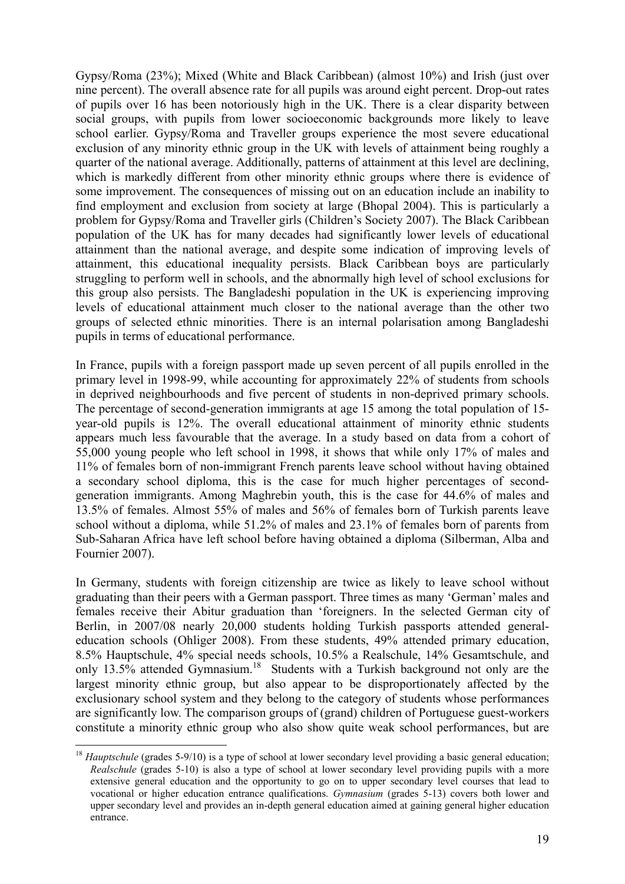Gypsy/Roma (23%); Mixed (White and Black Caribbean) (almost 10%) and Irish (just over nine percent). The overall absence rate for all pupils was around eight percent. Drop-out rates of pupils over 16 has been notoriously high in the UK. There is a clear disparity between social groups, with pupils from lower socioeconomic backgrounds more likely to leave school earlier. Gypsy/Roma and Traveller groups experience the most severe educational exclusion of any minority ethnic group in the UK with levels of attainment being roughly a quarter of the national average. Additionally, patterns of attainment at this level are declining, which is markedly different from other minority ethnic groups where there is evidence of some improvement. The consequences of missing out on an education include an inability to find employment and exclusion from society at large (Bhopal 2004). This is particularly a problem for Gypsy/Roma and Traveller girls (Children's Society 2007). The Black Caribbean population of the UK has for many decades had significantly lower levels of educational attainment than the national average, and despite some indication of improving levels of attainment, this educational inequality persists. Black Caribbean boys are particularly struggling to perform well in schools, and the abnormally high level of school exclusions for this group also persists. The Bangladeshi population in the UK is experiencing improving levels of educational attainment much closer to the national average than the other two groups of selected ethnic minorities. There is an internal polarisation among Bangladeshi pupils in terms of educational performance.

In France, pupils with a foreign passport made up seven percent of all pupils enrolled in the primary level in 1998-99, while accounting for approximately 22% of students from schools in deprived neighbourhoods and five percent of students in non-deprived primary schools. The percentage of second-generation immigrants at age 15 among the total population of 15-year-old pupils is 12%. The overall educational attainment of minority ethnic students appears much less favourable that the average. In a study based on data from a cohort of 55,000 young people who left school in 1998, it shows that while only 17% of males and 11% of females born of non-immigrant French parents leave school without having obtained a secondary school diploma, this is the case for much higher percentages of second-generation immigrants. Among Maghrebin youth, this is the case for 44.6% of males and 13.5% of females. Almost 55% of males and 56% of females born of Turkish parents leave school without a diploma, while 51.2% of males and 23.1% of females born of parents from Sub-Saharan Africa have left school before having obtained a diploma (Silberman, Alba and Fournier 2007).

In Germany, students with foreign citizenship are twice as likely to leave school without graduating than their peers with a German passport. Three times as many 'German' males and females receive their Abitur graduation than 'foreigners. In the selected German city of Berlin, in 2007/08 nearly 20,000 students holding Turkish passports attended general-education schools (Ohliger 2008). From these students, 49% attended primary education, 8.5% Hauptschule, 4% special needs schools, 10.5% a Realschule, 14% Gesamtschule, and only 13.5% attended Gymnasium.[18] Students with a Turkish background not only are the largest minority ethnic group, but also appear to be disproportionately affected by the exclusionary school system and they belong to the category of students whose performances are significantly low. The comparison groups of (grand) children of Portuguese guest-workers constitute a minority ethnic group who also show quite weak school performances, but are

[18] *Hauptschule* (grades 5-9/10) is a type of school at lower secondary level providing a basic general education; *Realschule* (grades 5-10) is also a type of school at lower secondary level providing pupils with a more extensive general education and the opportunity to go on to upper secondary level courses that lead to vocational or higher education entrance qualifications. *Gymnasium* (grades 5-13) covers both lower and upper secondary level and provides an in-depth general education aimed at gaining general higher education entrance.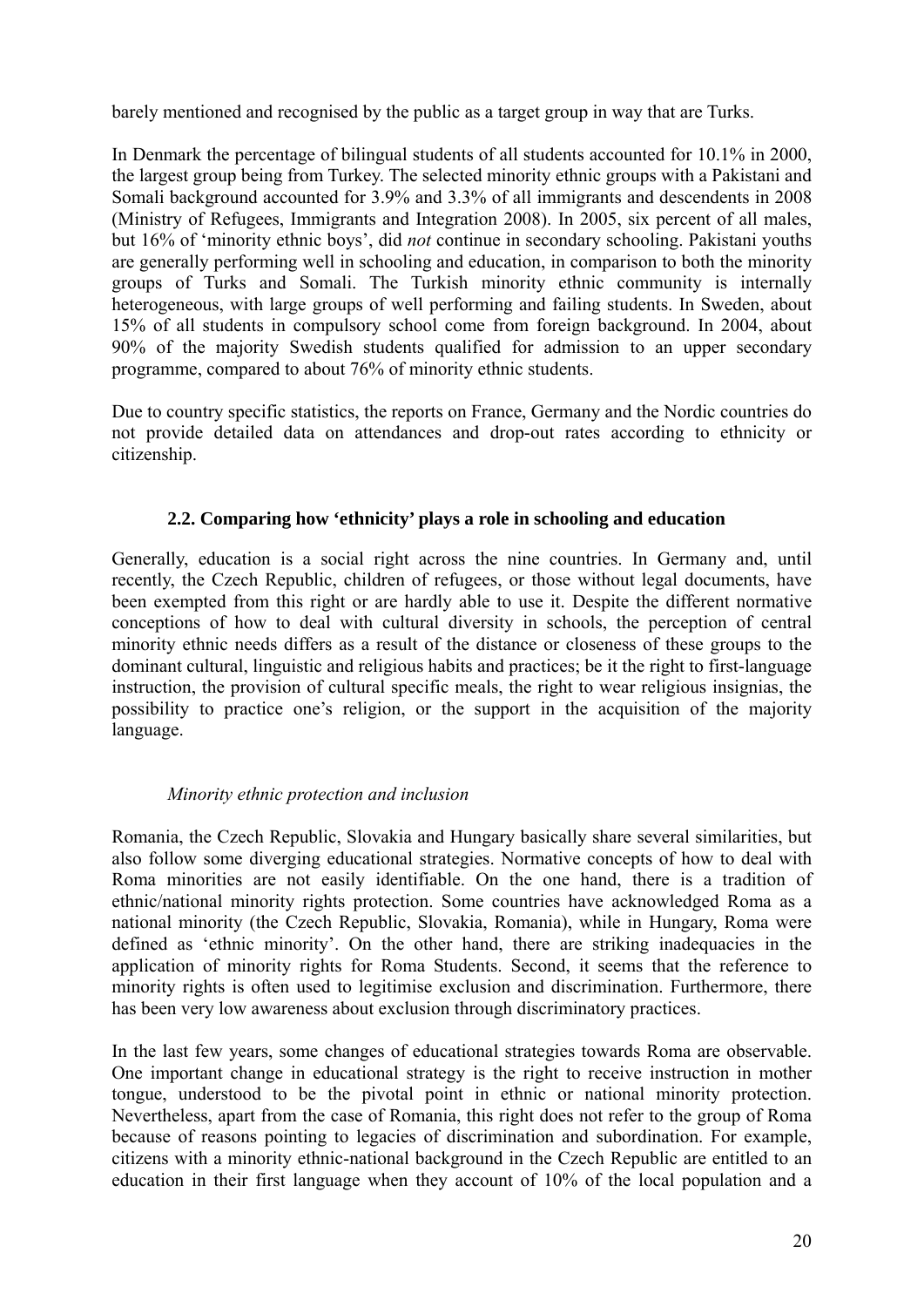barely mentioned and recognised by the public as a target group in way that are Turks.

In Denmark the percentage of bilingual students of all students accounted for 10.1% in 2000, the largest group being from Turkey. The selected minority ethnic groups with a Pakistani and Somali background accounted for 3.9% and 3.3% of all immigrants and descendents in 2008 (Ministry of Refugees, Immigrants and Integration 2008). In 2005, six percent of all males, but 16% of 'minority ethnic boys', did *not* continue in secondary schooling. Pakistani youths are generally performing well in schooling and education, in comparison to both the minority groups of Turks and Somali. The Turkish minority ethnic community is internally heterogeneous, with large groups of well performing and failing students. In Sweden, about 15% of all students in compulsory school come from foreign background. In 2004, about 90% of the majority Swedish students qualified for admission to an upper secondary programme, compared to about 76% of minority ethnic students.

Due to country specific statistics, the reports on France, Germany and the Nordic countries do not provide detailed data on attendances and drop-out rates according to ethnicity or citizenship.

### 2.2. Comparing how 'ethnicity' plays a role in schooling and education

Generally, education is a social right across the nine countries. In Germany and, until recently, the Czech Republic, children of refugees, or those without legal documents, have been exempted from this right or are hardly able to use it. Despite the different normative conceptions of how to deal with cultural diversity in schools, the perception of central minority ethnic needs differs as a result of the distance or closeness of these groups to the dominant cultural, linguistic and religious habits and practices; be it the right to first-language instruction, the provision of cultural specific meals, the right to wear religious insignias, the possibility to practice one's religion, or the support in the acquisition of the majority language.

#### *Minority ethnic protection and inclusion*

Romania, the Czech Republic, Slovakia and Hungary basically share several similarities, but also follow some diverging educational strategies. Normative concepts of how to deal with Roma minorities are not easily identifiable. On the one hand, there is a tradition of ethnic/national minority rights protection. Some countries have acknowledged Roma as a national minority (the Czech Republic, Slovakia, Romania), while in Hungary, Roma were defined as 'ethnic minority'. On the other hand, there are striking inadequacies in the application of minority rights for Roma Students. Second, it seems that the reference to minority rights is often used to legitimise exclusion and discrimination. Furthermore, there has been very low awareness about exclusion through discriminatory practices.

In the last few years, some changes of educational strategies towards Roma are observable. One important change in educational strategy is the right to receive instruction in mother tongue, understood to be the pivotal point in ethnic or national minority protection. Nevertheless, apart from the case of Romania, this right does not refer to the group of Roma because of reasons pointing to legacies of discrimination and subordination. For example, citizens with a minority ethnic-national background in the Czech Republic are entitled to an education in their first language when they account of 10% of the local population and a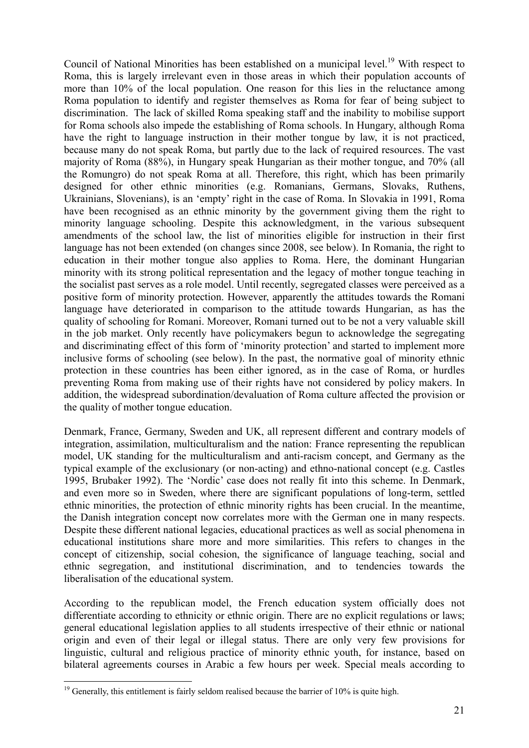Council of National Minorities has been established on a municipal level.[19] With respect to Roma, this is largely irrelevant even in those areas in which their population accounts of more than 10% of the local population. One reason for this lies in the reluctance among Roma population to identify and register themselves as Roma for fear of being subject to discrimination. The lack of skilled Roma speaking staff and the inability to mobilise support for Roma schools also impede the establishing of Roma schools. In Hungary, although Roma have the right to language instruction in their mother tongue by law, it is not practiced, because many do not speak Roma, but partly due to the lack of required resources. The vast majority of Roma (88%), in Hungary speak Hungarian as their mother tongue, and 70% (all the Romungro) do not speak Roma at all. Therefore, this right, which has been primarily designed for other ethnic minorities (e.g. Romanians, Germans, Slovaks, Ruthens, Ukrainians, Slovenians), is an 'empty' right in the case of Roma. In Slovakia in 1991, Roma have been recognised as an ethnic minority by the government giving them the right to minority language schooling. Despite this acknowledgment, in the various subsequent amendments of the school law, the list of minorities eligible for instruction in their first language has not been extended (on changes since 2008, see below). In Romania, the right to education in their mother tongue also applies to Roma. Here, the dominant Hungarian minority with its strong political representation and the legacy of mother tongue teaching in the socialist past serves as a role model. Until recently, segregated classes were perceived as a positive form of minority protection. However, apparently the attitudes towards the Romani language have deteriorated in comparison to the attitude towards Hungarian, as has the quality of schooling for Romani. Moreover, Romani turned out to be not a very valuable skill in the job market. Only recently have policymakers begun to acknowledge the segregating and discriminating effect of this form of 'minority protection' and started to implement more inclusive forms of schooling (see below). In the past, the normative goal of minority ethnic protection in these countries has been either ignored, as in the case of Roma, or hurdles preventing Roma from making use of their rights have not considered by policy makers. In addition, the widespread subordination/devaluation of Roma culture affected the provision or the quality of mother tongue education.

Denmark, France, Germany, Sweden and UK, all represent different and contrary models of integration, assimilation, multiculturalism and the nation: France representing the republican model, UK standing for the multiculturalism and anti-racism concept, and Germany as the typical example of the exclusionary (or non-acting) and ethno-national concept (e.g. Castles 1995, Brubaker 1992). The 'Nordic' case does not really fit into this scheme. In Denmark, and even more so in Sweden, where there are significant populations of long-term, settled ethnic minorities, the protection of ethnic minority rights has been crucial. In the meantime, the Danish integration concept now correlates more with the German one in many respects. Despite these different national legacies, educational practices as well as social phenomena in educational institutions share more and more similarities. This refers to changes in the concept of citizenship, social cohesion, the significance of language teaching, social and ethnic segregation, and institutional discrimination, and to tendencies towards the liberalisation of the educational system.

According to the republican model, the French education system officially does not differentiate according to ethnicity or ethnic origin. There are no explicit regulations or laws; general educational legislation applies to all students irrespective of their ethnic or national origin and even of their legal or illegal status. There are only very few provisions for linguistic, cultural and religious practice of minority ethnic youth, for instance, based on bilateral agreements courses in Arabic a few hours per week. Special meals according to

[19] Generally, this entitlement is fairly seldom realised because the barrier of 10% is quite high.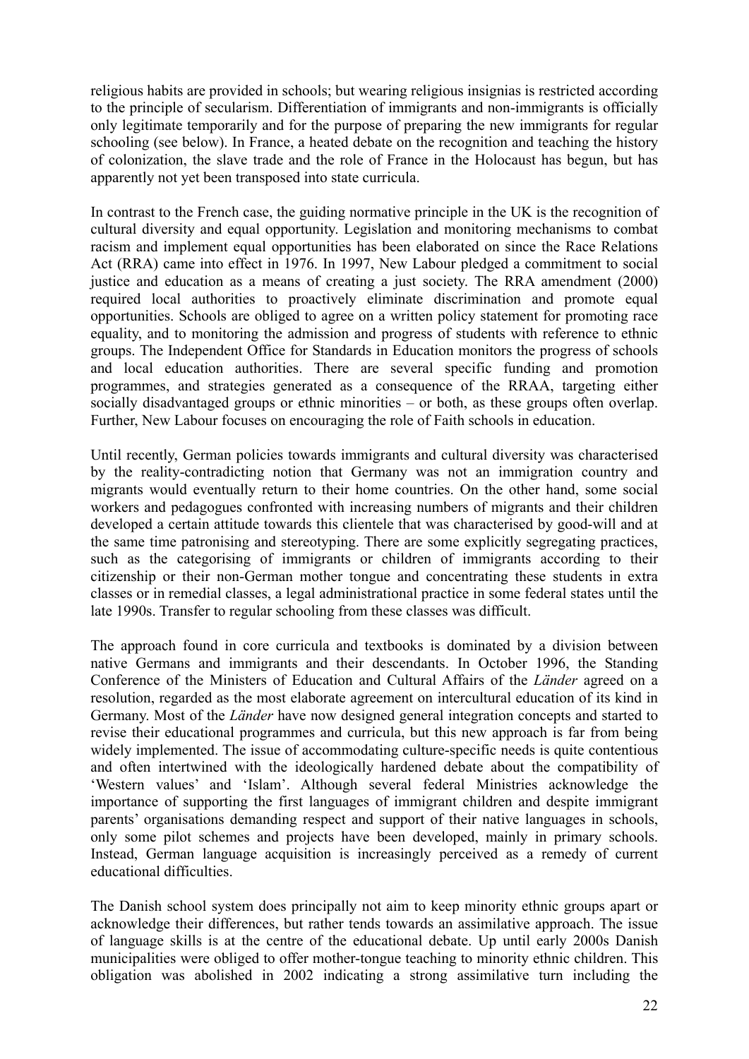religious habits are provided in schools; but wearing religious insignias is restricted according to the principle of secularism. Differentiation of immigrants and non-immigrants is officially only legitimate temporarily and for the purpose of preparing the new immigrants for regular schooling (see below). In France, a heated debate on the recognition and teaching the history of colonization, the slave trade and the role of France in the Holocaust has begun, but has apparently not yet been transposed into state curricula.

In contrast to the French case, the guiding normative principle in the UK is the recognition of cultural diversity and equal opportunity. Legislation and monitoring mechanisms to combat racism and implement equal opportunities has been elaborated on since the Race Relations Act (RRA) came into effect in 1976. In 1997, New Labour pledged a commitment to social justice and education as a means of creating a just society. The RRA amendment (2000) required local authorities to proactively eliminate discrimination and promote equal opportunities. Schools are obliged to agree on a written policy statement for promoting race equality, and to monitoring the admission and progress of students with reference to ethnic groups. The Independent Office for Standards in Education monitors the progress of schools and local education authorities. There are several specific funding and promotion programmes, and strategies generated as a consequence of the RRAA, targeting either socially disadvantaged groups or ethnic minorities – or both, as these groups often overlap. Further, New Labour focuses on encouraging the role of Faith schools in education.

Until recently, German policies towards immigrants and cultural diversity was characterised by the reality-contradicting notion that Germany was not an immigration country and migrants would eventually return to their home countries. On the other hand, some social workers and pedagogues confronted with increasing numbers of migrants and their children developed a certain attitude towards this clientele that was characterised by good-will and at the same time patronising and stereotyping. There are some explicitly segregating practices, such as the categorising of immigrants or children of immigrants according to their citizenship or their non-German mother tongue and concentrating these students in extra classes or in remedial classes, a legal administrational practice in some federal states until the late 1990s. Transfer to regular schooling from these classes was difficult.

The approach found in core curricula and textbooks is dominated by a division between native Germans and immigrants and their descendants. In October 1996, the Standing Conference of the Ministers of Education and Cultural Affairs of the *Länder* agreed on a resolution, regarded as the most elaborate agreement on intercultural education of its kind in Germany. Most of the *Länder* have now designed general integration concepts and started to revise their educational programmes and curricula, but this new approach is far from being widely implemented. The issue of accommodating culture-specific needs is quite contentious and often intertwined with the ideologically hardened debate about the compatibility of 'Western values' and 'Islam'. Although several federal Ministries acknowledge the importance of supporting the first languages of immigrant children and despite immigrant parents' organisations demanding respect and support of their native languages in schools, only some pilot schemes and projects have been developed, mainly in primary schools. Instead, German language acquisition is increasingly perceived as a remedy of current educational difficulties.

The Danish school system does principally not aim to keep minority ethnic groups apart or acknowledge their differences, but rather tends towards an assimilative approach. The issue of language skills is at the centre of the educational debate. Up until early 2000s Danish municipalities were obliged to offer mother-tongue teaching to minority ethnic children. This obligation was abolished in 2002 indicating a strong assimilative turn including the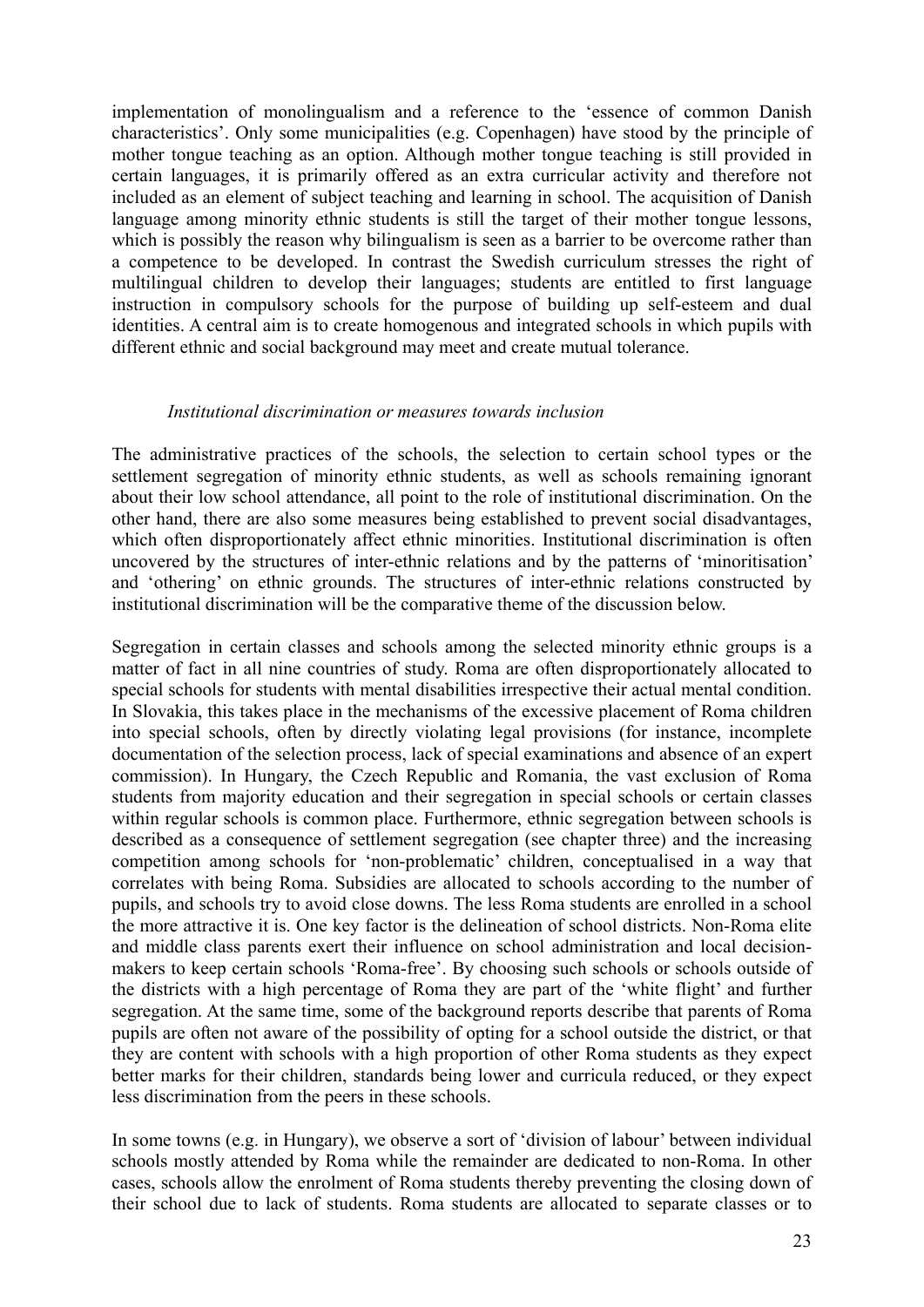implementation of monolingualism and a reference to the 'essence of common Danish characteristics'. Only some municipalities (e.g. Copenhagen) have stood by the principle of mother tongue teaching as an option. Although mother tongue teaching is still provided in certain languages, it is primarily offered as an extra curricular activity and therefore not included as an element of subject teaching and learning in school. The acquisition of Danish language among minority ethnic students is still the target of their mother tongue lessons, which is possibly the reason why bilingualism is seen as a barrier to be overcome rather than a competence to be developed. In contrast the Swedish curriculum stresses the right of multilingual children to develop their languages; students are entitled to first language instruction in compulsory schools for the purpose of building up self-esteem and dual identities. A central aim is to create homogenous and integrated schools in which pupils with different ethnic and social background may meet and create mutual tolerance.

*Institutional discrimination or measures towards inclusion*

The administrative practices of the schools, the selection to certain school types or the settlement segregation of minority ethnic students, as well as schools remaining ignorant about their low school attendance, all point to the role of institutional discrimination. On the other hand, there are also some measures being established to prevent social disadvantages, which often disproportionately affect ethnic minorities. Institutional discrimination is often uncovered by the structures of inter-ethnic relations and by the patterns of 'minoritisation' and 'othering' on ethnic grounds. The structures of inter-ethnic relations constructed by institutional discrimination will be the comparative theme of the discussion below.

Segregation in certain classes and schools among the selected minority ethnic groups is a matter of fact in all nine countries of study. Roma are often disproportionately allocated to special schools for students with mental disabilities irrespective their actual mental condition. In Slovakia, this takes place in the mechanisms of the excessive placement of Roma children into special schools, often by directly violating legal provisions (for instance, incomplete documentation of the selection process, lack of special examinations and absence of an expert commission). In Hungary, the Czech Republic and Romania, the vast exclusion of Roma students from majority education and their segregation in special schools or certain classes within regular schools is common place. Furthermore, ethnic segregation between schools is described as a consequence of settlement segregation (see chapter three) and the increasing competition among schools for 'non-problematic' children, conceptualised in a way that correlates with being Roma. Subsidies are allocated to schools according to the number of pupils, and schools try to avoid close downs. The less Roma students are enrolled in a school the more attractive it is. One key factor is the delineation of school districts. Non-Roma elite and middle class parents exert their influence on school administration and local decision-makers to keep certain schools 'Roma-free'. By choosing such schools or schools outside of the districts with a high percentage of Roma they are part of the 'white flight' and further segregation. At the same time, some of the background reports describe that parents of Roma pupils are often not aware of the possibility of opting for a school outside the district, or that they are content with schools with a high proportion of other Roma students as they expect better marks for their children, standards being lower and curricula reduced, or they expect less discrimination from the peers in these schools.

In some towns (e.g. in Hungary), we observe a sort of 'division of labour' between individual schools mostly attended by Roma while the remainder are dedicated to non-Roma. In other cases, schools allow the enrolment of Roma students thereby preventing the closing down of their school due to lack of students. Roma students are allocated to separate classes or to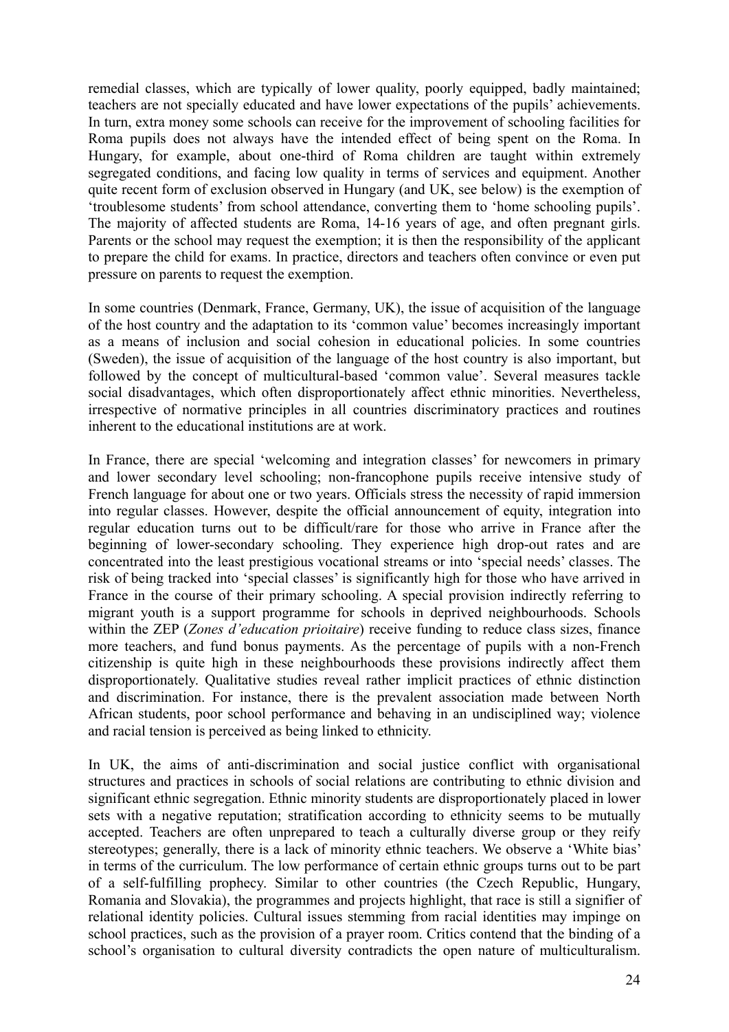remedial classes, which are typically of lower quality, poorly equipped, badly maintained; teachers are not specially educated and have lower expectations of the pupils' achievements. In turn, extra money some schools can receive for the improvement of schooling facilities for Roma pupils does not always have the intended effect of being spent on the Roma. In Hungary, for example, about one-third of Roma children are taught within extremely segregated conditions, and facing low quality in terms of services and equipment. Another quite recent form of exclusion observed in Hungary (and UK, see below) is the exemption of 'troublesome students' from school attendance, converting them to 'home schooling pupils'. The majority of affected students are Roma, 14-16 years of age, and often pregnant girls. Parents or the school may request the exemption; it is then the responsibility of the applicant to prepare the child for exams. In practice, directors and teachers often convince or even put pressure on parents to request the exemption.

In some countries (Denmark, France, Germany, UK), the issue of acquisition of the language of the host country and the adaptation to its 'common value' becomes increasingly important as a means of inclusion and social cohesion in educational policies. In some countries (Sweden), the issue of acquisition of the language of the host country is also important, but followed by the concept of multicultural-based 'common value'. Several measures tackle social disadvantages, which often disproportionately affect ethnic minorities. Nevertheless, irrespective of normative principles in all countries discriminatory practices and routines inherent to the educational institutions are at work.

In France, there are special 'welcoming and integration classes' for newcomers in primary and lower secondary level schooling; non-francophone pupils receive intensive study of French language for about one or two years. Officials stress the necessity of rapid immersion into regular classes. However, despite the official announcement of equity, integration into regular education turns out to be difficult/rare for those who arrive in France after the beginning of lower-secondary schooling. They experience high drop-out rates and are concentrated into the least prestigious vocational streams or into 'special needs' classes. The risk of being tracked into 'special classes' is significantly high for those who have arrived in France in the course of their primary schooling. A special provision indirectly referring to migrant youth is a support programme for schools in deprived neighbourhoods. Schools within the ZEP (*Zones d'education prioitaire*) receive funding to reduce class sizes, finance more teachers, and fund bonus payments. As the percentage of pupils with a non-French citizenship is quite high in these neighbourhoods these provisions indirectly affect them disproportionately. Qualitative studies reveal rather implicit practices of ethnic distinction and discrimination. For instance, there is the prevalent association made between North African students, poor school performance and behaving in an undisciplined way; violence and racial tension is perceived as being linked to ethnicity.

In UK, the aims of anti-discrimination and social justice conflict with organisational structures and practices in schools of social relations are contributing to ethnic division and significant ethnic segregation. Ethnic minority students are disproportionately placed in lower sets with a negative reputation; stratification according to ethnicity seems to be mutually accepted. Teachers are often unprepared to teach a culturally diverse group or they reify stereotypes; generally, there is a lack of minority ethnic teachers. We observe a 'White bias' in terms of the curriculum. The low performance of certain ethnic groups turns out to be part of a self-fulfilling prophecy. Similar to other countries (the Czech Republic, Hungary, Romania and Slovakia), the programmes and projects highlight, that race is still a signifier of relational identity policies. Cultural issues stemming from racial identities may impinge on school practices, such as the provision of a prayer room. Critics contend that the binding of a school's organisation to cultural diversity contradicts the open nature of multiculturalism.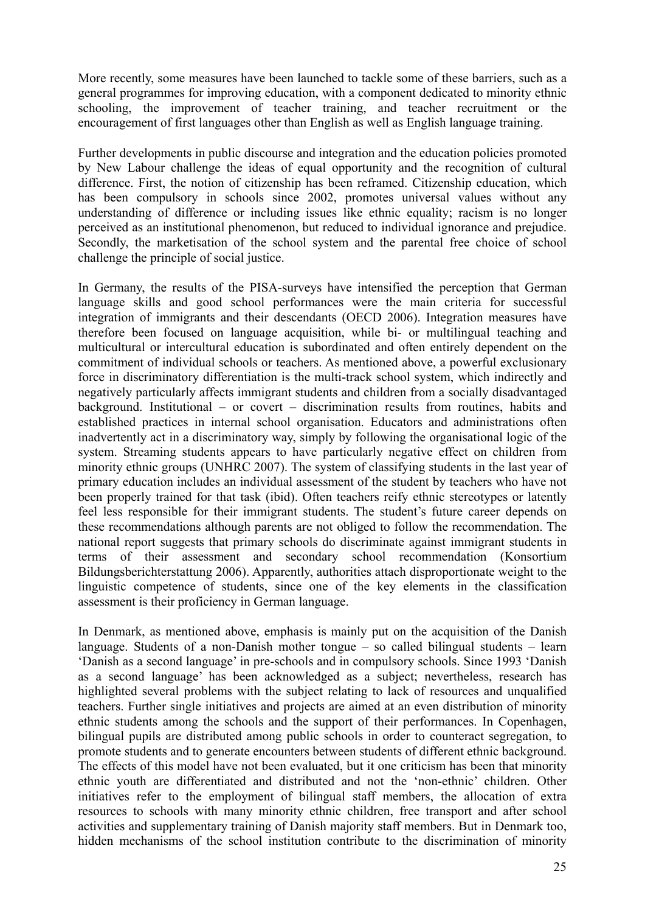More recently, some measures have been launched to tackle some of these barriers, such as a general programmes for improving education, with a component dedicated to minority ethnic schooling, the improvement of teacher training, and teacher recruitment or the encouragement of first languages other than English as well as English language training.

Further developments in public discourse and integration and the education policies promoted by New Labour challenge the ideas of equal opportunity and the recognition of cultural difference. First, the notion of citizenship has been reframed. Citizenship education, which has been compulsory in schools since 2002, promotes universal values without any understanding of difference or including issues like ethnic equality; racism is no longer perceived as an institutional phenomenon, but reduced to individual ignorance and prejudice. Secondly, the marketisation of the school system and the parental free choice of school challenge the principle of social justice.

In Germany, the results of the PISA-surveys have intensified the perception that German language skills and good school performances were the main criteria for successful integration of immigrants and their descendants (OECD 2006). Integration measures have therefore been focused on language acquisition, while bi- or multilingual teaching and multicultural or intercultural education is subordinated and often entirely dependent on the commitment of individual schools or teachers. As mentioned above, a powerful exclusionary force in discriminatory differentiation is the multi-track school system, which indirectly and negatively particularly affects immigrant students and children from a socially disadvantaged background. Institutional – or covert – discrimination results from routines, habits and established practices in internal school organisation. Educators and administrations often inadvertently act in a discriminatory way, simply by following the organisational logic of the system. Streaming students appears to have particularly negative effect on children from minority ethnic groups (UNHRC 2007). The system of classifying students in the last year of primary education includes an individual assessment of the student by teachers who have not been properly trained for that task (ibid). Often teachers reify ethnic stereotypes or latently feel less responsible for their immigrant students. The student's future career depends on these recommendations although parents are not obliged to follow the recommendation. The national report suggests that primary schools do discriminate against immigrant students in terms of their assessment and secondary school recommendation (Konsortium Bildungsberichterstattung 2006). Apparently, authorities attach disproportionate weight to the linguistic competence of students, since one of the key elements in the classification assessment is their proficiency in German language.

In Denmark, as mentioned above, emphasis is mainly put on the acquisition of the Danish language. Students of a non-Danish mother tongue – so called bilingual students – learn 'Danish as a second language' in pre-schools and in compulsory schools. Since 1993 'Danish as a second language' has been acknowledged as a subject; nevertheless, research has highlighted several problems with the subject relating to lack of resources and unqualified teachers. Further single initiatives and projects are aimed at an even distribution of minority ethnic students among the schools and the support of their performances. In Copenhagen, bilingual pupils are distributed among public schools in order to counteract segregation, to promote students and to generate encounters between students of different ethnic background. The effects of this model have not been evaluated, but it one criticism has been that minority ethnic youth are differentiated and distributed and not the 'non-ethnic' children. Other initiatives refer to the employment of bilingual staff members, the allocation of extra resources to schools with many minority ethnic children, free transport and after school activities and supplementary training of Danish majority staff members. But in Denmark too, hidden mechanisms of the school institution contribute to the discrimination of minority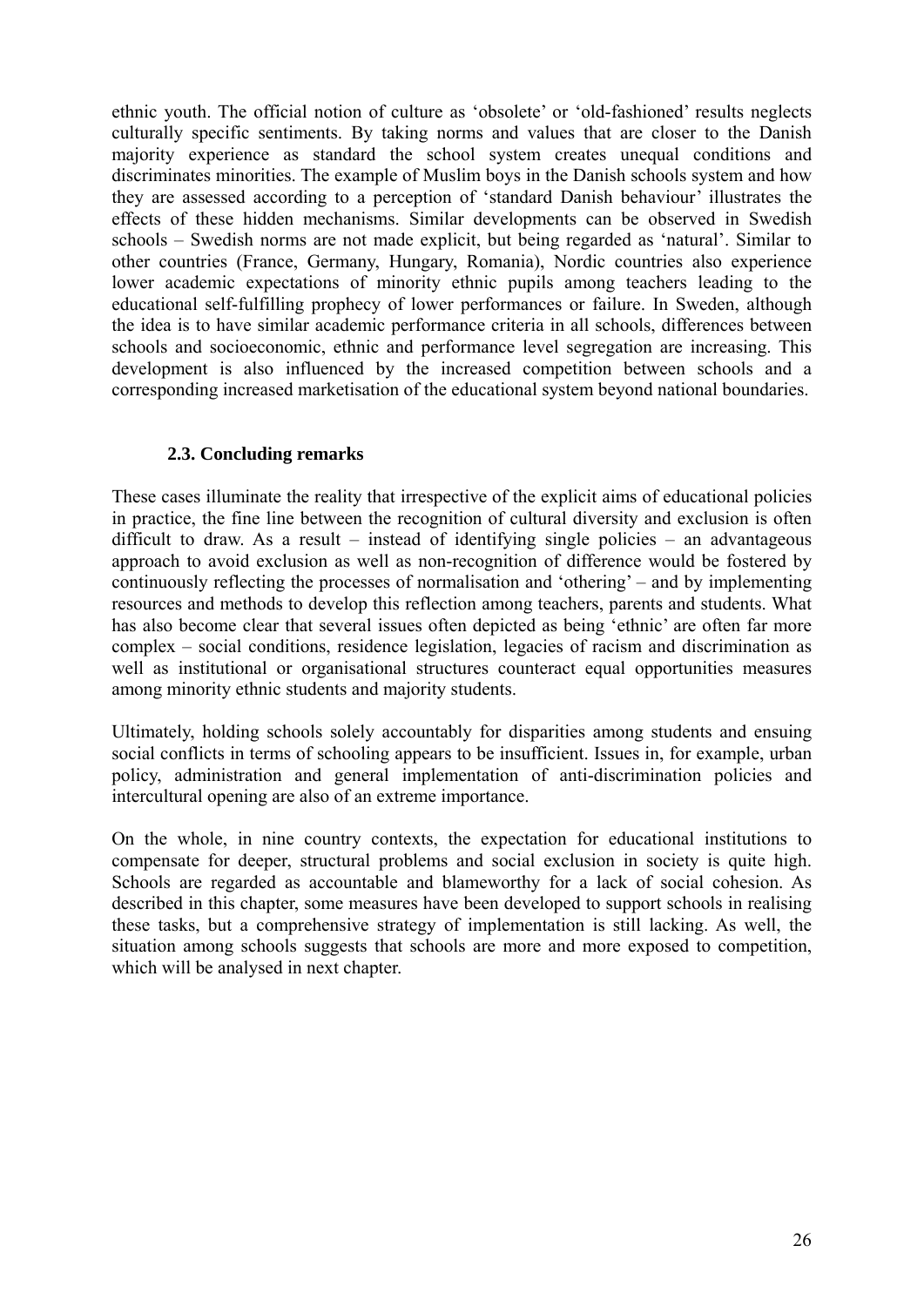ethnic youth. The official notion of culture as 'obsolete' or 'old-fashioned' results neglects culturally specific sentiments. By taking norms and values that are closer to the Danish majority experience as standard the school system creates unequal conditions and discriminates minorities. The example of Muslim boys in the Danish schools system and how they are assessed according to a perception of 'standard Danish behaviour' illustrates the effects of these hidden mechanisms. Similar developments can be observed in Swedish schools – Swedish norms are not made explicit, but being regarded as 'natural'. Similar to other countries (France, Germany, Hungary, Romania), Nordic countries also experience lower academic expectations of minority ethnic pupils among teachers leading to the educational self-fulfilling prophecy of lower performances or failure. In Sweden, although the idea is to have similar academic performance criteria in all schools, differences between schools and socioeconomic, ethnic and performance level segregation are increasing. This development is also influenced by the increased competition between schools and a corresponding increased marketisation of the educational system beyond national boundaries.

### 2.3. Concluding remarks

These cases illuminate the reality that irrespective of the explicit aims of educational policies in practice, the fine line between the recognition of cultural diversity and exclusion is often difficult to draw. As a result – instead of identifying single policies – an advantageous approach to avoid exclusion as well as non-recognition of difference would be fostered by continuously reflecting the processes of normalisation and 'othering' – and by implementing resources and methods to develop this reflection among teachers, parents and students. What has also become clear that several issues often depicted as being 'ethnic' are often far more complex – social conditions, residence legislation, legacies of racism and discrimination as well as institutional or organisational structures counteract equal opportunities measures among minority ethnic students and majority students.

Ultimately, holding schools solely accountably for disparities among students and ensuing social conflicts in terms of schooling appears to be insufficient. Issues in, for example, urban policy, administration and general implementation of anti-discrimination policies and intercultural opening are also of an extreme importance.

On the whole, in nine country contexts, the expectation for educational institutions to compensate for deeper, structural problems and social exclusion in society is quite high. Schools are regarded as accountable and blameworthy for a lack of social cohesion. As described in this chapter, some measures have been developed to support schools in realising these tasks, but a comprehensive strategy of implementation is still lacking. As well, the situation among schools suggests that schools are more and more exposed to competition, which will be analysed in next chapter.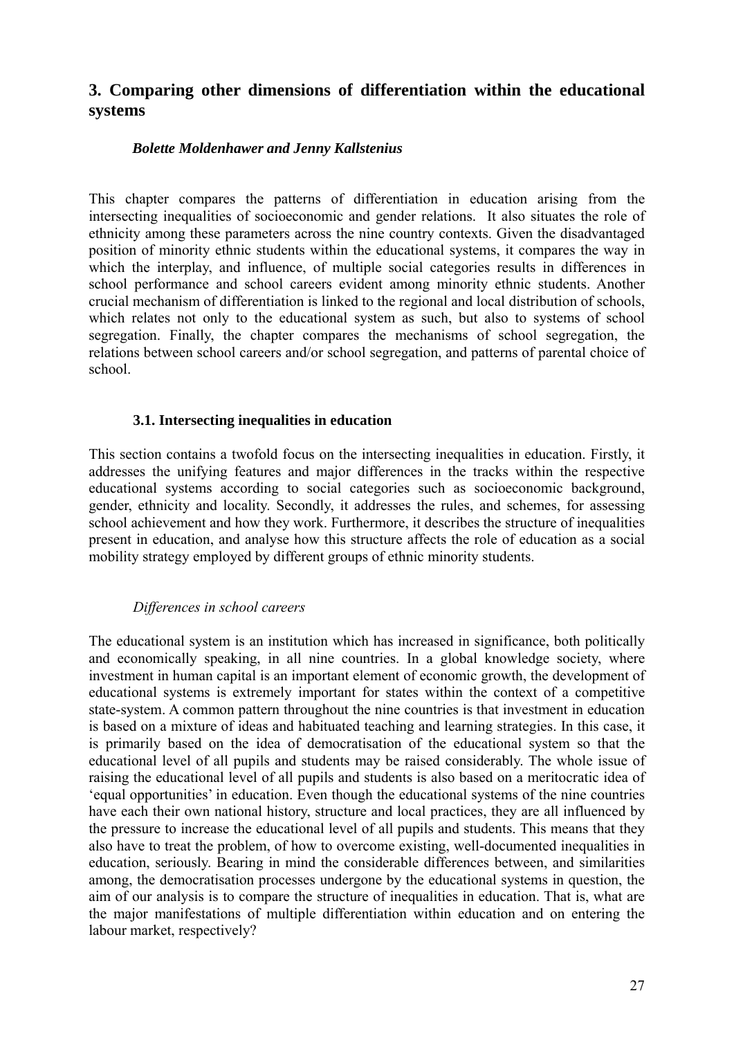## 3. Comparing other dimensions of differentiation within the educational systems

***Bolette Moldenhawer and Jenny Kallstenius***

This chapter compares the patterns of differentiation in education arising from the intersecting inequalities of socioeconomic and gender relations. It also situates the role of ethnicity among these parameters across the nine country contexts. Given the disadvantaged position of minority ethnic students within the educational systems, it compares the way in which the interplay, and influence, of multiple social categories results in differences in school performance and school careers evident among minority ethnic students. Another crucial mechanism of differentiation is linked to the regional and local distribution of schools, which relates not only to the educational system as such, but also to systems of school segregation. Finally, the chapter compares the mechanisms of school segregation, the relations between school careers and/or school segregation, and patterns of parental choice of school.

### 3.1. Intersecting inequalities in education

This section contains a twofold focus on the intersecting inequalities in education. Firstly, it addresses the unifying features and major differences in the tracks within the respective educational systems according to social categories such as socioeconomic background, gender, ethnicity and locality. Secondly, it addresses the rules, and schemes, for assessing school achievement and how they work. Furthermore, it describes the structure of inequalities present in education, and analyse how this structure affects the role of education as a social mobility strategy employed by different groups of ethnic minority students.

*Differences in school careers*

The educational system is an institution which has increased in significance, both politically and economically speaking, in all nine countries. In a global knowledge society, where investment in human capital is an important element of economic growth, the development of educational systems is extremely important for states within the context of a competitive state-system. A common pattern throughout the nine countries is that investment in education is based on a mixture of ideas and habituated teaching and learning strategies. In this case, it is primarily based on the idea of democratisation of the educational system so that the educational level of all pupils and students may be raised considerably. The whole issue of raising the educational level of all pupils and students is also based on a meritocratic idea of 'equal opportunities' in education. Even though the educational systems of the nine countries have each their own national history, structure and local practices, they are all influenced by the pressure to increase the educational level of all pupils and students. This means that they also have to treat the problem, of how to overcome existing, well-documented inequalities in education, seriously. Bearing in mind the considerable differences between, and similarities among, the democratisation processes undergone by the educational systems in question, the aim of our analysis is to compare the structure of inequalities in education. That is, what are the major manifestations of multiple differentiation within education and on entering the labour market, respectively?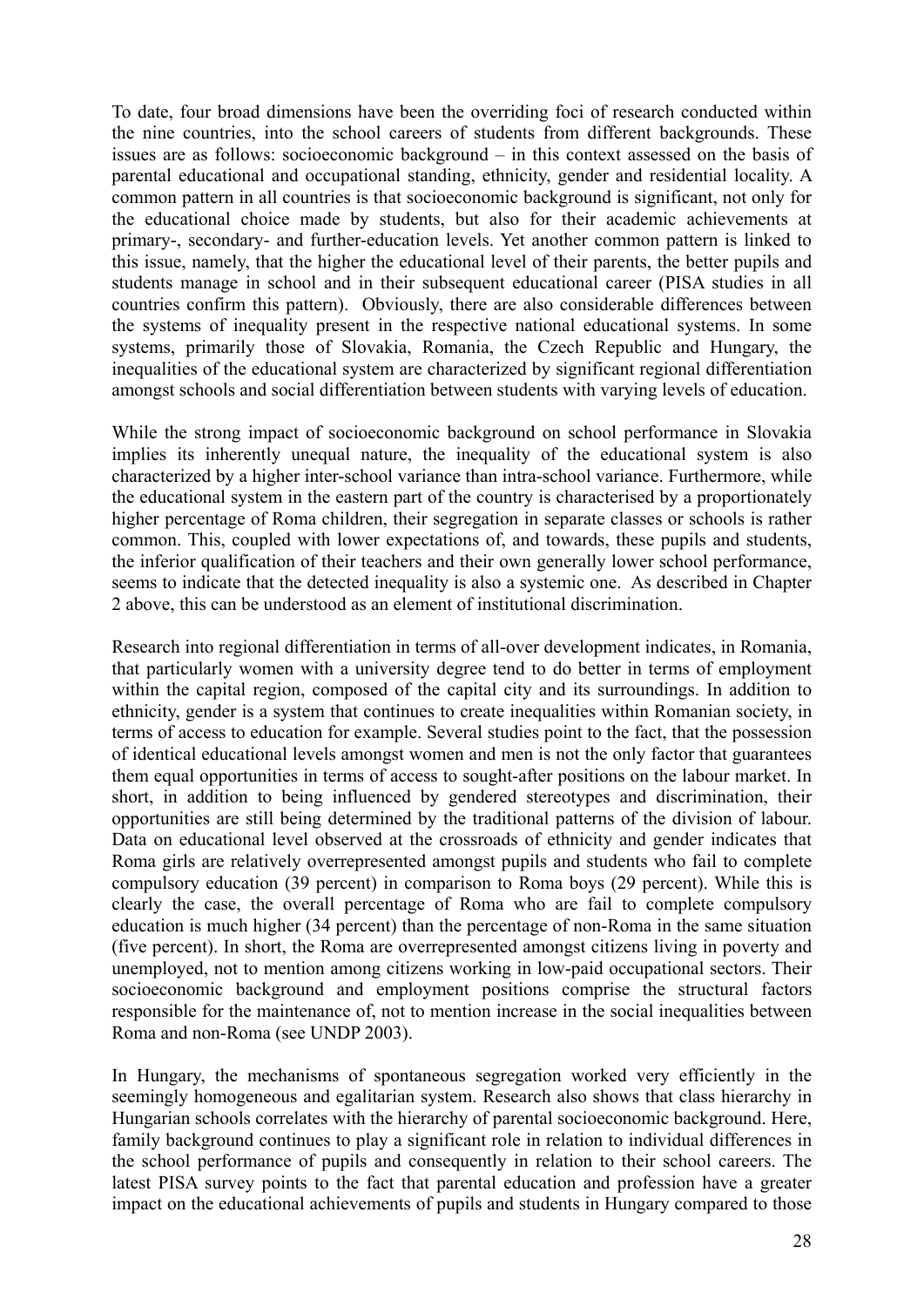To date, four broad dimensions have been the overriding foci of research conducted within the nine countries, into the school careers of students from different backgrounds. These issues are as follows: socioeconomic background – in this context assessed on the basis of parental educational and occupational standing, ethnicity, gender and residential locality. A common pattern in all countries is that socioeconomic background is significant, not only for the educational choice made by students, but also for their academic achievements at primary-, secondary- and further-education levels. Yet another common pattern is linked to this issue, namely, that the higher the educational level of their parents, the better pupils and students manage in school and in their subsequent educational career (PISA studies in all countries confirm this pattern). Obviously, there are also considerable differences between the systems of inequality present in the respective national educational systems. In some systems, primarily those of Slovakia, Romania, the Czech Republic and Hungary, the inequalities of the educational system are characterized by significant regional differentiation amongst schools and social differentiation between students with varying levels of education.

While the strong impact of socioeconomic background on school performance in Slovakia implies its inherently unequal nature, the inequality of the educational system is also characterized by a higher inter-school variance than intra-school variance. Furthermore, while the educational system in the eastern part of the country is characterised by a proportionately higher percentage of Roma children, their segregation in separate classes or schools is rather common. This, coupled with lower expectations of, and towards, these pupils and students, the inferior qualification of their teachers and their own generally lower school performance, seems to indicate that the detected inequality is also a systemic one. As described in Chapter 2 above, this can be understood as an element of institutional discrimination.

Research into regional differentiation in terms of all-over development indicates, in Romania, that particularly women with a university degree tend to do better in terms of employment within the capital region, composed of the capital city and its surroundings. In addition to ethnicity, gender is a system that continues to create inequalities within Romanian society, in terms of access to education for example. Several studies point to the fact, that the possession of identical educational levels amongst women and men is not the only factor that guarantees them equal opportunities in terms of access to sought-after positions on the labour market. In short, in addition to being influenced by gendered stereotypes and discrimination, their opportunities are still being determined by the traditional patterns of the division of labour. Data on educational level observed at the crossroads of ethnicity and gender indicates that Roma girls are relatively overrepresented amongst pupils and students who fail to complete compulsory education (39 percent) in comparison to Roma boys (29 percent). While this is clearly the case, the overall percentage of Roma who are fail to complete compulsory education is much higher (34 percent) than the percentage of non-Roma in the same situation (five percent). In short, the Roma are overrepresented amongst citizens living in poverty and unemployed, not to mention among citizens working in low-paid occupational sectors. Their socioeconomic background and employment positions comprise the structural factors responsible for the maintenance of, not to mention increase in the social inequalities between Roma and non-Roma (see UNDP 2003).

In Hungary, the mechanisms of spontaneous segregation worked very efficiently in the seemingly homogeneous and egalitarian system. Research also shows that class hierarchy in Hungarian schools correlates with the hierarchy of parental socioeconomic background. Here, family background continues to play a significant role in relation to individual differences in the school performance of pupils and consequently in relation to their school careers. The latest PISA survey points to the fact that parental education and profession have a greater impact on the educational achievements of pupils and students in Hungary compared to those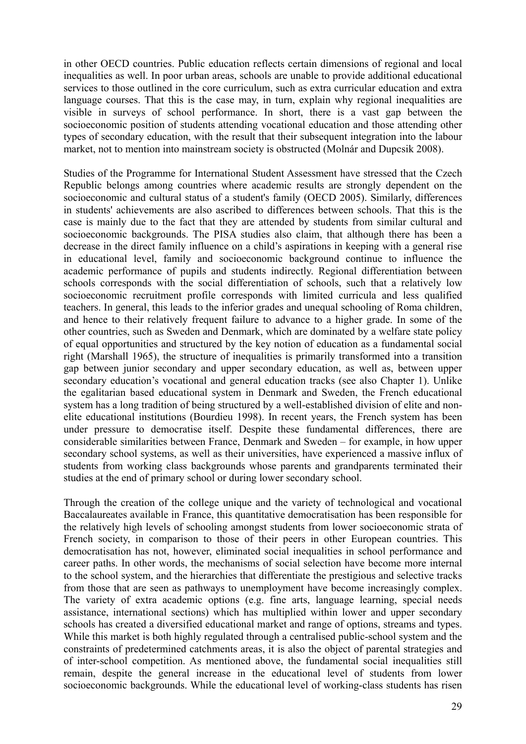in other OECD countries. Public education reflects certain dimensions of regional and local inequalities as well. In poor urban areas, schools are unable to provide additional educational services to those outlined in the core curriculum, such as extra curricular education and extra language courses. That this is the case may, in turn, explain why regional inequalities are visible in surveys of school performance. In short, there is a vast gap between the socioeconomic position of students attending vocational education and those attending other types of secondary education, with the result that their subsequent integration into the labour market, not to mention into mainstream society is obstructed (Molnár and Dupcsik 2008).

Studies of the Programme for International Student Assessment have stressed that the Czech Republic belongs among countries where academic results are strongly dependent on the socioeconomic and cultural status of a student's family (OECD 2005). Similarly, differences in students' achievements are also ascribed to differences between schools. That this is the case is mainly due to the fact that they are attended by students from similar cultural and socioeconomic backgrounds. The PISA studies also claim, that although there has been a decrease in the direct family influence on a child's aspirations in keeping with a general rise in educational level, family and socioeconomic background continue to influence the academic performance of pupils and students indirectly. Regional differentiation between schools corresponds with the social differentiation of schools, such that a relatively low socioeconomic recruitment profile corresponds with limited curricula and less qualified teachers. In general, this leads to the inferior grades and unequal schooling of Roma children, and hence to their relatively frequent failure to advance to a higher grade. In some of the other countries, such as Sweden and Denmark, which are dominated by a welfare state policy of equal opportunities and structured by the key notion of education as a fundamental social right (Marshall 1965), the structure of inequalities is primarily transformed into a transition gap between junior secondary and upper secondary education, as well as, between upper secondary education's vocational and general education tracks (see also Chapter 1). Unlike the egalitarian based educational system in Denmark and Sweden, the French educational system has a long tradition of being structured by a well-established division of elite and non-elite educational institutions (Bourdieu 1998). In recent years, the French system has been under pressure to democratise itself. Despite these fundamental differences, there are considerable similarities between France, Denmark and Sweden – for example, in how upper secondary school systems, as well as their universities, have experienced a massive influx of students from working class backgrounds whose parents and grandparents terminated their studies at the end of primary school or during lower secondary school.

Through the creation of the college unique and the variety of technological and vocational Baccalaureates available in France, this quantitative democratisation has been responsible for the relatively high levels of schooling amongst students from lower socioeconomic strata of French society, in comparison to those of their peers in other European countries. This democratisation has not, however, eliminated social inequalities in school performance and career paths. In other words, the mechanisms of social selection have become more internal to the school system, and the hierarchies that differentiate the prestigious and selective tracks from those that are seen as pathways to unemployment have become increasingly complex. The variety of extra academic options (e.g. fine arts, language learning, special needs assistance, international sections) which has multiplied within lower and upper secondary schools has created a diversified educational market and range of options, streams and types. While this market is both highly regulated through a centralised public-school system and the constraints of predetermined catchments areas, it is also the object of parental strategies and of inter-school competition. As mentioned above, the fundamental social inequalities still remain, despite the general increase in the educational level of students from lower socioeconomic backgrounds. While the educational level of working-class students has risen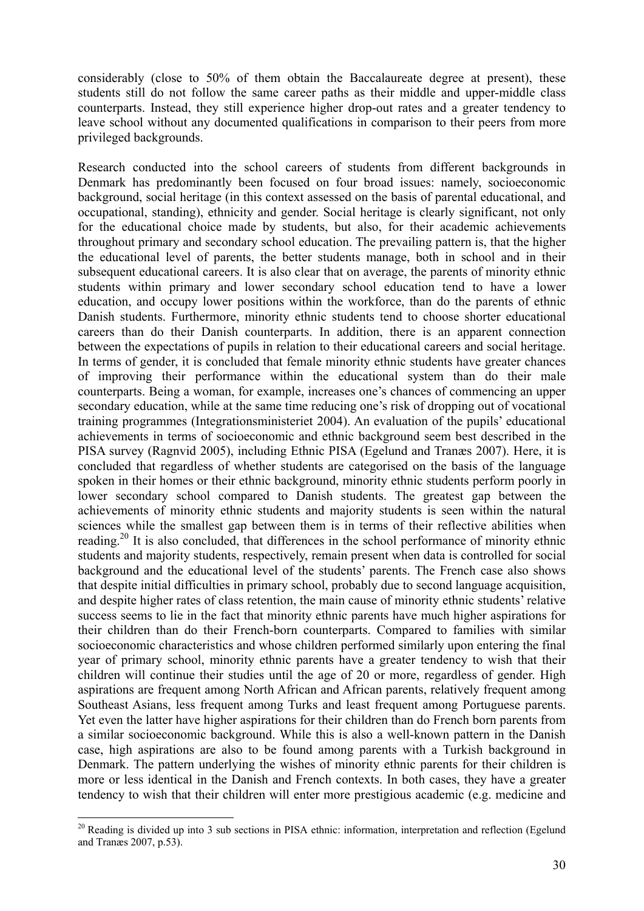considerably (close to 50% of them obtain the Baccalaureate degree at present), these students still do not follow the same career paths as their middle and upper-middle class counterparts. Instead, they still experience higher drop-out rates and a greater tendency to leave school without any documented qualifications in comparison to their peers from more privileged backgrounds.

Research conducted into the school careers of students from different backgrounds in Denmark has predominantly been focused on four broad issues: namely, socioeconomic background, social heritage (in this context assessed on the basis of parental educational, and occupational, standing), ethnicity and gender. Social heritage is clearly significant, not only for the educational choice made by students, but also, for their academic achievements throughout primary and secondary school education. The prevailing pattern is, that the higher the educational level of parents, the better students manage, both in school and in their subsequent educational careers. It is also clear that on average, the parents of minority ethnic students within primary and lower secondary school education tend to have a lower education, and occupy lower positions within the workforce, than do the parents of ethnic Danish students. Furthermore, minority ethnic students tend to choose shorter educational careers than do their Danish counterparts. In addition, there is an apparent connection between the expectations of pupils in relation to their educational careers and social heritage. In terms of gender, it is concluded that female minority ethnic students have greater chances of improving their performance within the educational system than do their male counterparts. Being a woman, for example, increases one's chances of commencing an upper secondary education, while at the same time reducing one's risk of dropping out of vocational training programmes (Integrationsministeriet 2004). An evaluation of the pupils' educational achievements in terms of socioeconomic and ethnic background seem best described in the PISA survey (Ragnvid 2005), including Ethnic PISA (Egelund and Tranæs 2007). Here, it is concluded that regardless of whether students are categorised on the basis of the language spoken in their homes or their ethnic background, minority ethnic students perform poorly in lower secondary school compared to Danish students. The greatest gap between the achievements of minority ethnic students and majority students is seen within the natural sciences while the smallest gap between them is in terms of their reflective abilities when reading.[20] It is also concluded, that differences in the school performance of minority ethnic students and majority students, respectively, remain present when data is controlled for social background and the educational level of the students' parents. The French case also shows that despite initial difficulties in primary school, probably due to second language acquisition, and despite higher rates of class retention, the main cause of minority ethnic students' relative success seems to lie in the fact that minority ethnic parents have much higher aspirations for their children than do their French-born counterparts. Compared to families with similar socioeconomic characteristics and whose children performed similarly upon entering the final year of primary school, minority ethnic parents have a greater tendency to wish that their children will continue their studies until the age of 20 or more, regardless of gender. High aspirations are frequent among North African and African parents, relatively frequent among Southeast Asians, less frequent among Turks and least frequent among Portuguese parents. Yet even the latter have higher aspirations for their children than do French born parents from a similar socioeconomic background. While this is also a well-known pattern in the Danish case, high aspirations are also to be found among parents with a Turkish background in Denmark. The pattern underlying the wishes of minority ethnic parents for their children is more or less identical in the Danish and French contexts. In both cases, they have a greater tendency to wish that their children will enter more prestigious academic (e.g. medicine and

---

[20] Reading is divided up into 3 sub sections in PISA ethnic: information, interpretation and reflection (Egelund and Tranæs 2007, p.53).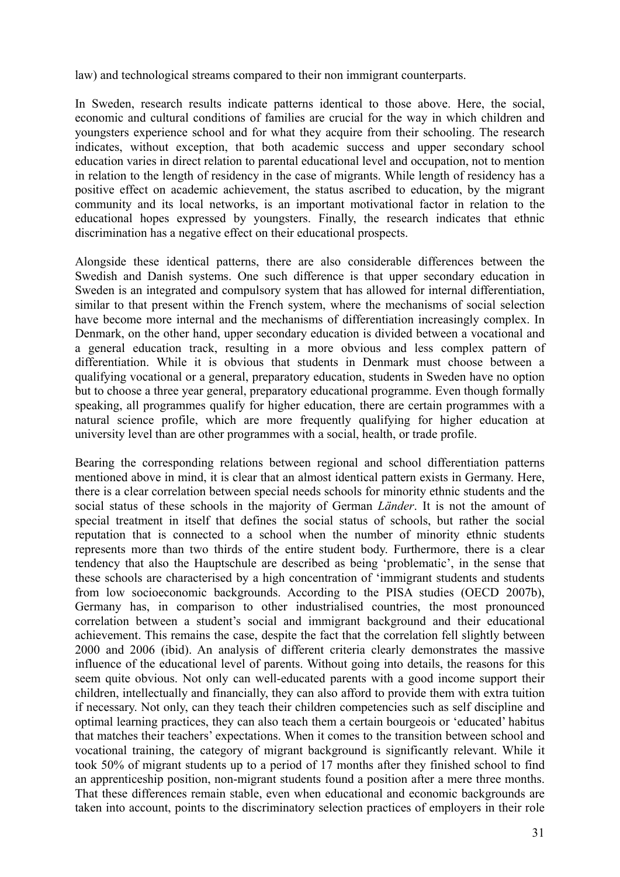law) and technological streams compared to their non immigrant counterparts.

In Sweden, research results indicate patterns identical to those above. Here, the social, economic and cultural conditions of families are crucial for the way in which children and youngsters experience school and for what they acquire from their schooling. The research indicates, without exception, that both academic success and upper secondary school education varies in direct relation to parental educational level and occupation, not to mention in relation to the length of residency in the case of migrants. While length of residency has a positive effect on academic achievement, the status ascribed to education, by the migrant community and its local networks, is an important motivational factor in relation to the educational hopes expressed by youngsters. Finally, the research indicates that ethnic discrimination has a negative effect on their educational prospects.

Alongside these identical patterns, there are also considerable differences between the Swedish and Danish systems. One such difference is that upper secondary education in Sweden is an integrated and compulsory system that has allowed for internal differentiation, similar to that present within the French system, where the mechanisms of social selection have become more internal and the mechanisms of differentiation increasingly complex. In Denmark, on the other hand, upper secondary education is divided between a vocational and a general education track, resulting in a more obvious and less complex pattern of differentiation. While it is obvious that students in Denmark must choose between a qualifying vocational or a general, preparatory education, students in Sweden have no option but to choose a three year general, preparatory educational programme. Even though formally speaking, all programmes qualify for higher education, there are certain programmes with a natural science profile, which are more frequently qualifying for higher education at university level than are other programmes with a social, health, or trade profile.

Bearing the corresponding relations between regional and school differentiation patterns mentioned above in mind, it is clear that an almost identical pattern exists in Germany. Here, there is a clear correlation between special needs schools for minority ethnic students and the social status of these schools in the majority of German *Länder*. It is not the amount of special treatment in itself that defines the social status of schools, but rather the social reputation that is connected to a school when the number of minority ethnic students represents more than two thirds of the entire student body. Furthermore, there is a clear tendency that also the Hauptschule are described as being 'problematic', in the sense that these schools are characterised by a high concentration of 'immigrant students and students from low socioeconomic backgrounds. According to the PISA studies (OECD 2007b), Germany has, in comparison to other industrialised countries, the most pronounced correlation between a student's social and immigrant background and their educational achievement. This remains the case, despite the fact that the correlation fell slightly between 2000 and 2006 (ibid). An analysis of different criteria clearly demonstrates the massive influence of the educational level of parents. Without going into details, the reasons for this seem quite obvious. Not only can well-educated parents with a good income support their children, intellectually and financially, they can also afford to provide them with extra tuition if necessary. Not only, can they teach their children competencies such as self discipline and optimal learning practices, they can also teach them a certain bourgeois or 'educated' habitus that matches their teachers' expectations. When it comes to the transition between school and vocational training, the category of migrant background is significantly relevant. While it took 50% of migrant students up to a period of 17 months after they finished school to find an apprenticeship position, non-migrant students found a position after a mere three months. That these differences remain stable, even when educational and economic backgrounds are taken into account, points to the discriminatory selection practices of employers in their role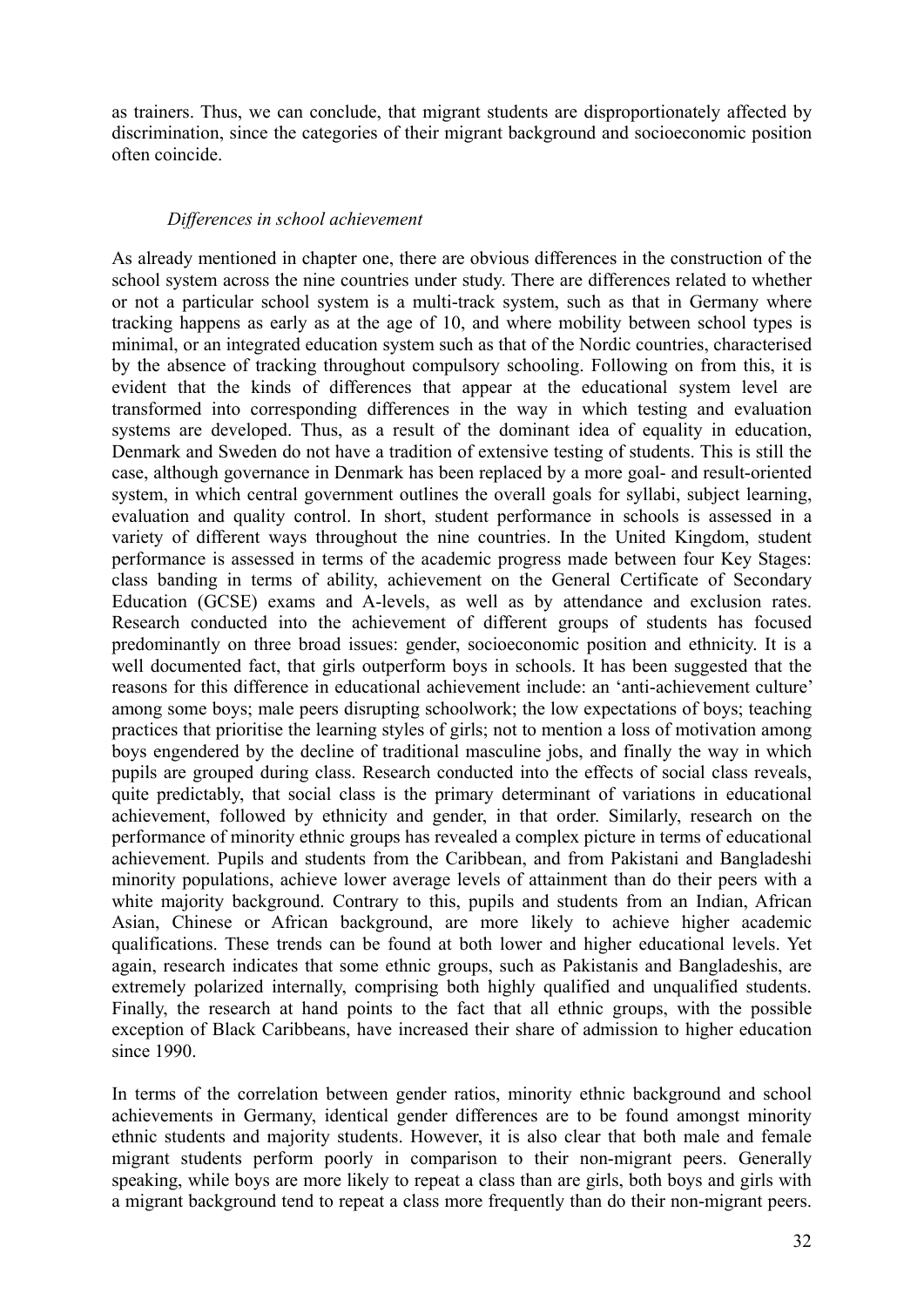as trainers. Thus, we can conclude, that migrant students are disproportionately affected by discrimination, since the categories of their migrant background and socioeconomic position often coincide.

*Differences in school achievement*

As already mentioned in chapter one, there are obvious differences in the construction of the school system across the nine countries under study. There are differences related to whether or not a particular school system is a multi-track system, such as that in Germany where tracking happens as early as at the age of 10, and where mobility between school types is minimal, or an integrated education system such as that of the Nordic countries, characterised by the absence of tracking throughout compulsory schooling. Following on from this, it is evident that the kinds of differences that appear at the educational system level are transformed into corresponding differences in the way in which testing and evaluation systems are developed. Thus, as a result of the dominant idea of equality in education, Denmark and Sweden do not have a tradition of extensive testing of students. This is still the case, although governance in Denmark has been replaced by a more goal- and result-oriented system, in which central government outlines the overall goals for syllabi, subject learning, evaluation and quality control. In short, student performance in schools is assessed in a variety of different ways throughout the nine countries. In the United Kingdom, student performance is assessed in terms of the academic progress made between four Key Stages: class banding in terms of ability, achievement on the General Certificate of Secondary Education (GCSE) exams and A-levels, as well as by attendance and exclusion rates. Research conducted into the achievement of different groups of students has focused predominantly on three broad issues: gender, socioeconomic position and ethnicity. It is a well documented fact, that girls outperform boys in schools. It has been suggested that the reasons for this difference in educational achievement include: an 'anti-achievement culture' among some boys; male peers disrupting schoolwork; the low expectations of boys; teaching practices that prioritise the learning styles of girls; not to mention a loss of motivation among boys engendered by the decline of traditional masculine jobs, and finally the way in which pupils are grouped during class. Research conducted into the effects of social class reveals, quite predictably, that social class is the primary determinant of variations in educational achievement, followed by ethnicity and gender, in that order. Similarly, research on the performance of minority ethnic groups has revealed a complex picture in terms of educational achievement. Pupils and students from the Caribbean, and from Pakistani and Bangladeshi minority populations, achieve lower average levels of attainment than do their peers with a white majority background. Contrary to this, pupils and students from an Indian, African Asian, Chinese or African background, are more likely to achieve higher academic qualifications. These trends can be found at both lower and higher educational levels. Yet again, research indicates that some ethnic groups, such as Pakistanis and Bangladeshis, are extremely polarized internally, comprising both highly qualified and unqualified students. Finally, the research at hand points to the fact that all ethnic groups, with the possible exception of Black Caribbeans, have increased their share of admission to higher education since 1990.

In terms of the correlation between gender ratios, minority ethnic background and school achievements in Germany, identical gender differences are to be found amongst minority ethnic students and majority students. However, it is also clear that both male and female migrant students perform poorly in comparison to their non-migrant peers. Generally speaking, while boys are more likely to repeat a class than are girls, both boys and girls with a migrant background tend to repeat a class more frequently than do their non-migrant peers.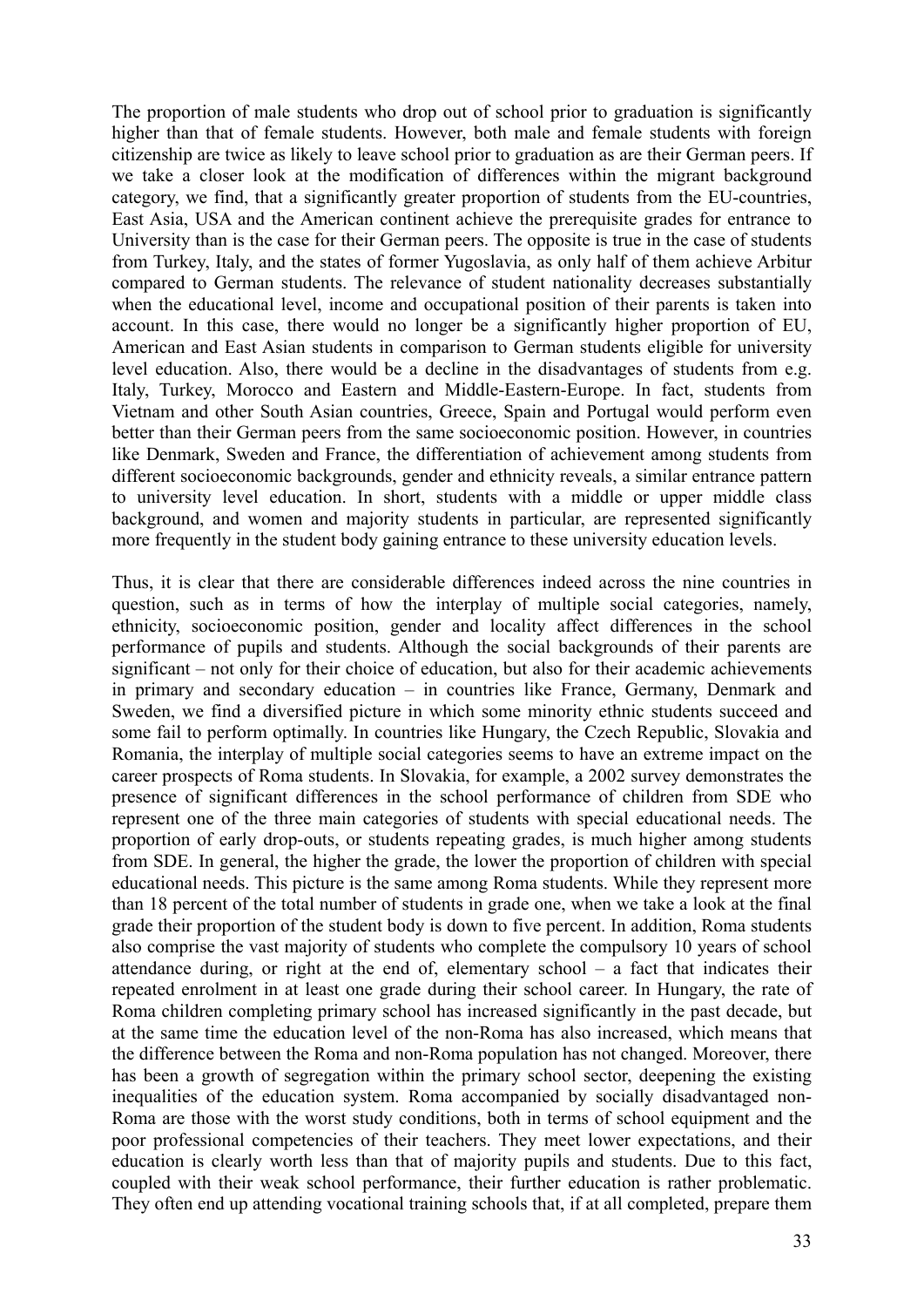The proportion of male students who drop out of school prior to graduation is significantly higher than that of female students. However, both male and female students with foreign citizenship are twice as likely to leave school prior to graduation as are their German peers. If we take a closer look at the modification of differences within the migrant background category, we find, that a significantly greater proportion of students from the EU-countries, East Asia, USA and the American continent achieve the prerequisite grades for entrance to University than is the case for their German peers. The opposite is true in the case of students from Turkey, Italy, and the states of former Yugoslavia, as only half of them achieve Arbitur compared to German students. The relevance of student nationality decreases substantially when the educational level, income and occupational position of their parents is taken into account. In this case, there would no longer be a significantly higher proportion of EU, American and East Asian students in comparison to German students eligible for university level education. Also, there would be a decline in the disadvantages of students from e.g. Italy, Turkey, Morocco and Eastern and Middle-Eastern-Europe. In fact, students from Vietnam and other South Asian countries, Greece, Spain and Portugal would perform even better than their German peers from the same socioeconomic position. However, in countries like Denmark, Sweden and France, the differentiation of achievement among students from different socioeconomic backgrounds, gender and ethnicity reveals, a similar entrance pattern to university level education. In short, students with a middle or upper middle class background, and women and majority students in particular, are represented significantly more frequently in the student body gaining entrance to these university education levels.

Thus, it is clear that there are considerable differences indeed across the nine countries in question, such as in terms of how the interplay of multiple social categories, namely, ethnicity, socioeconomic position, gender and locality affect differences in the school performance of pupils and students. Although the social backgrounds of their parents are significant – not only for their choice of education, but also for their academic achievements in primary and secondary education – in countries like France, Germany, Denmark and Sweden, we find a diversified picture in which some minority ethnic students succeed and some fail to perform optimally. In countries like Hungary, the Czech Republic, Slovakia and Romania, the interplay of multiple social categories seems to have an extreme impact on the career prospects of Roma students. In Slovakia, for example, a 2002 survey demonstrates the presence of significant differences in the school performance of children from SDE who represent one of the three main categories of students with special educational needs. The proportion of early drop-outs, or students repeating grades, is much higher among students from SDE. In general, the higher the grade, the lower the proportion of children with special educational needs. This picture is the same among Roma students. While they represent more than 18 percent of the total number of students in grade one, when we take a look at the final grade their proportion of the student body is down to five percent. In addition, Roma students also comprise the vast majority of students who complete the compulsory 10 years of school attendance during, or right at the end of, elementary school – a fact that indicates their repeated enrolment in at least one grade during their school career. In Hungary, the rate of Roma children completing primary school has increased significantly in the past decade, but at the same time the education level of the non-Roma has also increased, which means that the difference between the Roma and non-Roma population has not changed. Moreover, there has been a growth of segregation within the primary school sector, deepening the existing inequalities of the education system. Roma accompanied by socially disadvantaged non-Roma are those with the worst study conditions, both in terms of school equipment and the poor professional competencies of their teachers. They meet lower expectations, and their education is clearly worth less than that of majority pupils and students. Due to this fact, coupled with their weak school performance, their further education is rather problematic. They often end up attending vocational training schools that, if at all completed, prepare them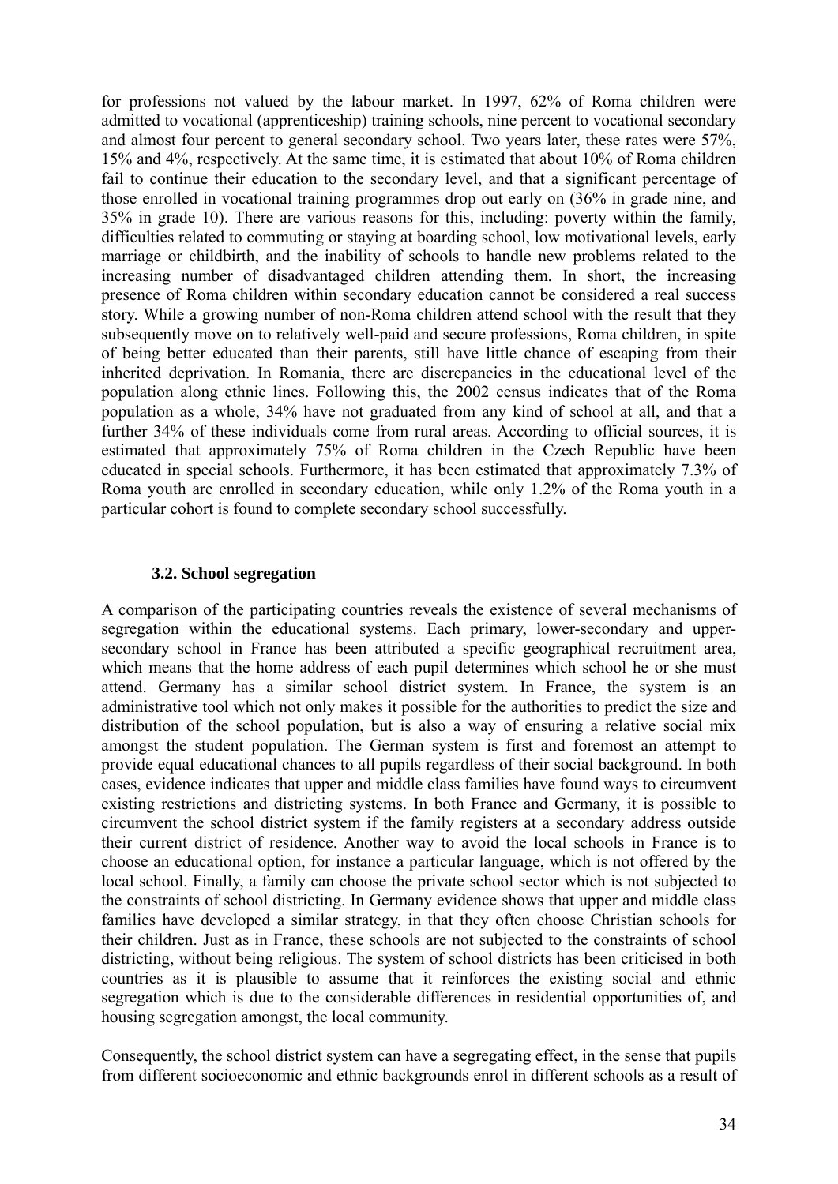for professions not valued by the labour market. In 1997, 62% of Roma children were admitted to vocational (apprenticeship) training schools, nine percent to vocational secondary and almost four percent to general secondary school. Two years later, these rates were 57%, 15% and 4%, respectively. At the same time, it is estimated that about 10% of Roma children fail to continue their education to the secondary level, and that a significant percentage of those enrolled in vocational training programmes drop out early on (36% in grade nine, and 35% in grade 10). There are various reasons for this, including: poverty within the family, difficulties related to commuting or staying at boarding school, low motivational levels, early marriage or childbirth, and the inability of schools to handle new problems related to the increasing number of disadvantaged children attending them. In short, the increasing presence of Roma children within secondary education cannot be considered a real success story. While a growing number of non-Roma children attend school with the result that they subsequently move on to relatively well-paid and secure professions, Roma children, in spite of being better educated than their parents, still have little chance of escaping from their inherited deprivation. In Romania, there are discrepancies in the educational level of the population along ethnic lines. Following this, the 2002 census indicates that of the Roma population as a whole, 34% have not graduated from any kind of school at all, and that a further 34% of these individuals come from rural areas. According to official sources, it is estimated that approximately 75% of Roma children in the Czech Republic have been educated in special schools. Furthermore, it has been estimated that approximately 7.3% of Roma youth are enrolled in secondary education, while only 1.2% of the Roma youth in a particular cohort is found to complete secondary school successfully.

### 3.2. School segregation

A comparison of the participating countries reveals the existence of several mechanisms of segregation within the educational systems. Each primary, lower-secondary and upper-secondary school in France has been attributed a specific geographical recruitment area, which means that the home address of each pupil determines which school he or she must attend. Germany has a similar school district system. In France, the system is an administrative tool which not only makes it possible for the authorities to predict the size and distribution of the school population, but is also a way of ensuring a relative social mix amongst the student population. The German system is first and foremost an attempt to provide equal educational chances to all pupils regardless of their social background. In both cases, evidence indicates that upper and middle class families have found ways to circumvent existing restrictions and districting systems. In both France and Germany, it is possible to circumvent the school district system if the family registers at a secondary address outside their current district of residence. Another way to avoid the local schools in France is to choose an educational option, for instance a particular language, which is not offered by the local school. Finally, a family can choose the private school sector which is not subjected to the constraints of school districting. In Germany evidence shows that upper and middle class families have developed a similar strategy, in that they often choose Christian schools for their children. Just as in France, these schools are not subjected to the constraints of school districting, without being religious. The system of school districts has been criticised in both countries as it is plausible to assume that it reinforces the existing social and ethnic segregation which is due to the considerable differences in residential opportunities of, and housing segregation amongst, the local community.

Consequently, the school district system can have a segregating effect, in the sense that pupils from different socioeconomic and ethnic backgrounds enrol in different schools as a result of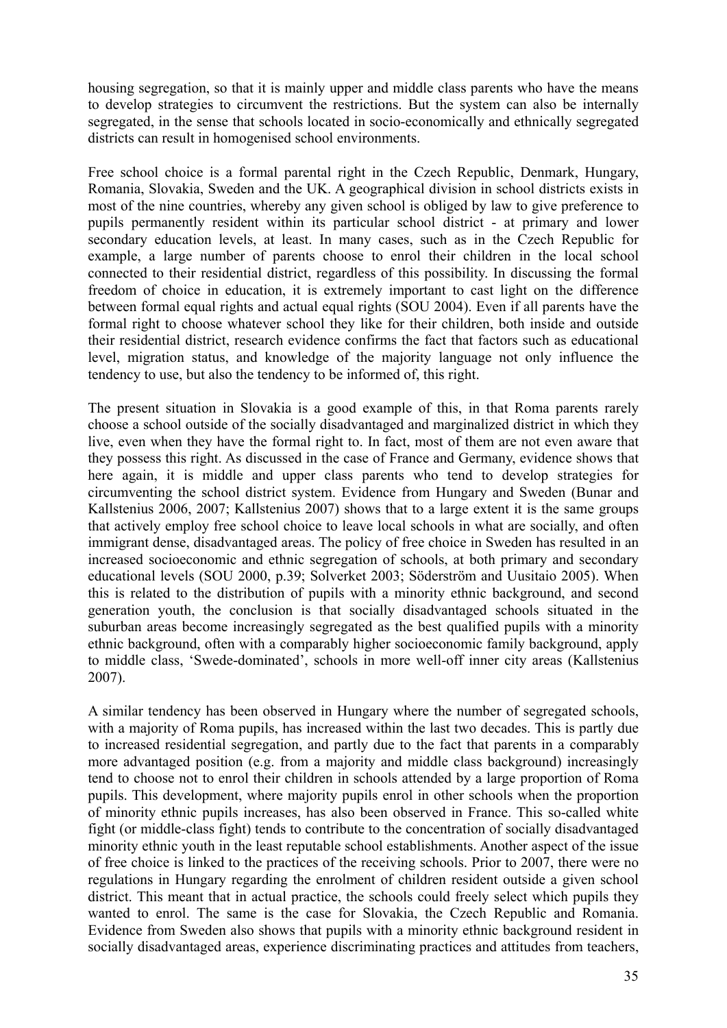housing segregation, so that it is mainly upper and middle class parents who have the means to develop strategies to circumvent the restrictions. But the system can also be internally segregated, in the sense that schools located in socio-economically and ethnically segregated districts can result in homogenised school environments.

Free school choice is a formal parental right in the Czech Republic, Denmark, Hungary, Romania, Slovakia, Sweden and the UK. A geographical division in school districts exists in most of the nine countries, whereby any given school is obliged by law to give preference to pupils permanently resident within its particular school district - at primary and lower secondary education levels, at least. In many cases, such as in the Czech Republic for example, a large number of parents choose to enrol their children in the local school connected to their residential district, regardless of this possibility. In discussing the formal freedom of choice in education, it is extremely important to cast light on the difference between formal equal rights and actual equal rights (SOU 2004). Even if all parents have the formal right to choose whatever school they like for their children, both inside and outside their residential district, research evidence confirms the fact that factors such as educational level, migration status, and knowledge of the majority language not only influence the tendency to use, but also the tendency to be informed of, this right.

The present situation in Slovakia is a good example of this, in that Roma parents rarely choose a school outside of the socially disadvantaged and marginalized district in which they live, even when they have the formal right to. In fact, most of them are not even aware that they possess this right. As discussed in the case of France and Germany, evidence shows that here again, it is middle and upper class parents who tend to develop strategies for circumventing the school district system. Evidence from Hungary and Sweden (Bunar and Kallstenius 2006, 2007; Kallstenius 2007) shows that to a large extent it is the same groups that actively employ free school choice to leave local schools in what are socially, and often immigrant dense, disadvantaged areas. The policy of free choice in Sweden has resulted in an increased socioeconomic and ethnic segregation of schools, at both primary and secondary educational levels (SOU 2000, p.39; Solverket 2003; Söderström and Uusitaio 2005). When this is related to the distribution of pupils with a minority ethnic background, and second generation youth, the conclusion is that socially disadvantaged schools situated in the suburban areas become increasingly segregated as the best qualified pupils with a minority ethnic background, often with a comparably higher socioeconomic family background, apply to middle class, 'Swede-dominated', schools in more well-off inner city areas (Kallstenius 2007).

A similar tendency has been observed in Hungary where the number of segregated schools, with a majority of Roma pupils, has increased within the last two decades. This is partly due to increased residential segregation, and partly due to the fact that parents in a comparably more advantaged position (e.g. from a majority and middle class background) increasingly tend to choose not to enrol their children in schools attended by a large proportion of Roma pupils. This development, where majority pupils enrol in other schools when the proportion of minority ethnic pupils increases, has also been observed in France. This so-called white fight (or middle-class fight) tends to contribute to the concentration of socially disadvantaged minority ethnic youth in the least reputable school establishments. Another aspect of the issue of free choice is linked to the practices of the receiving schools. Prior to 2007, there were no regulations in Hungary regarding the enrolment of children resident outside a given school district. This meant that in actual practice, the schools could freely select which pupils they wanted to enrol. The same is the case for Slovakia, the Czech Republic and Romania. Evidence from Sweden also shows that pupils with a minority ethnic background resident in socially disadvantaged areas, experience discriminating practices and attitudes from teachers,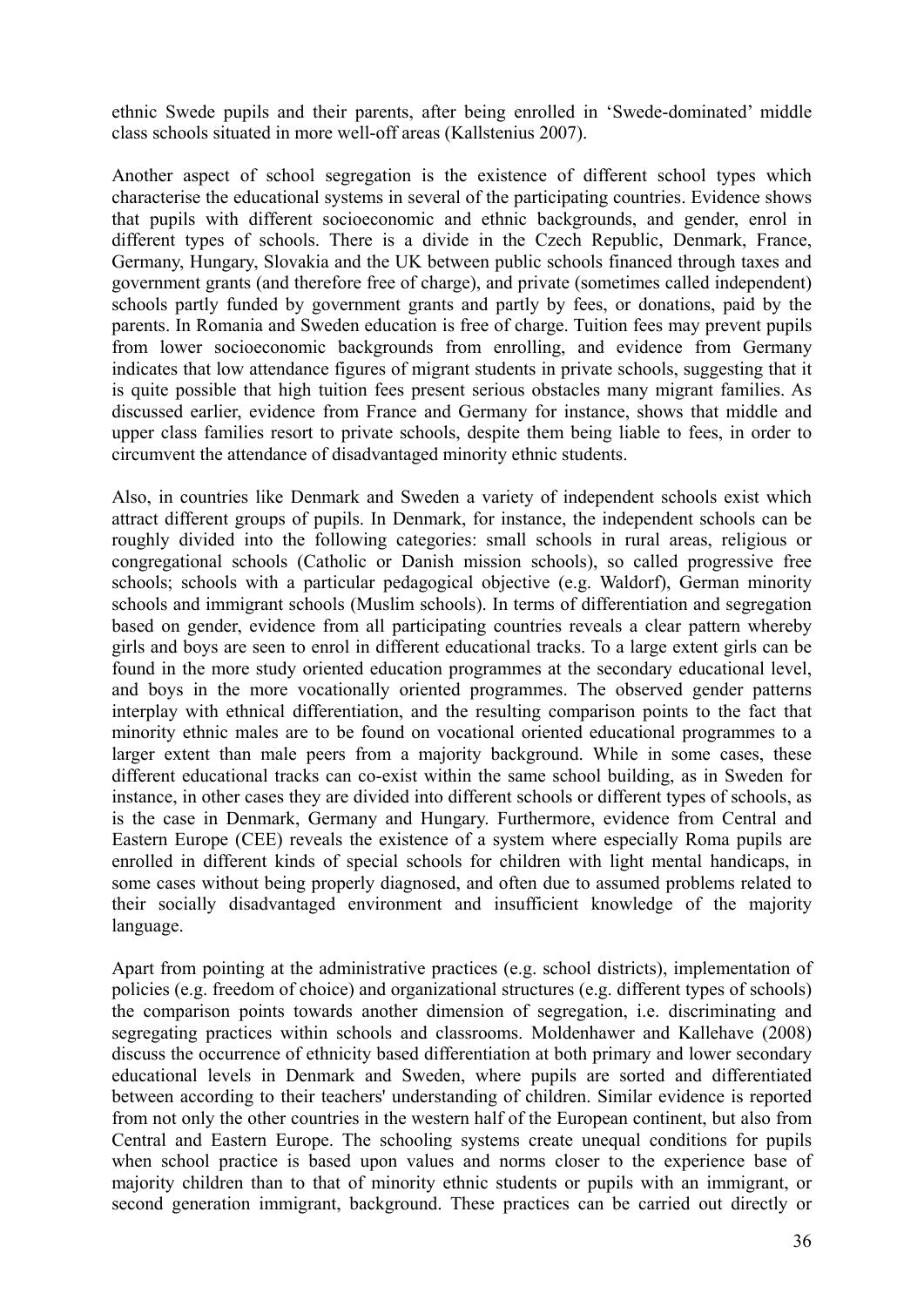ethnic Swede pupils and their parents, after being enrolled in 'Swede-dominated' middle class schools situated in more well-off areas (Kallstenius 2007).

Another aspect of school segregation is the existence of different school types which characterise the educational systems in several of the participating countries. Evidence shows that pupils with different socioeconomic and ethnic backgrounds, and gender, enrol in different types of schools. There is a divide in the Czech Republic, Denmark, France, Germany, Hungary, Slovakia and the UK between public schools financed through taxes and government grants (and therefore free of charge), and private (sometimes called independent) schools partly funded by government grants and partly by fees, or donations, paid by the parents. In Romania and Sweden education is free of charge. Tuition fees may prevent pupils from lower socioeconomic backgrounds from enrolling, and evidence from Germany indicates that low attendance figures of migrant students in private schools, suggesting that it is quite possible that high tuition fees present serious obstacles many migrant families. As discussed earlier, evidence from France and Germany for instance, shows that middle and upper class families resort to private schools, despite them being liable to fees, in order to circumvent the attendance of disadvantaged minority ethnic students.

Also, in countries like Denmark and Sweden a variety of independent schools exist which attract different groups of pupils. In Denmark, for instance, the independent schools can be roughly divided into the following categories: small schools in rural areas, religious or congregational schools (Catholic or Danish mission schools), so called progressive free schools; schools with a particular pedagogical objective (e.g. Waldorf), German minority schools and immigrant schools (Muslim schools). In terms of differentiation and segregation based on gender, evidence from all participating countries reveals a clear pattern whereby girls and boys are seen to enrol in different educational tracks. To a large extent girls can be found in the more study oriented education programmes at the secondary educational level, and boys in the more vocationally oriented programmes. The observed gender patterns interplay with ethnical differentiation, and the resulting comparison points to the fact that minority ethnic males are to be found on vocational oriented educational programmes to a larger extent than male peers from a majority background. While in some cases, these different educational tracks can co-exist within the same school building, as in Sweden for instance, in other cases they are divided into different schools or different types of schools, as is the case in Denmark, Germany and Hungary. Furthermore, evidence from Central and Eastern Europe (CEE) reveals the existence of a system where especially Roma pupils are enrolled in different kinds of special schools for children with light mental handicaps, in some cases without being properly diagnosed, and often due to assumed problems related to their socially disadvantaged environment and insufficient knowledge of the majority language.

Apart from pointing at the administrative practices (e.g. school districts), implementation of policies (e.g. freedom of choice) and organizational structures (e.g. different types of schools) the comparison points towards another dimension of segregation, i.e. discriminating and segregating practices within schools and classrooms. Moldenhawer and Kallehave (2008) discuss the occurrence of ethnicity based differentiation at both primary and lower secondary educational levels in Denmark and Sweden, where pupils are sorted and differentiated between according to their teachers' understanding of children. Similar evidence is reported from not only the other countries in the western half of the European continent, but also from Central and Eastern Europe. The schooling systems create unequal conditions for pupils when school practice is based upon values and norms closer to the experience base of majority children than to that of minority ethnic students or pupils with an immigrant, or second generation immigrant, background. These practices can be carried out directly or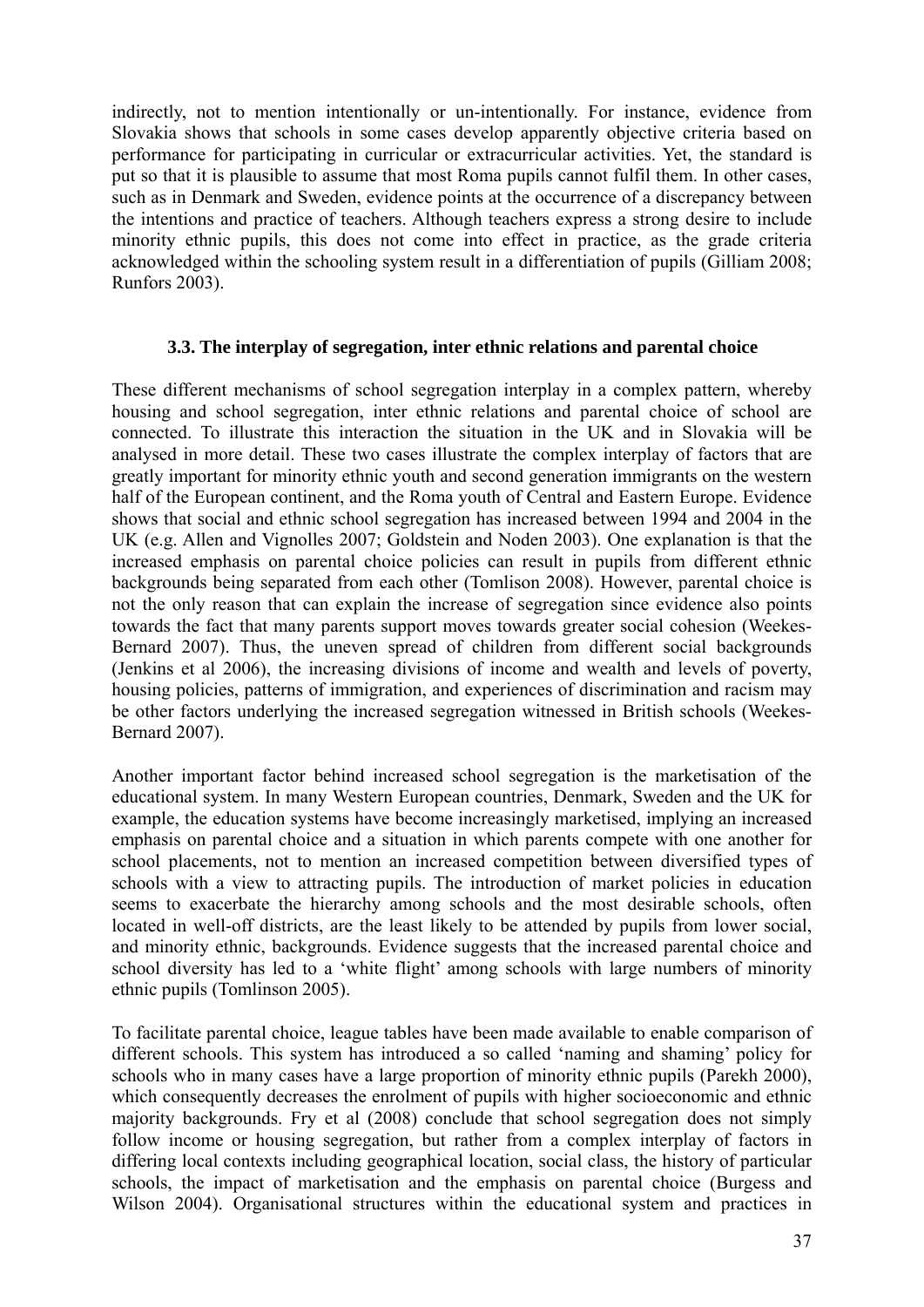indirectly, not to mention intentionally or un-intentionally. For instance, evidence from Slovakia shows that schools in some cases develop apparently objective criteria based on performance for participating in curricular or extracurricular activities. Yet, the standard is put so that it is plausible to assume that most Roma pupils cannot fulfil them. In other cases, such as in Denmark and Sweden, evidence points at the occurrence of a discrepancy between the intentions and practice of teachers. Although teachers express a strong desire to include minority ethnic pupils, this does not come into effect in practice, as the grade criteria acknowledged within the schooling system result in a differentiation of pupils (Gilliam 2008; Runfors 2003).

### 3.3. The interplay of segregation, inter ethnic relations and parental choice

These different mechanisms of school segregation interplay in a complex pattern, whereby housing and school segregation, inter ethnic relations and parental choice of school are connected. To illustrate this interaction the situation in the UK and in Slovakia will be analysed in more detail. These two cases illustrate the complex interplay of factors that are greatly important for minority ethnic youth and second generation immigrants on the western half of the European continent, and the Roma youth of Central and Eastern Europe. Evidence shows that social and ethnic school segregation has increased between 1994 and 2004 in the UK (e.g. Allen and Vignolles 2007; Goldstein and Noden 2003). One explanation is that the increased emphasis on parental choice policies can result in pupils from different ethnic backgrounds being separated from each other (Tomlison 2008). However, parental choice is not the only reason that can explain the increase of segregation since evidence also points towards the fact that many parents support moves towards greater social cohesion (Weekes-Bernard 2007). Thus, the uneven spread of children from different social backgrounds (Jenkins et al 2006), the increasing divisions of income and wealth and levels of poverty, housing policies, patterns of immigration, and experiences of discrimination and racism may be other factors underlying the increased segregation witnessed in British schools (Weekes-Bernard 2007).

Another important factor behind increased school segregation is the marketisation of the educational system. In many Western European countries, Denmark, Sweden and the UK for example, the education systems have become increasingly marketised, implying an increased emphasis on parental choice and a situation in which parents compete with one another for school placements, not to mention an increased competition between diversified types of schools with a view to attracting pupils. The introduction of market policies in education seems to exacerbate the hierarchy among schools and the most desirable schools, often located in well-off districts, are the least likely to be attended by pupils from lower social, and minority ethnic, backgrounds. Evidence suggests that the increased parental choice and school diversity has led to a 'white flight' among schools with large numbers of minority ethnic pupils (Tomlinson 2005).

To facilitate parental choice, league tables have been made available to enable comparison of different schools. This system has introduced a so called 'naming and shaming' policy for schools who in many cases have a large proportion of minority ethnic pupils (Parekh 2000), which consequently decreases the enrolment of pupils with higher socioeconomic and ethnic majority backgrounds. Fry et al (2008) conclude that school segregation does not simply follow income or housing segregation, but rather from a complex interplay of factors in differing local contexts including geographical location, social class, the history of particular schools, the impact of marketisation and the emphasis on parental choice (Burgess and Wilson 2004). Organisational structures within the educational system and practices in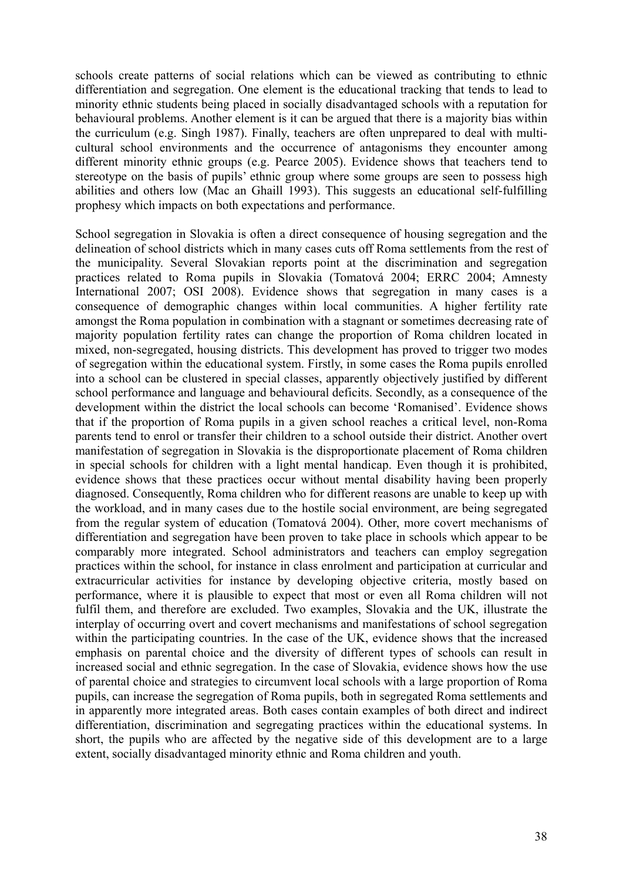schools create patterns of social relations which can be viewed as contributing to ethnic differentiation and segregation. One element is the educational tracking that tends to lead to minority ethnic students being placed in socially disadvantaged schools with a reputation for behavioural problems. Another element is it can be argued that there is a majority bias within the curriculum (e.g. Singh 1987). Finally, teachers are often unprepared to deal with multi-cultural school environments and the occurrence of antagonisms they encounter among different minority ethnic groups (e.g. Pearce 2005). Evidence shows that teachers tend to stereotype on the basis of pupils' ethnic group where some groups are seen to possess high abilities and others low (Mac an Ghaill 1993). This suggests an educational self-fulfilling prophesy which impacts on both expectations and performance.

School segregation in Slovakia is often a direct consequence of housing segregation and the delineation of school districts which in many cases cuts off Roma settlements from the rest of the municipality. Several Slovakian reports point at the discrimination and segregation practices related to Roma pupils in Slovakia (Tomatová 2004; ERRC 2004; Amnesty International 2007; OSI 2008). Evidence shows that segregation in many cases is a consequence of demographic changes within local communities. A higher fertility rate amongst the Roma population in combination with a stagnant or sometimes decreasing rate of majority population fertility rates can change the proportion of Roma children located in mixed, non-segregated, housing districts. This development has proved to trigger two modes of segregation within the educational system. Firstly, in some cases the Roma pupils enrolled into a school can be clustered in special classes, apparently objectively justified by different school performance and language and behavioural deficits. Secondly, as a consequence of the development within the district the local schools can become 'Romanised'. Evidence shows that if the proportion of Roma pupils in a given school reaches a critical level, non-Roma parents tend to enrol or transfer their children to a school outside their district. Another overt manifestation of segregation in Slovakia is the disproportionate placement of Roma children in special schools for children with a light mental handicap. Even though it is prohibited, evidence shows that these practices occur without mental disability having been properly diagnosed. Consequently, Roma children who for different reasons are unable to keep up with the workload, and in many cases due to the hostile social environment, are being segregated from the regular system of education (Tomatová 2004). Other, more covert mechanisms of differentiation and segregation have been proven to take place in schools which appear to be comparably more integrated. School administrators and teachers can employ segregation practices within the school, for instance in class enrolment and participation at curricular and extracurricular activities for instance by developing objective criteria, mostly based on performance, where it is plausible to expect that most or even all Roma children will not fulfil them, and therefore are excluded. Two examples, Slovakia and the UK, illustrate the interplay of occurring overt and covert mechanisms and manifestations of school segregation within the participating countries. In the case of the UK, evidence shows that the increased emphasis on parental choice and the diversity of different types of schools can result in increased social and ethnic segregation. In the case of Slovakia, evidence shows how the use of parental choice and strategies to circumvent local schools with a large proportion of Roma pupils, can increase the segregation of Roma pupils, both in segregated Roma settlements and in apparently more integrated areas. Both cases contain examples of both direct and indirect differentiation, discrimination and segregating practices within the educational systems. In short, the pupils who are affected by the negative side of this development are to a large extent, socially disadvantaged minority ethnic and Roma children and youth.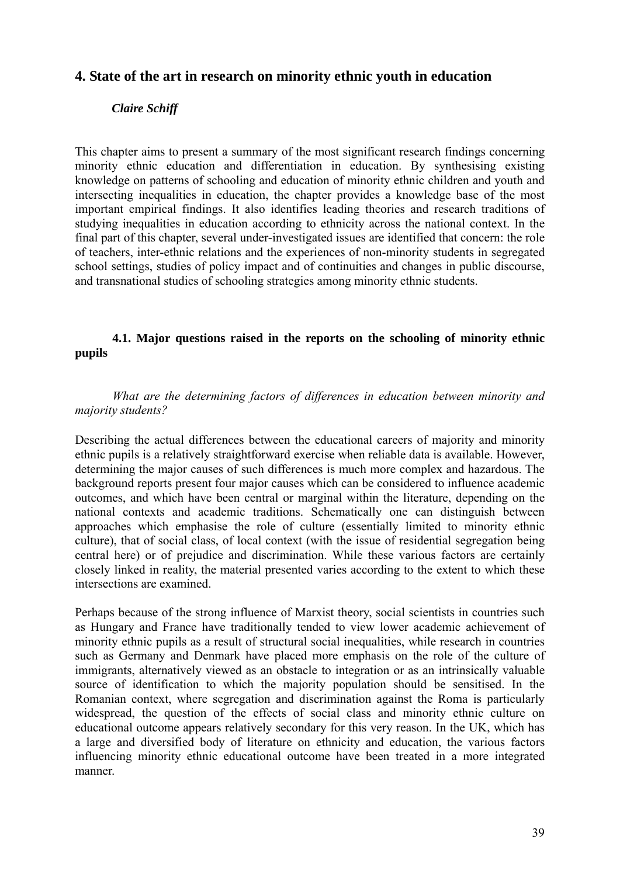## 4. State of the art in research on minority ethnic youth in education

***Claire Schiff***

This chapter aims to present a summary of the most significant research findings concerning minority ethnic education and differentiation in education. By synthesising existing knowledge on patterns of schooling and education of minority ethnic children and youth and intersecting inequalities in education, the chapter provides a knowledge base of the most important empirical findings. It also identifies leading theories and research traditions of studying inequalities in education according to ethnicity across the national context. In the final part of this chapter, several under-investigated issues are identified that concern: the role of teachers, inter-ethnic relations and the experiences of non-minority students in segregated school settings, studies of policy impact and of continuities and changes in public discourse, and transnational studies of schooling strategies among minority ethnic students.

### 4.1. Major questions raised in the reports on the schooling of minority ethnic pupils

*What are the determining factors of differences in education between minority and majority students?*

Describing the actual differences between the educational careers of majority and minority ethnic pupils is a relatively straightforward exercise when reliable data is available. However, determining the major causes of such differences is much more complex and hazardous. The background reports present four major causes which can be considered to influence academic outcomes, and which have been central or marginal within the literature, depending on the national contexts and academic traditions. Schematically one can distinguish between approaches which emphasise the role of culture (essentially limited to minority ethnic culture), that of social class, of local context (with the issue of residential segregation being central here) or of prejudice and discrimination. While these various factors are certainly closely linked in reality, the material presented varies according to the extent to which these intersections are examined.

Perhaps because of the strong influence of Marxist theory, social scientists in countries such as Hungary and France have traditionally tended to view lower academic achievement of minority ethnic pupils as a result of structural social inequalities, while research in countries such as Germany and Denmark have placed more emphasis on the role of the culture of immigrants, alternatively viewed as an obstacle to integration or as an intrinsically valuable source of identification to which the majority population should be sensitised. In the Romanian context, where segregation and discrimination against the Roma is particularly widespread, the question of the effects of social class and minority ethnic culture on educational outcome appears relatively secondary for this very reason. In the UK, which has a large and diversified body of literature on ethnicity and education, the various factors influencing minority ethnic educational outcome have been treated in a more integrated manner.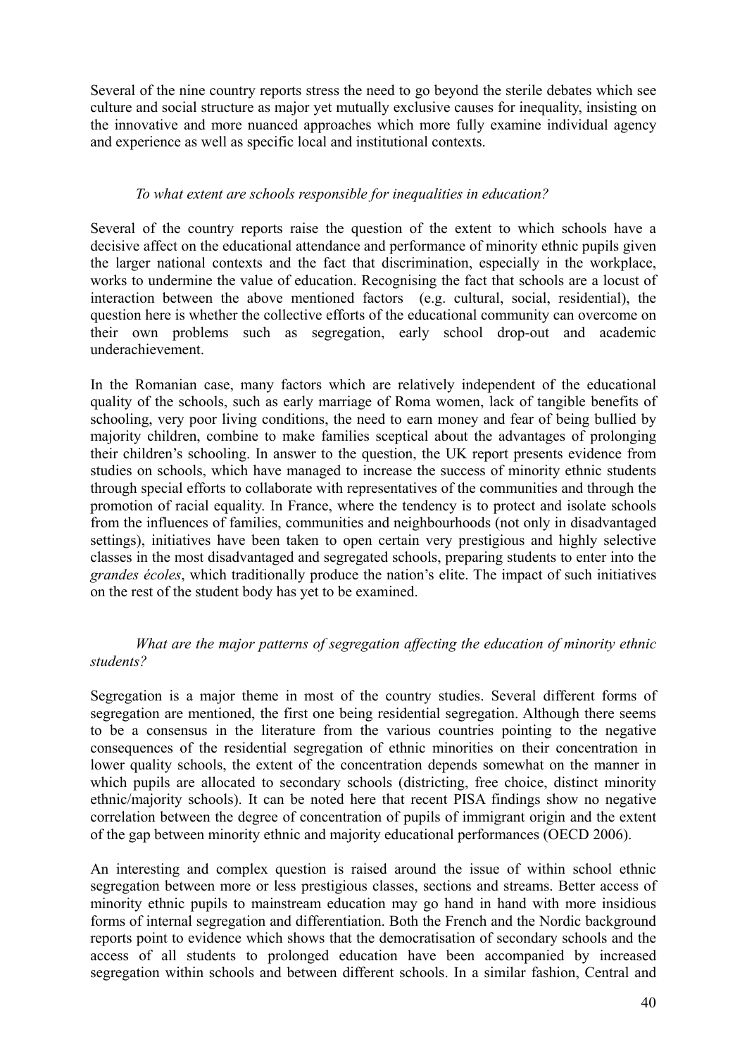Several of the nine country reports stress the need to go beyond the sterile debates which see culture and social structure as major yet mutually exclusive causes for inequality, insisting on the innovative and more nuanced approaches which more fully examine individual agency and experience as well as specific local and institutional contexts.

*To what extent are schools responsible for inequalities in education?*

Several of the country reports raise the question of the extent to which schools have a decisive affect on the educational attendance and performance of minority ethnic pupils given the larger national contexts and the fact that discrimination, especially in the workplace, works to undermine the value of education. Recognising the fact that schools are a locust of interaction between the above mentioned factors (e.g. cultural, social, residential), the question here is whether the collective efforts of the educational community can overcome on their own problems such as segregation, early school drop-out and academic underachievement.

In the Romanian case, many factors which are relatively independent of the educational quality of the schools, such as early marriage of Roma women, lack of tangible benefits of schooling, very poor living conditions, the need to earn money and fear of being bullied by majority children, combine to make families sceptical about the advantages of prolonging their children's schooling. In answer to the question, the UK report presents evidence from studies on schools, which have managed to increase the success of minority ethnic students through special efforts to collaborate with representatives of the communities and through the promotion of racial equality. In France, where the tendency is to protect and isolate schools from the influences of families, communities and neighbourhoods (not only in disadvantaged settings), initiatives have been taken to open certain very prestigious and highly selective classes in the most disadvantaged and segregated schools, preparing students to enter into the *grandes écoles*, which traditionally produce the nation's elite. The impact of such initiatives on the rest of the student body has yet to be examined.

*What are the major patterns of segregation affecting the education of minority ethnic students?*

Segregation is a major theme in most of the country studies. Several different forms of segregation are mentioned, the first one being residential segregation. Although there seems to be a consensus in the literature from the various countries pointing to the negative consequences of the residential segregation of ethnic minorities on their concentration in lower quality schools, the extent of the concentration depends somewhat on the manner in which pupils are allocated to secondary schools (districting, free choice, distinct minority ethnic/majority schools). It can be noted here that recent PISA findings show no negative correlation between the degree of concentration of pupils of immigrant origin and the extent of the gap between minority ethnic and majority educational performances (OECD 2006).

An interesting and complex question is raised around the issue of within school ethnic segregation between more or less prestigious classes, sections and streams. Better access of minority ethnic pupils to mainstream education may go hand in hand with more insidious forms of internal segregation and differentiation. Both the French and the Nordic background reports point to evidence which shows that the democratisation of secondary schools and the access of all students to prolonged education have been accompanied by increased segregation within schools and between different schools. In a similar fashion, Central and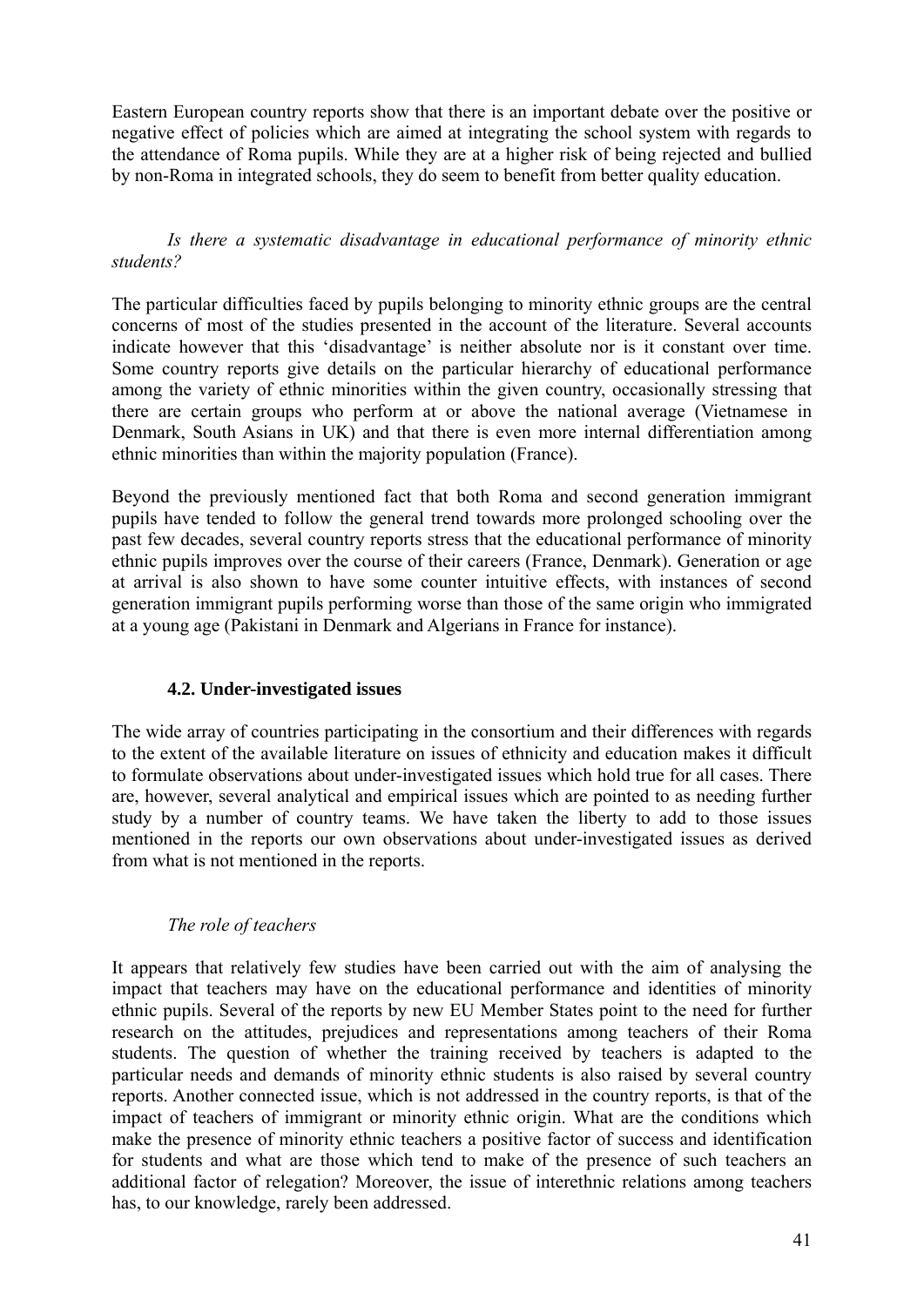Eastern European country reports show that there is an important debate over the positive or negative effect of policies which are aimed at integrating the school system with regards to the attendance of Roma pupils. While they are at a higher risk of being rejected and bullied by non-Roma in integrated schools, they do seem to benefit from better quality education.

*Is there a systematic disadvantage in educational performance of minority ethnic students?*

The particular difficulties faced by pupils belonging to minority ethnic groups are the central concerns of most of the studies presented in the account of the literature. Several accounts indicate however that this 'disadvantage' is neither absolute nor is it constant over time. Some country reports give details on the particular hierarchy of educational performance among the variety of ethnic minorities within the given country, occasionally stressing that there are certain groups who perform at or above the national average (Vietnamese in Denmark, South Asians in UK) and that there is even more internal differentiation among ethnic minorities than within the majority population (France).

Beyond the previously mentioned fact that both Roma and second generation immigrant pupils have tended to follow the general trend towards more prolonged schooling over the past few decades, several country reports stress that the educational performance of minority ethnic pupils improves over the course of their careers (France, Denmark). Generation or age at arrival is also shown to have some counter intuitive effects, with instances of second generation immigrant pupils performing worse than those of the same origin who immigrated at a young age (Pakistani in Denmark and Algerians in France for instance).

### 4.2. Under-investigated issues

The wide array of countries participating in the consortium and their differences with regards to the extent of the available literature on issues of ethnicity and education makes it difficult to formulate observations about under-investigated issues which hold true for all cases. There are, however, several analytical and empirical issues which are pointed to as needing further study by a number of country teams. We have taken the liberty to add to those issues mentioned in the reports our own observations about under-investigated issues as derived from what is not mentioned in the reports.

*The role of teachers*

It appears that relatively few studies have been carried out with the aim of analysing the impact that teachers may have on the educational performance and identities of minority ethnic pupils. Several of the reports by new EU Member States point to the need for further research on the attitudes, prejudices and representations among teachers of their Roma students. The question of whether the training received by teachers is adapted to the particular needs and demands of minority ethnic students is also raised by several country reports. Another connected issue, which is not addressed in the country reports, is that of the impact of teachers of immigrant or minority ethnic origin. What are the conditions which make the presence of minority ethnic teachers a positive factor of success and identification for students and what are those which tend to make of the presence of such teachers an additional factor of relegation? Moreover, the issue of interethnic relations among teachers has, to our knowledge, rarely been addressed.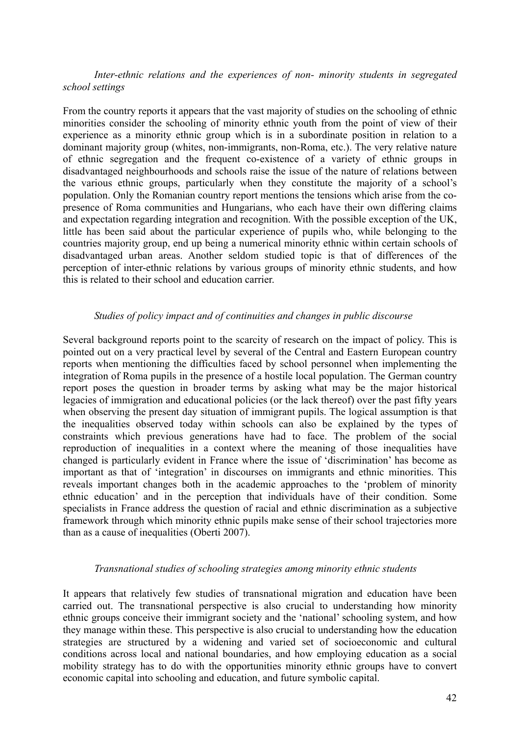*Inter-ethnic relations and the experiences of non- minority students in segregated school settings*

From the country reports it appears that the vast majority of studies on the schooling of ethnic minorities consider the schooling of minority ethnic youth from the point of view of their experience as a minority ethnic group which is in a subordinate position in relation to a dominant majority group (whites, non-immigrants, non-Roma, etc.). The very relative nature of ethnic segregation and the frequent co-existence of a variety of ethnic groups in disadvantaged neighbourhoods and schools raise the issue of the nature of relations between the various ethnic groups, particularly when they constitute the majority of a school's population. Only the Romanian country report mentions the tensions which arise from the co-presence of Roma communities and Hungarians, who each have their own differing claims and expectation regarding integration and recognition. With the possible exception of the UK, little has been said about the particular experience of pupils who, while belonging to the countries majority group, end up being a numerical minority ethnic within certain schools of disadvantaged urban areas. Another seldom studied topic is that of differences of the perception of inter-ethnic relations by various groups of minority ethnic students, and how this is related to their school and education carrier.

*Studies of policy impact and of continuities and changes in public discourse*

Several background reports point to the scarcity of research on the impact of policy. This is pointed out on a very practical level by several of the Central and Eastern European country reports when mentioning the difficulties faced by school personnel when implementing the integration of Roma pupils in the presence of a hostile local population. The German country report poses the question in broader terms by asking what may be the major historical legacies of immigration and educational policies (or the lack thereof) over the past fifty years when observing the present day situation of immigrant pupils. The logical assumption is that the inequalities observed today within schools can also be explained by the types of constraints which previous generations have had to face. The problem of the social reproduction of inequalities in a context where the meaning of those inequalities have changed is particularly evident in France where the issue of 'discrimination' has become as important as that of 'integration' in discourses on immigrants and ethnic minorities. This reveals important changes both in the academic approaches to the 'problem of minority ethnic education' and in the perception that individuals have of their condition. Some specialists in France address the question of racial and ethnic discrimination as a subjective framework through which minority ethnic pupils make sense of their school trajectories more than as a cause of inequalities (Oberti 2007).

*Transnational studies of schooling strategies among minority ethnic students*

It appears that relatively few studies of transnational migration and education have been carried out. The transnational perspective is also crucial to understanding how minority ethnic groups conceive their immigrant society and the 'national' schooling system, and how they manage within these. This perspective is also crucial to understanding how the education strategies are structured by a widening and varied set of socioeconomic and cultural conditions across local and national boundaries, and how employing education as a social mobility strategy has to do with the opportunities minority ethnic groups have to convert economic capital into schooling and education, and future symbolic capital.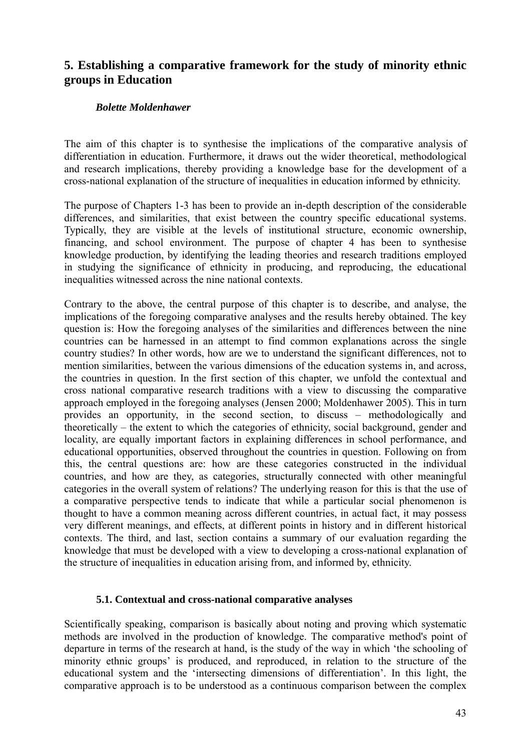## 5. Establishing a comparative framework for the study of minority ethnic groups in Education

***Bolette Moldenhawer***

The aim of this chapter is to synthesise the implications of the comparative analysis of differentiation in education. Furthermore, it draws out the wider theoretical, methodological and research implications, thereby providing a knowledge base for the development of a cross-national explanation of the structure of inequalities in education informed by ethnicity.

The purpose of Chapters 1-3 has been to provide an in-depth description of the considerable differences, and similarities, that exist between the country specific educational systems. Typically, they are visible at the levels of institutional structure, economic ownership, financing, and school environment. The purpose of chapter 4 has been to synthesise knowledge production, by identifying the leading theories and research traditions employed in studying the significance of ethnicity in producing, and reproducing, the educational inequalities witnessed across the nine national contexts.

Contrary to the above, the central purpose of this chapter is to describe, and analyse, the implications of the foregoing comparative analyses and the results hereby obtained. The key question is: How the foregoing analyses of the similarities and differences between the nine countries can be harnessed in an attempt to find common explanations across the single country studies? In other words, how are we to understand the significant differences, not to mention similarities, between the various dimensions of the education systems in, and across, the countries in question. In the first section of this chapter, we unfold the contextual and cross national comparative research traditions with a view to discussing the comparative approach employed in the foregoing analyses (Jensen 2000; Moldenhawer 2005). This in turn provides an opportunity, in the second section, to discuss – methodologically and theoretically – the extent to which the categories of ethnicity, social background, gender and locality, are equally important factors in explaining differences in school performance, and educational opportunities, observed throughout the countries in question. Following on from this, the central questions are: how are these categories constructed in the individual countries, and how are they, as categories, structurally connected with other meaningful categories in the overall system of relations? The underlying reason for this is that the use of a comparative perspective tends to indicate that while a particular social phenomenon is thought to have a common meaning across different countries, in actual fact, it may possess very different meanings, and effects, at different points in history and in different historical contexts. The third, and last, section contains a summary of our evaluation regarding the knowledge that must be developed with a view to developing a cross-national explanation of the structure of inequalities in education arising from, and informed by, ethnicity.

### 5.1. Contextual and cross-national comparative analyses

Scientifically speaking, comparison is basically about noting and proving which systematic methods are involved in the production of knowledge. The comparative method's point of departure in terms of the research at hand, is the study of the way in which 'the schooling of minority ethnic groups' is produced, and reproduced, in relation to the structure of the educational system and the 'intersecting dimensions of differentiation'. In this light, the comparative approach is to be understood as a continuous comparison between the complex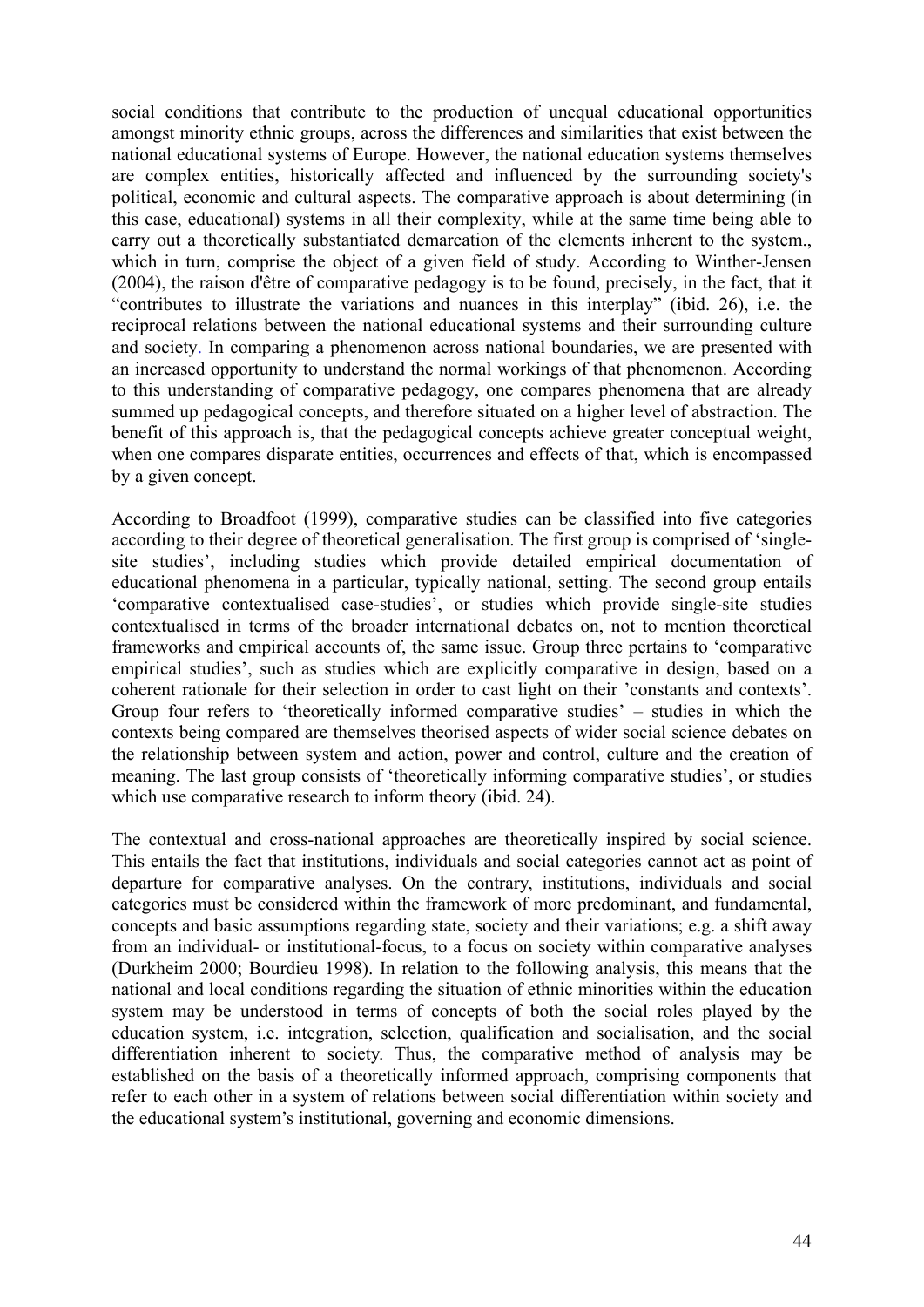social conditions that contribute to the production of unequal educational opportunities amongst minority ethnic groups, across the differences and similarities that exist between the national educational systems of Europe. However, the national education systems themselves are complex entities, historically affected and influenced by the surrounding society's political, economic and cultural aspects. The comparative approach is about determining (in this case, educational) systems in all their complexity, while at the same time being able to carry out a theoretically substantiated demarcation of the elements inherent to the system., which in turn, comprise the object of a given field of study. According to Winther-Jensen (2004), the raison d'être of comparative pedagogy is to be found, precisely, in the fact, that it "contributes to illustrate the variations and nuances in this interplay" (ibid. 26), i.e. the reciprocal relations between the national educational systems and their surrounding culture and society. In comparing a phenomenon across national boundaries, we are presented with an increased opportunity to understand the normal workings of that phenomenon. According to this understanding of comparative pedagogy, one compares phenomena that are already summed up pedagogical concepts, and therefore situated on a higher level of abstraction. The benefit of this approach is, that the pedagogical concepts achieve greater conceptual weight, when one compares disparate entities, occurrences and effects of that, which is encompassed by a given concept.

According to Broadfoot (1999), comparative studies can be classified into five categories according to their degree of theoretical generalisation. The first group is comprised of 'single-site studies', including studies which provide detailed empirical documentation of educational phenomena in a particular, typically national, setting. The second group entails 'comparative contextualised case-studies', or studies which provide single-site studies contextualised in terms of the broader international debates on, not to mention theoretical frameworks and empirical accounts of, the same issue. Group three pertains to 'comparative empirical studies', such as studies which are explicitly comparative in design, based on a coherent rationale for their selection in order to cast light on their 'constants and contexts'. Group four refers to 'theoretically informed comparative studies' – studies in which the contexts being compared are themselves theorised aspects of wider social science debates on the relationship between system and action, power and control, culture and the creation of meaning. The last group consists of 'theoretically informing comparative studies', or studies which use comparative research to inform theory (ibid. 24).

The contextual and cross-national approaches are theoretically inspired by social science. This entails the fact that institutions, individuals and social categories cannot act as point of departure for comparative analyses. On the contrary, institutions, individuals and social categories must be considered within the framework of more predominant, and fundamental, concepts and basic assumptions regarding state, society and their variations; e.g. a shift away from an individual- or institutional-focus, to a focus on society within comparative analyses (Durkheim 2000; Bourdieu 1998). In relation to the following analysis, this means that the national and local conditions regarding the situation of ethnic minorities within the education system may be understood in terms of concepts of both the social roles played by the education system, i.e. integration, selection, qualification and socialisation, and the social differentiation inherent to society. Thus, the comparative method of analysis may be established on the basis of a theoretically informed approach, comprising components that refer to each other in a system of relations between social differentiation within society and the educational system's institutional, governing and economic dimensions.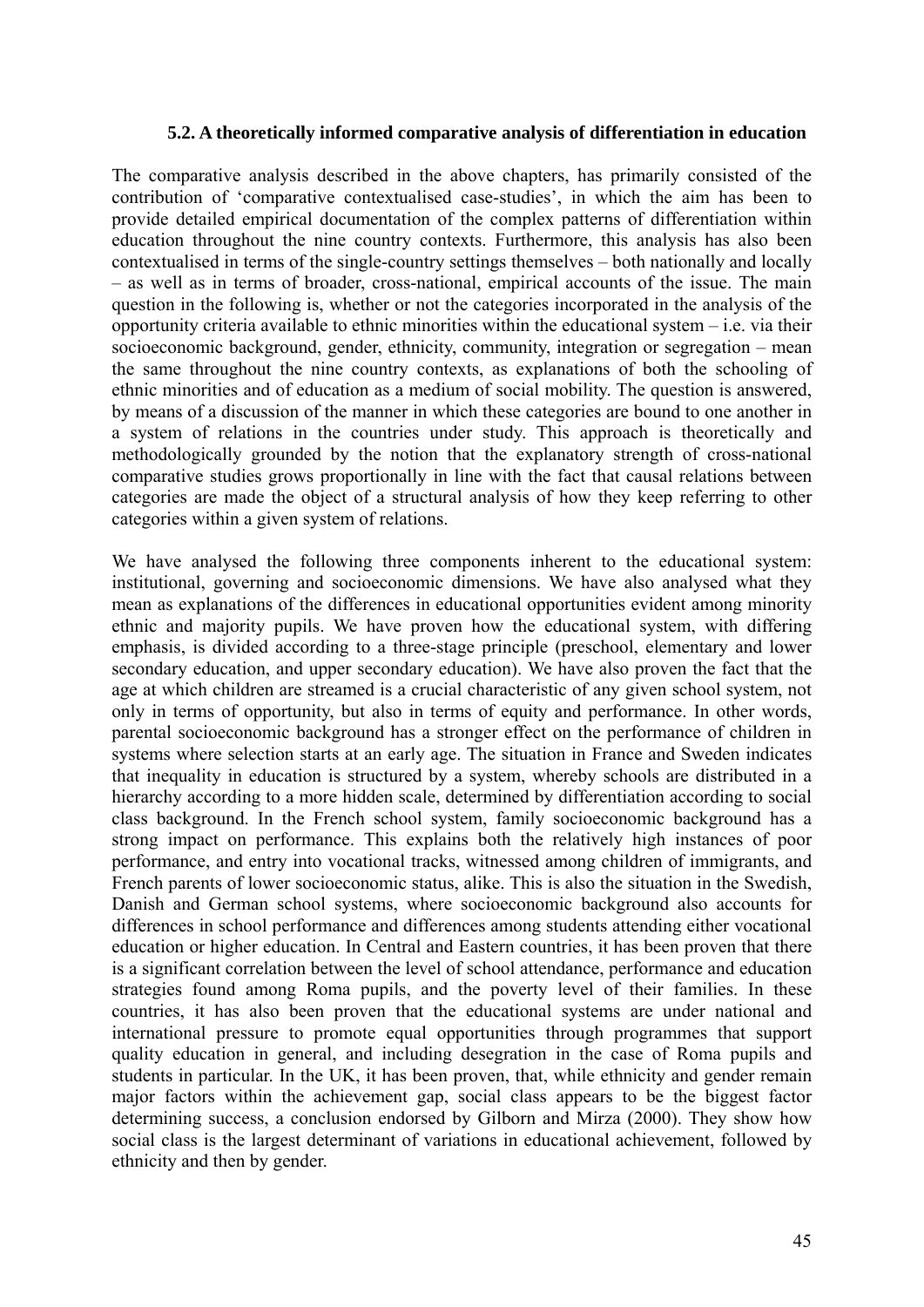### 5.2. A theoretically informed comparative analysis of differentiation in education

The comparative analysis described in the above chapters, has primarily consisted of the contribution of 'comparative contextualised case-studies', in which the aim has been to provide detailed empirical documentation of the complex patterns of differentiation within education throughout the nine country contexts. Furthermore, this analysis has also been contextualised in terms of the single-country settings themselves – both nationally and locally – as well as in terms of broader, cross-national, empirical accounts of the issue. The main question in the following is, whether or not the categories incorporated in the analysis of the opportunity criteria available to ethnic minorities within the educational system – i.e. via their socioeconomic background, gender, ethnicity, community, integration or segregation – mean the same throughout the nine country contexts, as explanations of both the schooling of ethnic minorities and of education as a medium of social mobility. The question is answered, by means of a discussion of the manner in which these categories are bound to one another in a system of relations in the countries under study. This approach is theoretically and methodologically grounded by the notion that the explanatory strength of cross-national comparative studies grows proportionally in line with the fact that causal relations between categories are made the object of a structural analysis of how they keep referring to other categories within a given system of relations.

We have analysed the following three components inherent to the educational system: institutional, governing and socioeconomic dimensions. We have also analysed what they mean as explanations of the differences in educational opportunities evident among minority ethnic and majority pupils. We have proven how the educational system, with differing emphasis, is divided according to a three-stage principle (preschool, elementary and lower secondary education, and upper secondary education). We have also proven the fact that the age at which children are streamed is a crucial characteristic of any given school system, not only in terms of opportunity, but also in terms of equity and performance. In other words, parental socioeconomic background has a stronger effect on the performance of children in systems where selection starts at an early age. The situation in France and Sweden indicates that inequality in education is structured by a system, whereby schools are distributed in a hierarchy according to a more hidden scale, determined by differentiation according to social class background. In the French school system, family socioeconomic background has a strong impact on performance. This explains both the relatively high instances of poor performance, and entry into vocational tracks, witnessed among children of immigrants, and French parents of lower socioeconomic status, alike. This is also the situation in the Swedish, Danish and German school systems, where socioeconomic background also accounts for differences in school performance and differences among students attending either vocational education or higher education. In Central and Eastern countries, it has been proven that there is a significant correlation between the level of school attendance, performance and education strategies found among Roma pupils, and the poverty level of their families. In these countries, it has also been proven that the educational systems are under national and international pressure to promote equal opportunities through programmes that support quality education in general, and including desegration in the case of Roma pupils and students in particular. In the UK, it has been proven, that, while ethnicity and gender remain major factors within the achievement gap, social class appears to be the biggest factor determining success, a conclusion endorsed by Gilborn and Mirza (2000). They show how social class is the largest determinant of variations in educational achievement, followed by ethnicity and then by gender.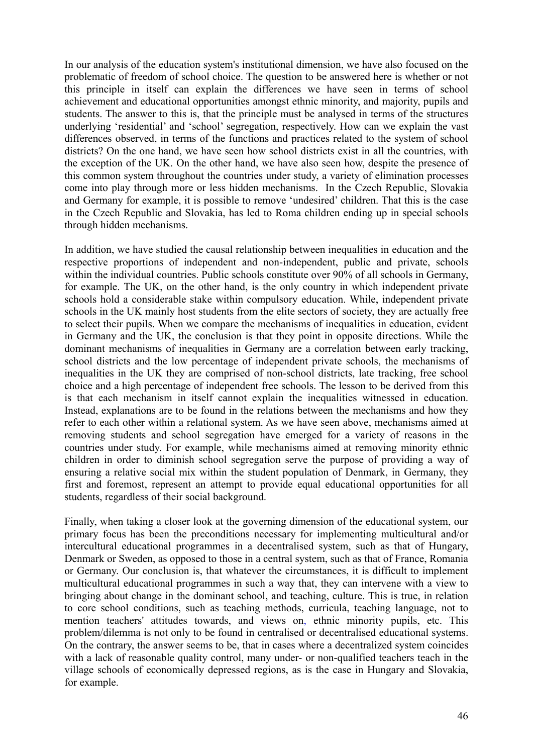In our analysis of the education system's institutional dimension, we have also focused on the problematic of freedom of school choice. The question to be answered here is whether or not this principle in itself can explain the differences we have seen in terms of school achievement and educational opportunities amongst ethnic minority, and majority, pupils and students. The answer to this is, that the principle must be analysed in terms of the structures underlying 'residential' and 'school' segregation, respectively. How can we explain the vast differences observed, in terms of the functions and practices related to the system of school districts? On the one hand, we have seen how school districts exist in all the countries, with the exception of the UK. On the other hand, we have also seen how, despite the presence of this common system throughout the countries under study, a variety of elimination processes come into play through more or less hidden mechanisms. In the Czech Republic, Slovakia and Germany for example, it is possible to remove 'undesired' children. That this is the case in the Czech Republic and Slovakia, has led to Roma children ending up in special schools through hidden mechanisms.

In addition, we have studied the causal relationship between inequalities in education and the respective proportions of independent and non-independent, public and private, schools within the individual countries. Public schools constitute over 90% of all schools in Germany, for example. The UK, on the other hand, is the only country in which independent private schools hold a considerable stake within compulsory education. While, independent private schools in the UK mainly host students from the elite sectors of society, they are actually free to select their pupils. When we compare the mechanisms of inequalities in education, evident in Germany and the UK, the conclusion is that they point in opposite directions. While the dominant mechanisms of inequalities in Germany are a correlation between early tracking, school districts and the low percentage of independent private schools, the mechanisms of inequalities in the UK they are comprised of non-school districts, late tracking, free school choice and a high percentage of independent free schools. The lesson to be derived from this is that each mechanism in itself cannot explain the inequalities witnessed in education. Instead, explanations are to be found in the relations between the mechanisms and how they refer to each other within a relational system. As we have seen above, mechanisms aimed at removing students and school segregation have emerged for a variety of reasons in the countries under study. For example, while mechanisms aimed at removing minority ethnic children in order to diminish school segregation serve the purpose of providing a way of ensuring a relative social mix within the student population of Denmark, in Germany, they first and foremost, represent an attempt to provide equal educational opportunities for all students, regardless of their social background.

Finally, when taking a closer look at the governing dimension of the educational system, our primary focus has been the preconditions necessary for implementing multicultural and/or intercultural educational programmes in a decentralised system, such as that of Hungary, Denmark or Sweden, as opposed to those in a central system, such as that of France, Romania or Germany. Our conclusion is, that whatever the circumstances, it is difficult to implement multicultural educational programmes in such a way that, they can intervene with a view to bringing about change in the dominant school, and teaching, culture. This is true, in relation to core school conditions, such as teaching methods, curricula, teaching language, not to mention teachers' attitudes towards, and views on, ethnic minority pupils, etc. This problem/dilemma is not only to be found in centralised or decentralised educational systems. On the contrary, the answer seems to be, that in cases where a decentralized system coincides with a lack of reasonable quality control, many under- or non-qualified teachers teach in the village schools of economically depressed regions, as is the case in Hungary and Slovakia, for example.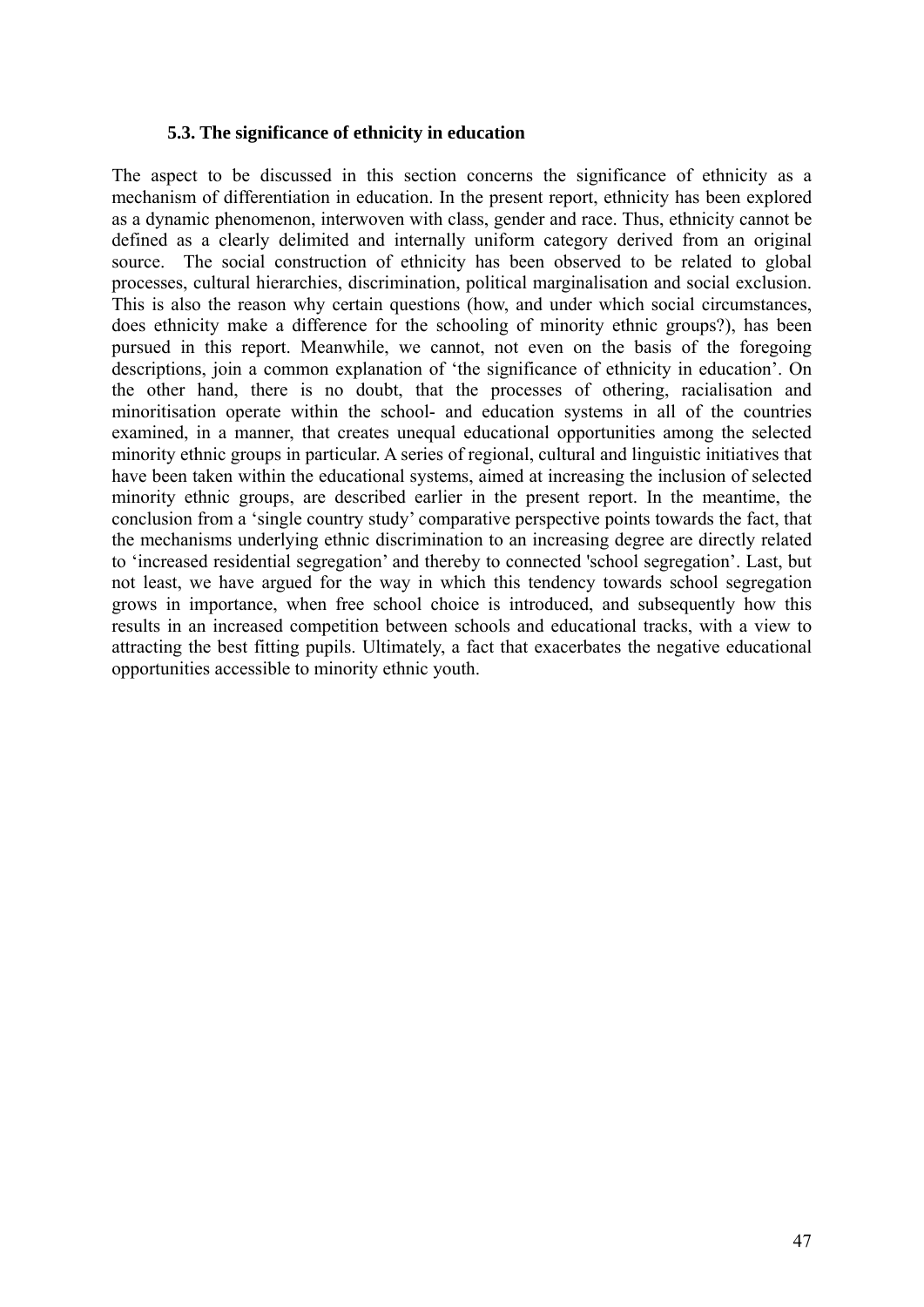### 5.3. The significance of ethnicity in education

The aspect to be discussed in this section concerns the significance of ethnicity as a mechanism of differentiation in education. In the present report, ethnicity has been explored as a dynamic phenomenon, interwoven with class, gender and race. Thus, ethnicity cannot be defined as a clearly delimited and internally uniform category derived from an original source. The social construction of ethnicity has been observed to be related to global processes, cultural hierarchies, discrimination, political marginalisation and social exclusion. This is also the reason why certain questions (how, and under which social circumstances, does ethnicity make a difference for the schooling of minority ethnic groups?), has been pursued in this report. Meanwhile, we cannot, not even on the basis of the foregoing descriptions, join a common explanation of 'the significance of ethnicity in education'. On the other hand, there is no doubt, that the processes of othering, racialisation and minoritisation operate within the school- and education systems in all of the countries examined, in a manner, that creates unequal educational opportunities among the selected minority ethnic groups in particular. A series of regional, cultural and linguistic initiatives that have been taken within the educational systems, aimed at increasing the inclusion of selected minority ethnic groups, are described earlier in the present report. In the meantime, the conclusion from a 'single country study' comparative perspective points towards the fact, that the mechanisms underlying ethnic discrimination to an increasing degree are directly related to 'increased residential segregation' and thereby to connected 'school segregation'. Last, but not least, we have argued for the way in which this tendency towards school segregation grows in importance, when free school choice is introduced, and subsequently how this results in an increased competition between schools and educational tracks, with a view to attracting the best fitting pupils. Ultimately, a fact that exacerbates the negative educational opportunities accessible to minority ethnic youth.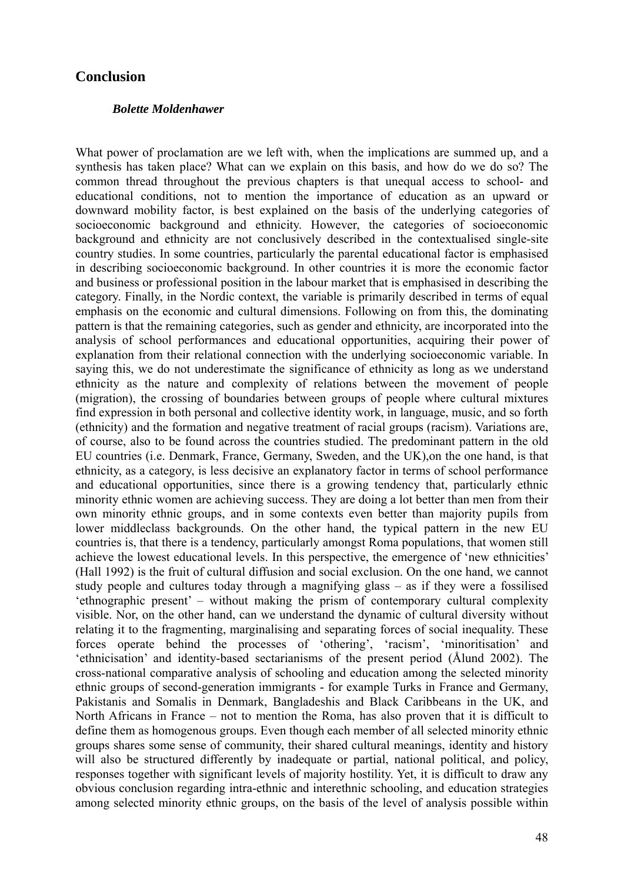## Conclusion

***Bolette Moldenhawer***

What power of proclamation are we left with, when the implications are summed up, and a synthesis has taken place? What can we explain on this basis, and how do we do so? The common thread throughout the previous chapters is that unequal access to school- and educational conditions, not to mention the importance of education as an upward or downward mobility factor, is best explained on the basis of the underlying categories of socioeconomic background and ethnicity. However, the categories of socioeconomic background and ethnicity are not conclusively described in the contextualised single-site country studies. In some countries, particularly the parental educational factor is emphasised in describing socioeconomic background. In other countries it is more the economic factor and business or professional position in the labour market that is emphasised in describing the category. Finally, in the Nordic context, the variable is primarily described in terms of equal emphasis on the economic and cultural dimensions. Following on from this, the dominating pattern is that the remaining categories, such as gender and ethnicity, are incorporated into the analysis of school performances and educational opportunities, acquiring their power of explanation from their relational connection with the underlying socioeconomic variable. In saying this, we do not underestimate the significance of ethnicity as long as we understand ethnicity as the nature and complexity of relations between the movement of people (migration), the crossing of boundaries between groups of people where cultural mixtures find expression in both personal and collective identity work, in language, music, and so forth (ethnicity) and the formation and negative treatment of racial groups (racism). Variations are, of course, also to be found across the countries studied. The predominant pattern in the old EU countries (i.e. Denmark, France, Germany, Sweden, and the UK),on the one hand, is that ethnicity, as a category, is less decisive an explanatory factor in terms of school performance and educational opportunities, since there is a growing tendency that, particularly ethnic minority ethnic women are achieving success. They are doing a lot better than men from their own minority ethnic groups, and in some contexts even better than majority pupils from lower middleclass backgrounds. On the other hand, the typical pattern in the new EU countries is, that there is a tendency, particularly amongst Roma populations, that women still achieve the lowest educational levels. In this perspective, the emergence of 'new ethnicities' (Hall 1992) is the fruit of cultural diffusion and social exclusion. On the one hand, we cannot study people and cultures today through a magnifying glass – as if they were a fossilised 'ethnographic present' – without making the prism of contemporary cultural complexity visible. Nor, on the other hand, can we understand the dynamic of cultural diversity without relating it to the fragmenting, marginalising and separating forces of social inequality. These forces operate behind the processes of 'othering', 'racism', 'minoritisation' and 'ethnicisation' and identity-based sectarianisms of the present period (Ålund 2002). The cross-national comparative analysis of schooling and education among the selected minority ethnic groups of second-generation immigrants - for example Turks in France and Germany, Pakistanis and Somalis in Denmark, Bangladeshis and Black Caribbeans in the UK, and North Africans in France – not to mention the Roma, has also proven that it is difficult to define them as homogenous groups. Even though each member of all selected minority ethnic groups shares some sense of community, their shared cultural meanings, identity and history will also be structured differently by inadequate or partial, national political, and policy, responses together with significant levels of majority hostility. Yet, it is difficult to draw any obvious conclusion regarding intra-ethnic and interethnic schooling, and education strategies among selected minority ethnic groups, on the basis of the level of analysis possible within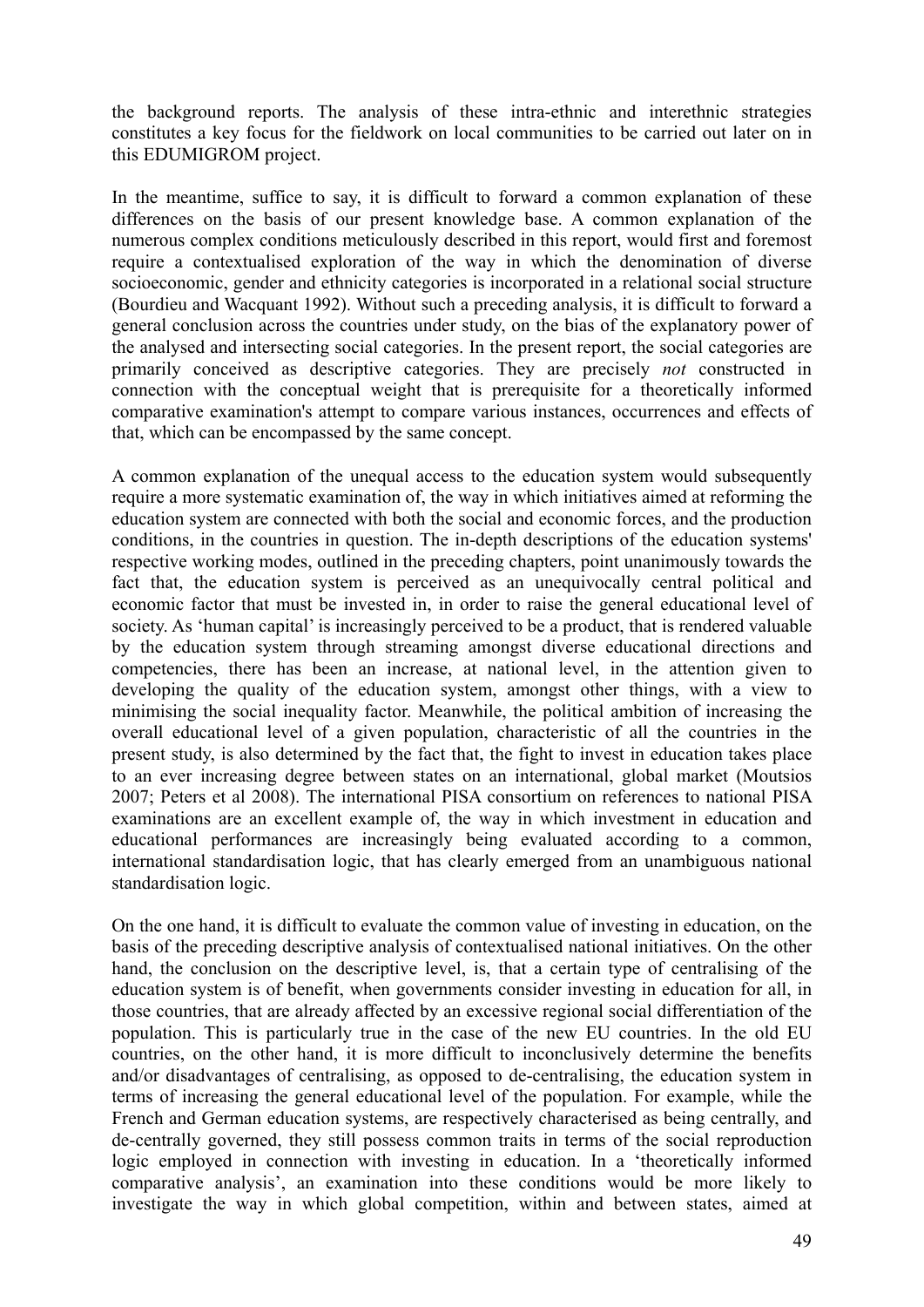the background reports. The analysis of these intra-ethnic and interethnic strategies constitutes a key focus for the fieldwork on local communities to be carried out later on in this EDUMIGROM project.

In the meantime, suffice to say, it is difficult to forward a common explanation of these differences on the basis of our present knowledge base. A common explanation of the numerous complex conditions meticulously described in this report, would first and foremost require a contextualised exploration of the way in which the denomination of diverse socioeconomic, gender and ethnicity categories is incorporated in a relational social structure (Bourdieu and Wacquant 1992). Without such a preceding analysis, it is difficult to forward a general conclusion across the countries under study, on the bias of the explanatory power of the analysed and intersecting social categories. In the present report, the social categories are primarily conceived as descriptive categories. They are precisely *not* constructed in connection with the conceptual weight that is prerequisite for a theoretically informed comparative examination's attempt to compare various instances, occurrences and effects of that, which can be encompassed by the same concept.

A common explanation of the unequal access to the education system would subsequently require a more systematic examination of, the way in which initiatives aimed at reforming the education system are connected with both the social and economic forces, and the production conditions, in the countries in question. The in-depth descriptions of the education systems' respective working modes, outlined in the preceding chapters, point unanimously towards the fact that, the education system is perceived as an unequivocally central political and economic factor that must be invested in, in order to raise the general educational level of society. As 'human capital' is increasingly perceived to be a product, that is rendered valuable by the education system through streaming amongst diverse educational directions and competencies, there has been an increase, at national level, in the attention given to developing the quality of the education system, amongst other things, with a view to minimising the social inequality factor. Meanwhile, the political ambition of increasing the overall educational level of a given population, characteristic of all the countries in the present study, is also determined by the fact that, the fight to invest in education takes place to an ever increasing degree between states on an international, global market (Moutsios 2007; Peters et al 2008). The international PISA consortium on references to national PISA examinations are an excellent example of, the way in which investment in education and educational performances are increasingly being evaluated according to a common, international standardisation logic, that has clearly emerged from an unambiguous national standardisation logic.

On the one hand, it is difficult to evaluate the common value of investing in education, on the basis of the preceding descriptive analysis of contextualised national initiatives. On the other hand, the conclusion on the descriptive level, is, that a certain type of centralising of the education system is of benefit, when governments consider investing in education for all, in those countries, that are already affected by an excessive regional social differentiation of the population. This is particularly true in the case of the new EU countries. In the old EU countries, on the other hand, it is more difficult to inconclusively determine the benefits and/or disadvantages of centralising, as opposed to de-centralising, the education system in terms of increasing the general educational level of the population. For example, while the French and German education systems, are respectively characterised as being centrally, and de-centrally governed, they still possess common traits in terms of the social reproduction logic employed in connection with investing in education. In a 'theoretically informed comparative analysis', an examination into these conditions would be more likely to investigate the way in which global competition, within and between states, aimed at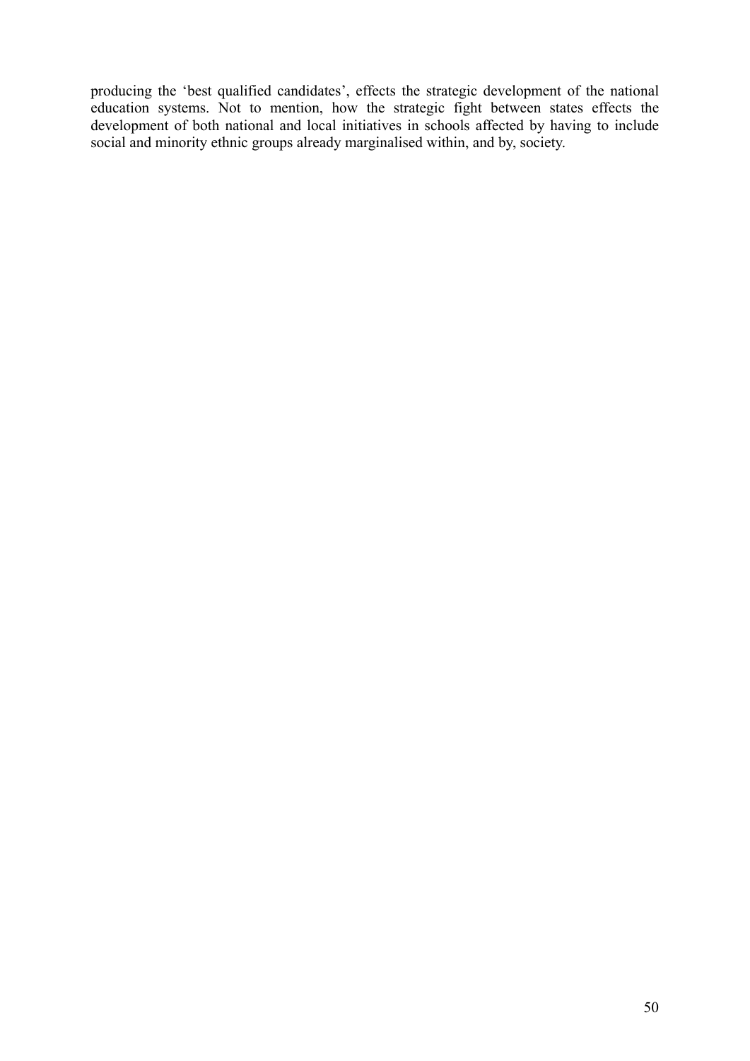producing the 'best qualified candidates', effects the strategic development of the national education systems. Not to mention, how the strategic fight between states effects the development of both national and local initiatives in schools affected by having to include social and minority ethnic groups already marginalised within, and by, society.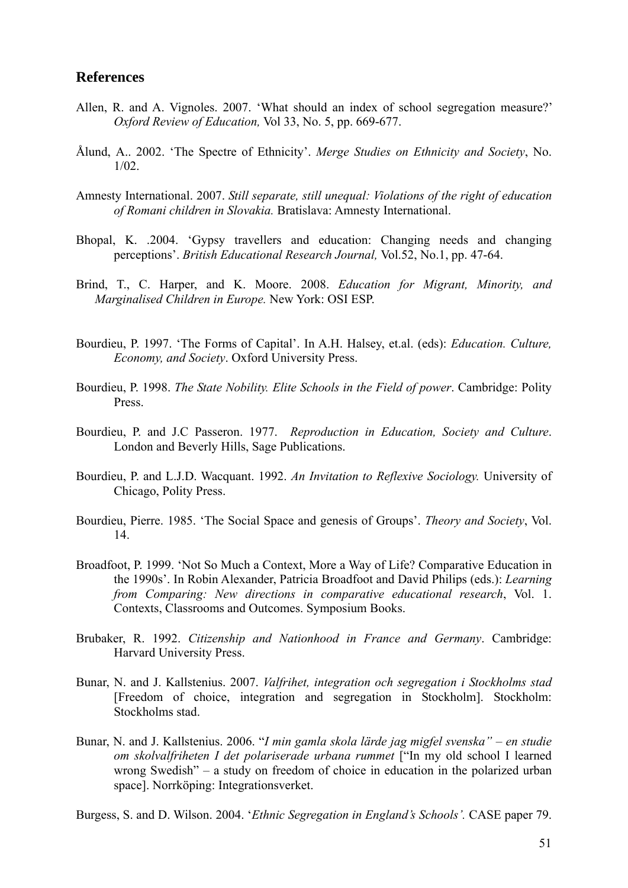## References

Allen, R. and A. Vignoles. 2007. 'What should an index of school segregation measure?' *Oxford Review of Education,* Vol 33, No. 5, pp. 669-677.

Ålund, A.. 2002. 'The Spectre of Ethnicity'. *Merge Studies on Ethnicity and Society*, No. 1/02.

Amnesty International. 2007. *Still separate, still unequal: Violations of the right of education of Romani children in Slovakia.* Bratislava: Amnesty International.

Bhopal, K. .2004. 'Gypsy travellers and education: Changing needs and changing perceptions'. *British Educational Research Journal,* Vol.52, No.1, pp. 47-64.

Brind, T., C. Harper, and K. Moore. 2008. *Education for Migrant, Minority, and Marginalised Children in Europe.* New York: OSI ESP.

Bourdieu, P. 1997. 'The Forms of Capital'. In A.H. Halsey, et.al. (eds): *Education. Culture, Economy, and Society*. Oxford University Press.

Bourdieu, P. 1998. *The State Nobility. Elite Schools in the Field of power*. Cambridge: Polity Press.

Bourdieu, P. and J.C Passeron. 1977. *Reproduction in Education, Society and Culture*. London and Beverly Hills, Sage Publications.

Bourdieu, P. and L.J.D. Wacquant. 1992. *An Invitation to Reflexive Sociology.* University of Chicago, Polity Press.

Bourdieu, Pierre. 1985. 'The Social Space and genesis of Groups'. *Theory and Society*, Vol. 14.

Broadfoot, P. 1999. 'Not So Much a Context, More a Way of Life? Comparative Education in the 1990s'. In Robin Alexander, Patricia Broadfoot and David Philips (eds.): *Learning from Comparing: New directions in comparative educational research*, Vol. 1. Contexts, Classrooms and Outcomes. Symposium Books.

Brubaker, R. 1992. *Citizenship and Nationhood in France and Germany*. Cambridge: Harvard University Press.

Bunar, N. and J. Kallstenius. 2007. *Valfrihet, integration och segregation i Stockholms stad* [Freedom of choice, integration and segregation in Stockholm]. Stockholm: Stockholms stad.

Bunar, N. and J. Kallstenius. 2006. "*I min gamla skola lärde jag migfel svenska" – en studie om skolvalfriheten I det polariserade urbana rummet* ["In my old school I learned wrong Swedish" – a study on freedom of choice in education in the polarized urban space]. Norrköping: Integrationsverket.

Burgess, S. and D. Wilson. 2004. '*Ethnic Segregation in England's Schools'.* CASE paper 79.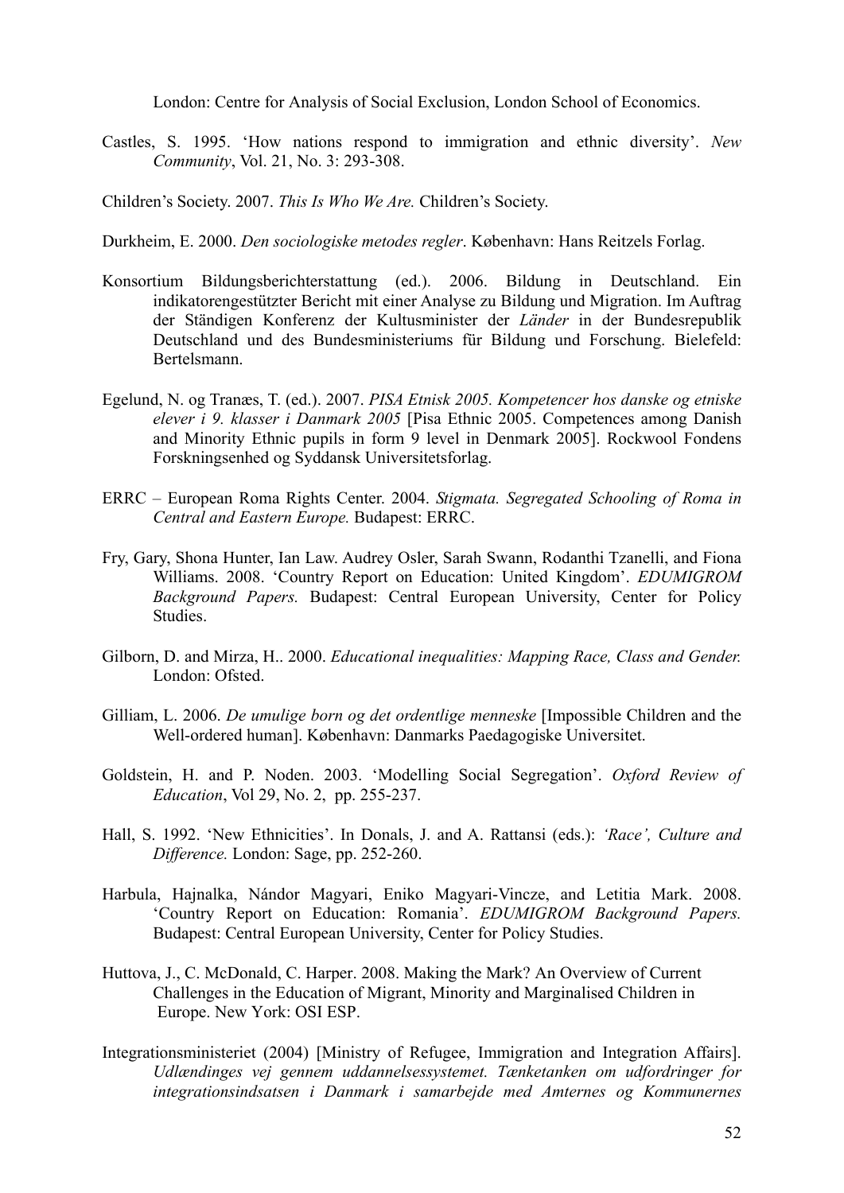London: Centre for Analysis of Social Exclusion, London School of Economics.

Castles, S. 1995. 'How nations respond to immigration and ethnic diversity'. *New Community*, Vol. 21, No. 3: 293-308.

Children's Society. 2007. *This Is Who We Are.* Children's Society.

Durkheim, E. 2000. *Den sociologiske metodes regler*. København: Hans Reitzels Forlag.

Konsortium Bildungsberichterstattung (ed.). 2006. Bildung in Deutschland. Ein indikatorengestützter Bericht mit einer Analyse zu Bildung und Migration. Im Auftrag der Ständigen Konferenz der Kultusminister der *Länder* in der Bundesrepublik Deutschland und des Bundesministeriums für Bildung und Forschung. Bielefeld: Bertelsmann.

Egelund, N. og Tranæs, T. (ed.). 2007. *PISA Etnisk 2005. Kompetencer hos danske og etniske elever i 9. klasser i Danmark 2005* [Pisa Ethnic 2005. Competences among Danish and Minority Ethnic pupils in form 9 level in Denmark 2005]. Rockwool Fondens Forskningsenhed og Syddansk Universitetsforlag.

ERRC – European Roma Rights Center. 2004. *Stigmata. Segregated Schooling of Roma in Central and Eastern Europe.* Budapest: ERRC.

Fry, Gary, Shona Hunter, Ian Law. Audrey Osler, Sarah Swann, Rodanthi Tzanelli, and Fiona Williams. 2008. 'Country Report on Education: United Kingdom'. *EDUMIGROM Background Papers.* Budapest: Central European University, Center for Policy Studies.

Gilborn, D. and Mirza, H.. 2000. *Educational inequalities: Mapping Race, Class and Gender.* London: Ofsted.

Gilliam, L. 2006. *De umulige born og det ordentlige menneske* [Impossible Children and the Well-ordered human]. København: Danmarks Paedagogiske Universitet.

Goldstein, H. and P. Noden. 2003. 'Modelling Social Segregation'. *Oxford Review of Education*, Vol 29, No. 2, pp. 255-237.

Hall, S. 1992. 'New Ethnicities'. In Donals, J. and A. Rattansi (eds.): *'Race', Culture and Difference.* London: Sage, pp. 252-260.

Harbula, Hajnalka, Nándor Magyari, Eniko Magyari-Vincze, and Letitia Mark. 2008. 'Country Report on Education: Romania'. *EDUMIGROM Background Papers.* Budapest: Central European University, Center for Policy Studies.

Huttova, J., C. McDonald, C. Harper. 2008. Making the Mark? An Overview of Current Challenges in the Education of Migrant, Minority and Marginalised Children in Europe. New York: OSI ESP.

Integrationsministeriet (2004) [Ministry of Refugee, Immigration and Integration Affairs]. *Udlændinges vej gennem uddannelsessystemet. Tænketanken om udfordringer for integrationsindsatsen i Danmark i samarbejde med Amternes og Kommunernes*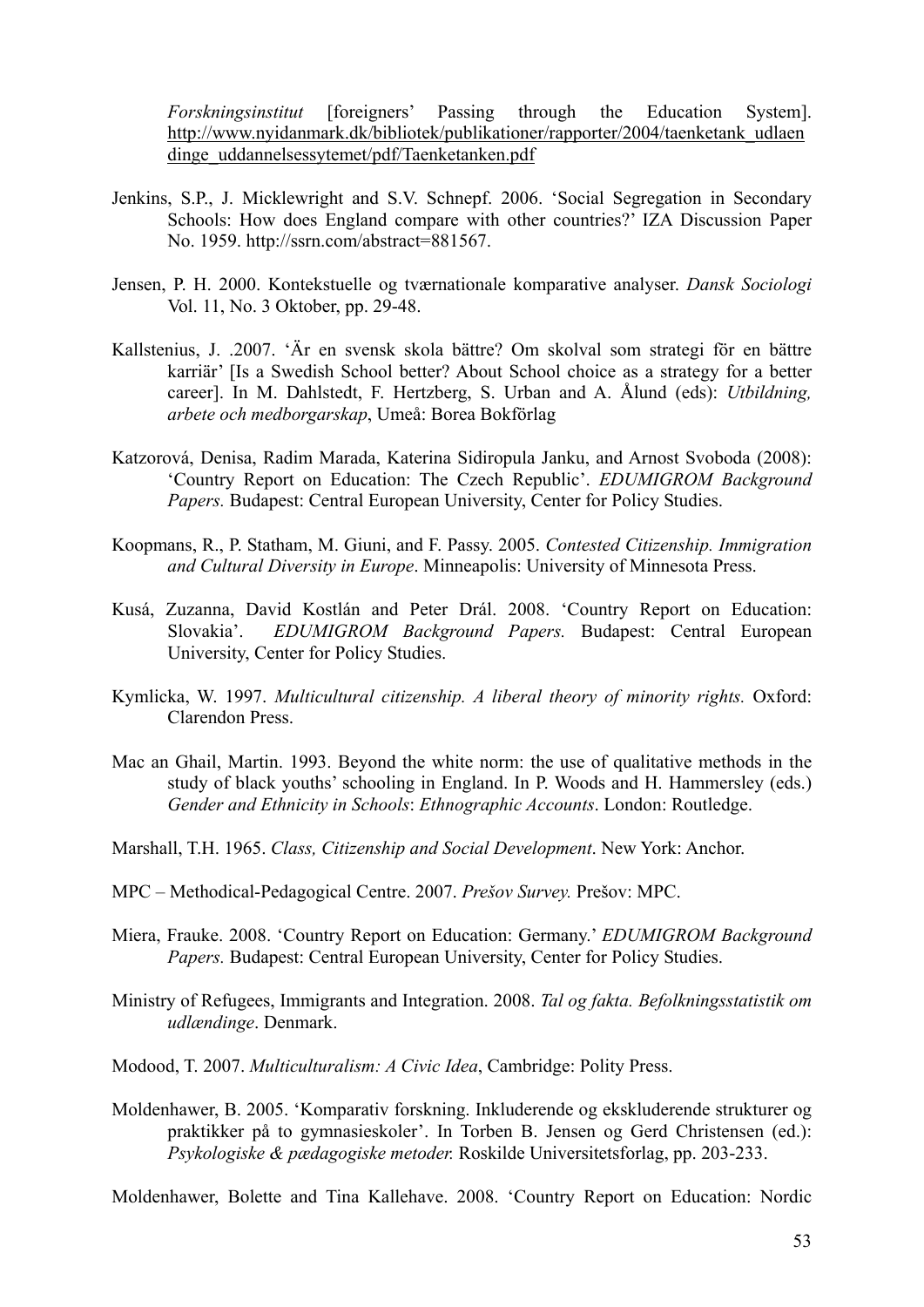*Forskningsinstitut* [foreigners' Passing through the Education System]. http://www.nyidanmark.dk/bibliotek/publikationer/rapporter/2004/taenketank_udlaendinge_uddannelsessytemet/pdf/Taenketanken.pdf

Jenkins, S.P., J. Micklewright and S.V. Schnepf. 2006. 'Social Segregation in Secondary Schools: How does England compare with other countries?' IZA Discussion Paper No. 1959. http://ssrn.com/abstract=881567.

Jensen, P. H. 2000. Kontekstuelle og tværnationale komparative analyser. *Dansk Sociologi* Vol. 11, No. 3 Oktober, pp. 29-48.

Kallstenius, J. .2007. 'Är en svensk skola bättre? Om skolval som strategi för en bättre karriär' [Is a Swedish School better? About School choice as a strategy for a better career]. In M. Dahlstedt, F. Hertzberg, S. Urban and A. Ålund (eds): *Utbildning, arbete och medborgarskap*, Umeå: Borea Bokförlag

Katzorová, Denisa, Radim Marada, Katerina Sidiropula Janku, and Arnost Svoboda (2008): 'Country Report on Education: The Czech Republic'. *EDUMIGROM Background Papers.* Budapest: Central European University, Center for Policy Studies.

Koopmans, R., P. Statham, M. Giuni, and F. Passy. 2005. *Contested Citizenship. Immigration and Cultural Diversity in Europe*. Minneapolis: University of Minnesota Press.

Kusá, Zuzanna, David Kostlán and Peter Drál. 2008. 'Country Report on Education: Slovakia'. *EDUMIGROM Background Papers.* Budapest: Central European University, Center for Policy Studies.

Kymlicka, W. 1997. *Multicultural citizenship. A liberal theory of minority rights.* Oxford: Clarendon Press.

Mac an Ghail, Martin. 1993. Beyond the white norm: the use of qualitative methods in the study of black youths' schooling in England. In P. Woods and H. Hammersley (eds.) *Gender and Ethnicity in Schools*: *Ethnographic Accounts*. London: Routledge.

Marshall, T.H. 1965. *Class, Citizenship and Social Development*. New York: Anchor.

MPC – Methodical-Pedagogical Centre. 2007. *Prešov Survey.* Prešov: MPC.

Miera, Frauke. 2008. 'Country Report on Education: Germany.' *EDUMIGROM Background Papers.* Budapest: Central European University, Center for Policy Studies.

Ministry of Refugees, Immigrants and Integration. 2008. *Tal og fakta. Befolkningsstatistik om udlændinge*. Denmark.

Modood, T. 2007. *Multiculturalism: A Civic Idea*, Cambridge: Polity Press.

Moldenhawer, B. 2005. 'Komparativ forskning. Inkluderende og ekskluderende strukturer og praktikker på to gymnasieskoler'. In Torben B. Jensen og Gerd Christensen (ed.): *Psykologiske & pædagogiske metoder.* Roskilde Universitetsforlag, pp. 203-233.

Moldenhawer, Bolette and Tina Kallehave. 2008. 'Country Report on Education: Nordic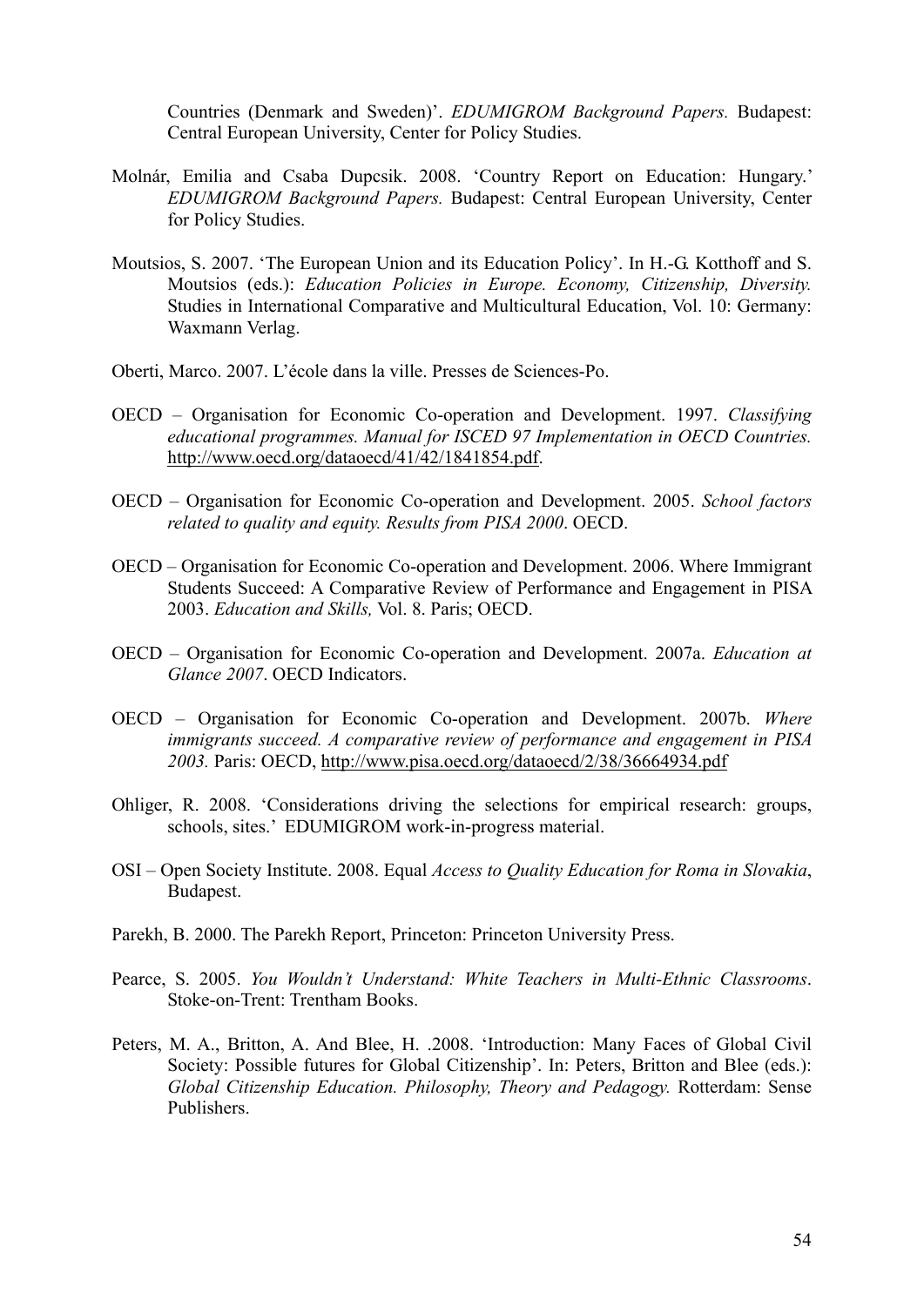Countries (Denmark and Sweden)'. *EDUMIGROM Background Papers.* Budapest: Central European University, Center for Policy Studies.

Molnár, Emilia and Csaba Dupcsik. 2008. 'Country Report on Education: Hungary.' *EDUMIGROM Background Papers.* Budapest: Central European University, Center for Policy Studies.

Moutsios, S. 2007. 'The European Union and its Education Policy'. In H.-G. Kotthoff and S. Moutsios (eds.): *Education Policies in Europe. Economy, Citizenship, Diversity.* Studies in International Comparative and Multicultural Education, Vol. 10: Germany: Waxmann Verlag.

Oberti, Marco. 2007. L'école dans la ville. Presses de Sciences-Po.

OECD – Organisation for Economic Co-operation and Development. 1997. *Classifying educational programmes. Manual for ISCED 97 Implementation in OECD Countries.* http://www.oecd.org/dataoecd/41/42/1841854.pdf.

OECD – Organisation for Economic Co-operation and Development. 2005. *School factors related to quality and equity. Results from PISA 2000*. OECD.

OECD – Organisation for Economic Co-operation and Development. 2006. Where Immigrant Students Succeed: A Comparative Review of Performance and Engagement in PISA 2003. *Education and Skills,* Vol. 8. Paris; OECD.

OECD – Organisation for Economic Co-operation and Development. 2007a. *Education at Glance 2007*. OECD Indicators.

OECD – Organisation for Economic Co-operation and Development. 2007b. *Where immigrants succeed. A comparative review of performance and engagement in PISA 2003.* Paris: OECD, http://www.pisa.oecd.org/dataoecd/2/38/36664934.pdf

Ohliger, R. 2008. 'Considerations driving the selections for empirical research: groups, schools, sites.' EDUMIGROM work-in-progress material.

OSI – Open Society Institute. 2008. Equal *Access to Quality Education for Roma in Slovakia*, Budapest.

Parekh, B. 2000. The Parekh Report, Princeton: Princeton University Press.

Pearce, S. 2005. *You Wouldn't Understand: White Teachers in Multi-Ethnic Classrooms*. Stoke-on-Trent: Trentham Books.

Peters, M. A., Britton, A. And Blee, H. .2008. 'Introduction: Many Faces of Global Civil Society: Possible futures for Global Citizenship'. In: Peters, Britton and Blee (eds.): *Global Citizenship Education. Philosophy, Theory and Pedagogy.* Rotterdam: Sense Publishers.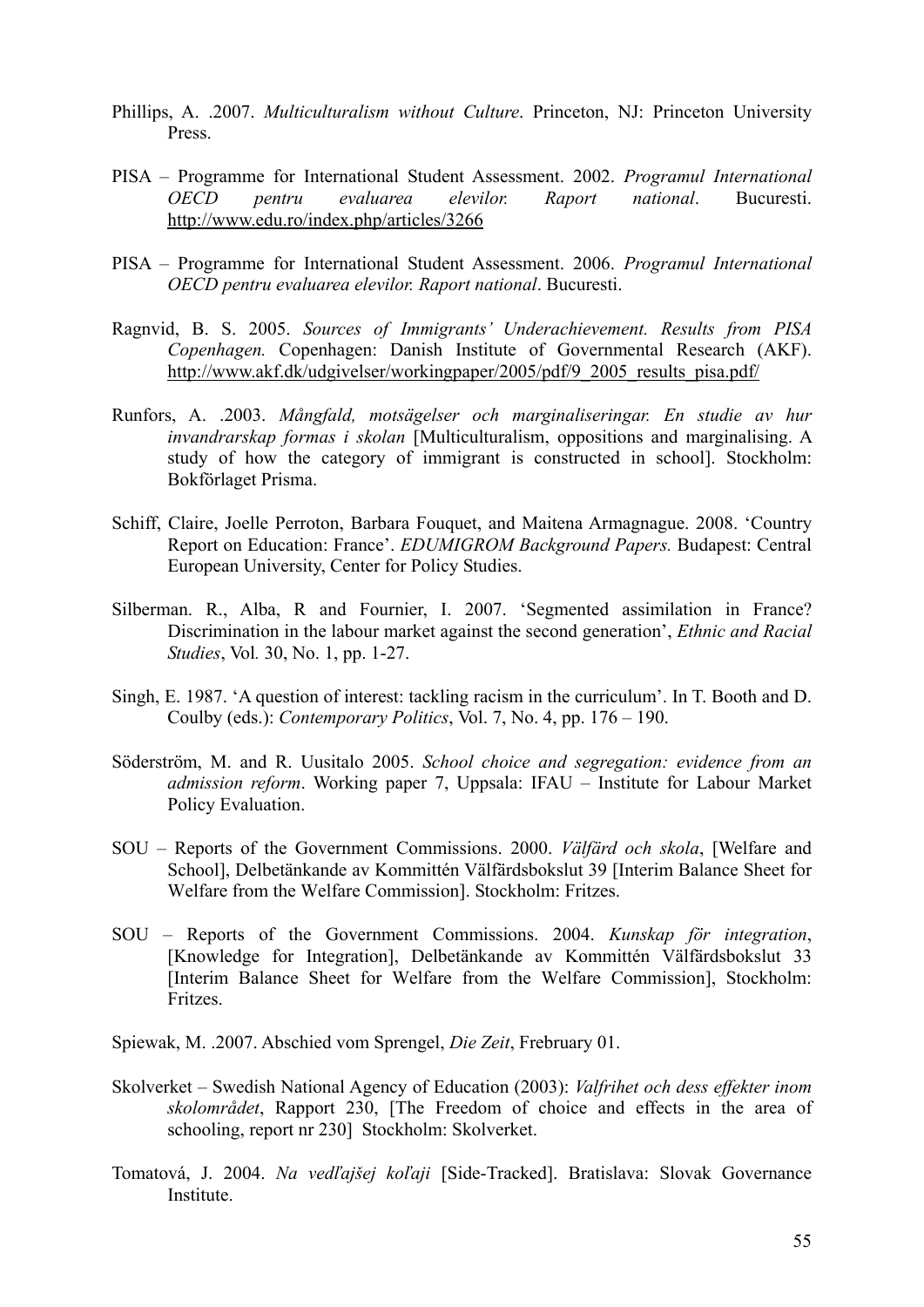Phillips, A. .2007. *Multiculturalism without Culture*. Princeton, NJ: Princeton University Press.

PISA – Programme for International Student Assessment. 2002. *Programul International OECD pentru evaluarea elevilor. Raport national*. Bucuresti. http://www.edu.ro/index.php/articles/3266

PISA – Programme for International Student Assessment. 2006. *Programul International OECD pentru evaluarea elevilor. Raport national*. Bucuresti.

Ragnvid, B. S. 2005. *Sources of Immigrants' Underachievement. Results from PISA Copenhagen.* Copenhagen: Danish Institute of Governmental Research (AKF). http://www.akf.dk/udgivelser/workingpaper/2005/pdf/9_2005_results_pisa.pdf/

Runfors, A. .2003. *Mångfald, motsägelser och marginaliseringar. En studie av hur invandrarskap formas i skolan* [Multiculturalism, oppositions and marginalising. A study of how the category of immigrant is constructed in school]. Stockholm: Bokförlaget Prisma.

Schiff, Claire, Joelle Perroton, Barbara Fouquet, and Maitena Armagnague. 2008. 'Country Report on Education: France'. *EDUMIGROM Background Papers.* Budapest: Central European University, Center for Policy Studies.

Silberman. R., Alba, R and Fournier, I. 2007. 'Segmented assimilation in France? Discrimination in the labour market against the second generation', *Ethnic and Racial Studies*, Vol. 30, No. 1, pp. 1-27.

Singh, E. 1987. 'A question of interest: tackling racism in the curriculum'. In T. Booth and D. Coulby (eds.): *Contemporary Politics*, Vol. 7, No. 4, pp. 176 – 190.

Söderström, M. and R. Uusitalo 2005. *School choice and segregation: evidence from an admission reform*. Working paper 7, Uppsala: IFAU – Institute for Labour Market Policy Evaluation.

SOU – Reports of the Government Commissions. 2000. *Välfärd och skola*, [Welfare and School], Delbetänkande av Kommittén Välfärdsbokslut 39 [Interim Balance Sheet for Welfare from the Welfare Commission]. Stockholm: Fritzes.

SOU – Reports of the Government Commissions. 2004. *Kunskap för integration*, [Knowledge for Integration], Delbetänkande av Kommittén Välfärdsbokslut 33 [Interim Balance Sheet for Welfare from the Welfare Commission], Stockholm: Fritzes.

Spiewak, M. .2007. Abschied vom Sprengel, *Die Zeit*, Frebruary 01.

Skolverket – Swedish National Agency of Education (2003): *Valfrihet och dess effekter inom skolområdet*, Rapport 230, [The Freedom of choice and effects in the area of schooling, report nr 230] Stockholm: Skolverket.

Tomatová, J. 2004. *Na vedľajšej koľaji* [Side-Tracked]. Bratislava: Slovak Governance Institute.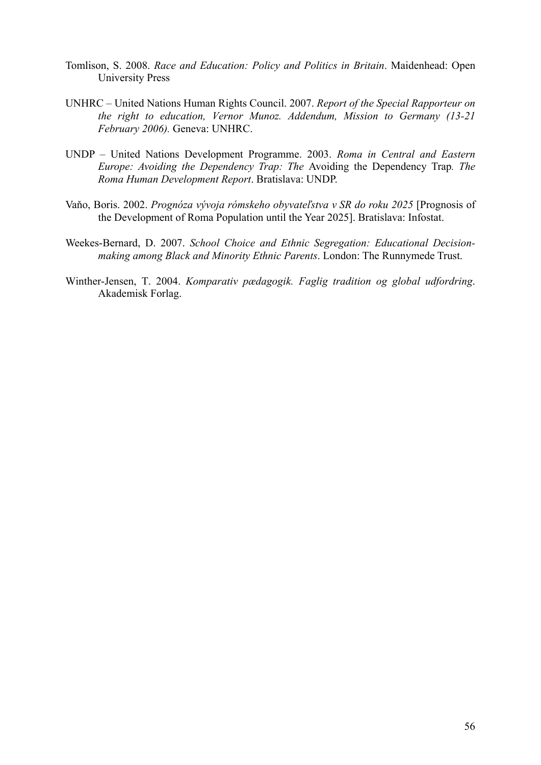Tomlison, S. 2008. *Race and Education: Policy and Politics in Britain*. Maidenhead: Open University Press

UNHRC – United Nations Human Rights Council. 2007. *Report of the Special Rapporteur on the right to education, Vernor Munoz. Addendum, Mission to Germany (13-21 February 2006).* Geneva: UNHRC.

UNDP – United Nations Development Programme. 2003. *Roma in Central and Eastern Europe: Avoiding the Dependency Trap: The* Avoiding the Dependency Trap*. The Roma Human Development Report*. Bratislava: UNDP.

Vaňo, Boris. 2002. *Prognóza vývoja rómskeho obyvateľstva v SR do roku 2025* [Prognosis of the Development of Roma Population until the Year 2025]. Bratislava: Infostat.

Weekes-Bernard, D. 2007. *School Choice and Ethnic Segregation: Educational Decision-making among Black and Minority Ethnic Parents*. London: The Runnymede Trust.

Winther-Jensen, T. 2004. *Komparativ pædagogik. Faglig tradition og global udfordring*. Akademisk Forlag.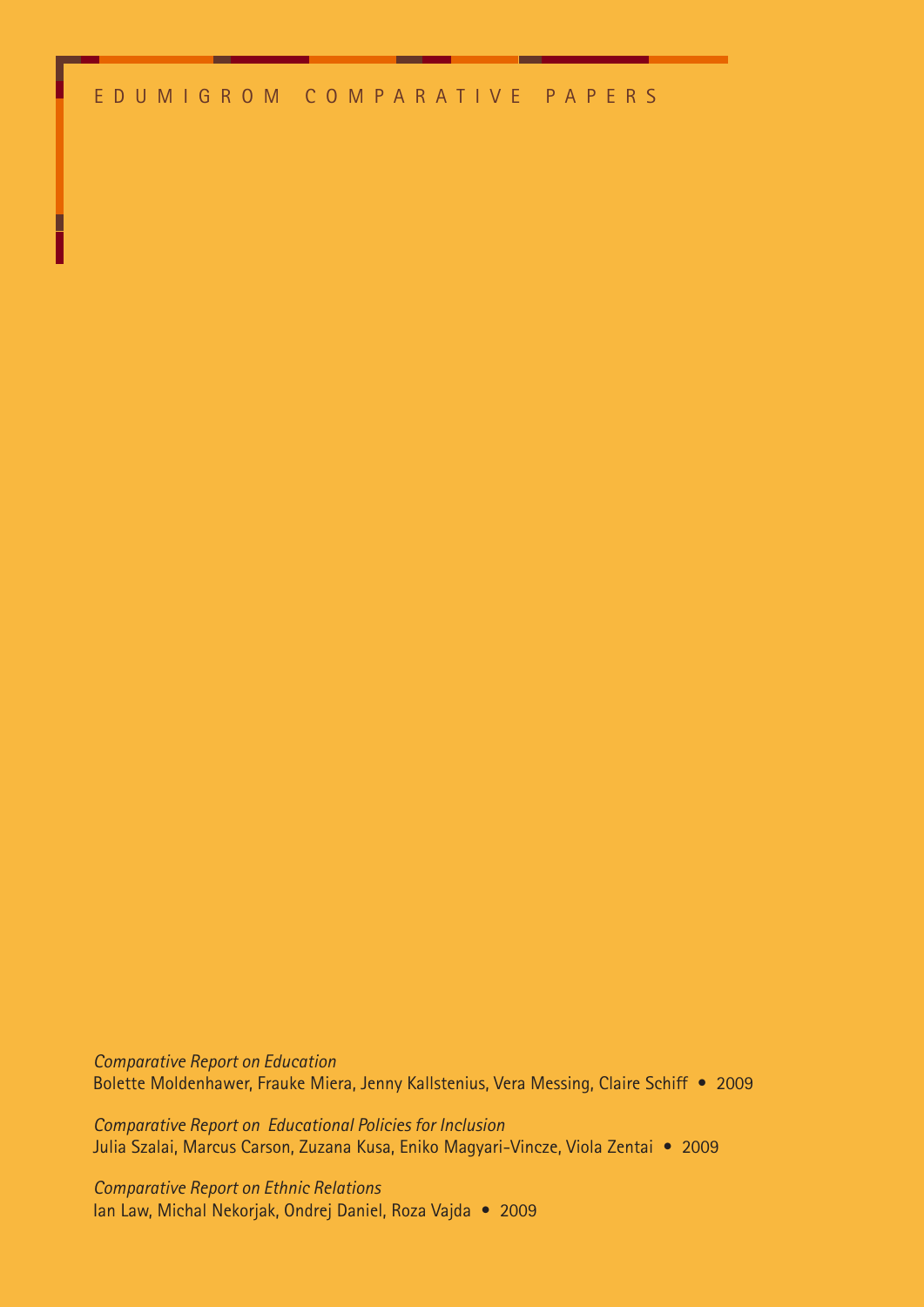# EDUMIGROM COMPARATIVE PAPERS

*Comparative Report on Education*
Bolette Moldenhawer, Frauke Miera, Jenny Kallstenius, Vera Messing, Claire Schiff • 2009

*Comparative Report on Educational Policies for Inclusion*
Julia Szalai, Marcus Carson, Zuzana Kusa, Eniko Magyari-Vincze, Viola Zentai • 2009

*Comparative Report on Ethnic Relations*
Ian Law, Michal Nekorjak, Ondrej Daniel, Roza Vajda • 2009